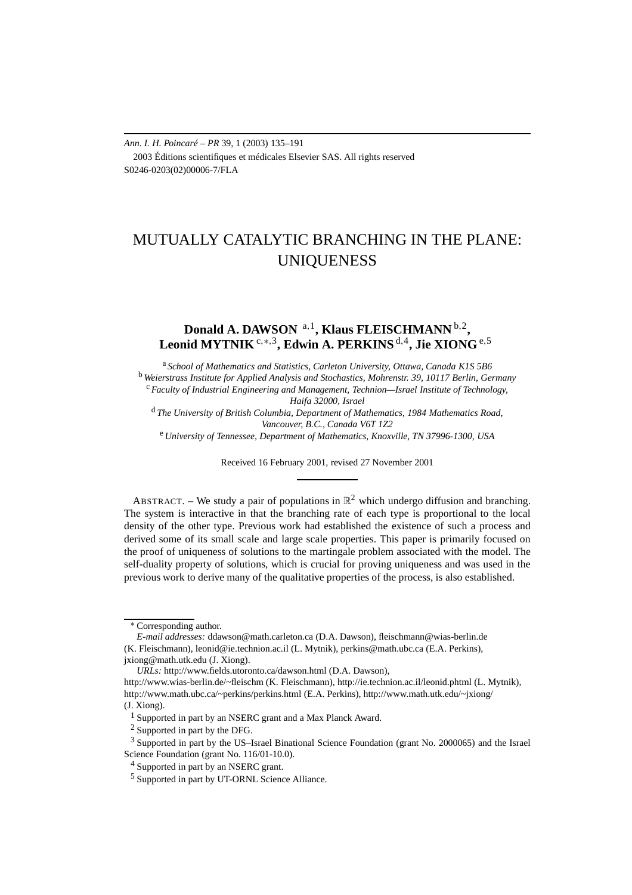*Ann. I. H. Poincaré – PR* 39, 1 (2003) 135–191
2003 Éditions scientifiques et médicales Elsevier SAS. All rights reserved
S0246-0203(02)00006-7/FLA

# MUTUALLY CATALYTIC BRANCHING IN THE PLANE: UNIQUENESS

**Donald A. DAWSON** [a,1], **Klaus FLEISCHMANN** [b,2], **Leonid MYTNIK** [c,∗,3], **Edwin A. PERKINS** [d,4], **Jie XIONG** [e,5]

[a] *School of Mathematics and Statistics, Carleton University, Ottawa, Canada K1S 5B6*
[b] *Weierstrass Institute for Applied Analysis and Stochastics, Mohrenstr. 39, 10117 Berlin, Germany*
[c] *Faculty of Industrial Engineering and Management, Technion—Israel Institute of Technology, Haifa 32000, Israel*
[d] *The University of British Columbia, Department of Mathematics, 1984 Mathematics Road, Vancouver, B.C., Canada V6T 1Z2*
[e] *University of Tennessee, Department of Mathematics, Knoxville, TN 37996-1300, USA*

Received 16 February 2001, revised 27 November 2001

ABSTRACT. – We study a pair of populations in $\mathbb{R}^2$ which undergo diffusion and branching. The system is interactive in that the branching rate of each type is proportional to the local density of the other type. Previous work had established the existence of such a process and derived some of its small scale and large scale properties. This paper is primarily focused on the proof of uniqueness of solutions to the martingale problem associated with the model. The self-duality property of solutions, which is crucial for proving uniqueness and was used in the previous work to derive many of the qualitative properties of the process, is also established.

---

∗ Corresponding author.

*E-mail addresses:* ddawson@math.carleton.ca (D.A. Dawson), fleischmann@wias-berlin.de (K. Fleischmann), leonid@ie.technion.ac.il (L. Mytnik), perkins@math.ubc.ca (E.A. Perkins), jxiong@math.utk.edu (J. Xiong).

*URLs:* http://www.fields.utoronto.ca/dawson.html (D.A. Dawson), http://www.wias-berlin.de/~fleischm (K. Fleischmann), http://ie.technion.ac.il/leonid.phtml (L. Mytnik), http://www.math.ubc.ca/~perkins/perkins.html (E.A. Perkins), http://www.math.utk.edu/~jxiong/ (J. Xiong).

[1] Supported in part by an NSERC grant and a Max Planck Award.

[2] Supported in part by the DFG.

[3] Supported in part by the US–Israel Binational Science Foundation (grant No. 2000065) and the Israel Science Foundation (grant No. 116/01-10.0).

[4] Supported in part by an NSERC grant.

[5] Supported in part by UT-ORNL Science Alliance.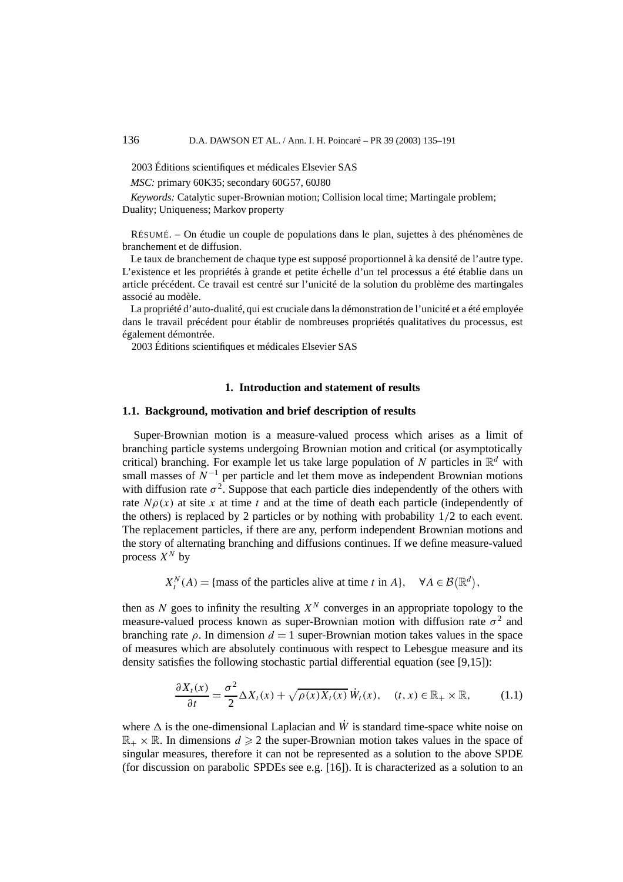2003 Éditions scientifiques et médicales Elsevier SAS

*MSC:* primary 60K35; secondary 60G57, 60J80

*Keywords:* Catalytic super-Brownian motion; Collision local time; Martingale problem; Duality; Uniqueness; Markov property

RÉSUMÉ. – On étudie un couple de populations dans le plan, sujettes à des phénomènes de branchement et de diffusion.

Le taux de branchement de chaque type est supposé proportionnel à ka densité de l'autre type. L'existence et les propriétés à grande et petite échelle d'un tel processus a été établie dans un article précédent. Ce travail est centré sur l'unicité de la solution du problème des martingales associé au modèle.

La propriété d'auto-dualité, qui est cruciale dans la démonstration de l'unicité et a été employée dans le travail précédent pour établir de nombreuses propriétés qualitatives du processus, est également démontrée.

2003 Éditions scientifiques et médicales Elsevier SAS

## 1. Introduction and statement of results

### 1.1. Background, motivation and brief description of results

Super-Brownian motion is a measure-valued process which arises as a limit of branching particle systems undergoing Brownian motion and critical (or asymptotically critical) branching. For example let us take large population of $N$ particles in $\mathbb{R}^d$ with small masses of $N^{-1}$ per particle and let them move as independent Brownian motions with diffusion rate $\sigma^2$. Suppose that each particle dies independently of the others with rate $N\rho(x)$ at site $x$ at time $t$ and at the time of death each particle (independently of the others) is replaced by 2 particles or by nothing with probability $1/2$ to each event. The replacement particles, if there are any, perform independent Brownian motions and the story of alternating branching and diffusions continues. If we define measure-valued process $X^N$ by

$$X_t^N(A) = \{\text{mass of the particles alive at time } t \text{ in } A\}, \quad \forall A \in \mathcal{B}(\mathbb{R}^d),$$

then as $N$ goes to infinity the resulting $X^N$ converges in an appropriate topology to the measure-valued process known as super-Brownian motion with diffusion rate $\sigma^2$ and branching rate $\rho$. In dimension $d = 1$ super-Brownian motion takes values in the space of measures which are absolutely continuous with respect to Lebesgue measure and its density satisfies the following stochastic partial differential equation (see [9,15]):

$$\frac{\partial X_t(x)}{\partial t} = \frac{\sigma^2}{2}\Delta X_t(x) + \sqrt{\rho(x)X_t(x)}\,\dot{W}_t(x), \quad (t,x) \in \mathbb{R}_+ \times \mathbb{R}, \tag{1.1}$$

where $\Delta$ is the one-dimensional Laplacian and $\dot{W}$ is standard time-space white noise on $\mathbb{R}_+ \times \mathbb{R}$. In dimensions $d \geqslant 2$ the super-Brownian motion takes values in the space of singular measures, therefore it can not be represented as a solution to the above SPDE (for discussion on parabolic SPDEs see e.g. [16]). It is characterized as a solution to an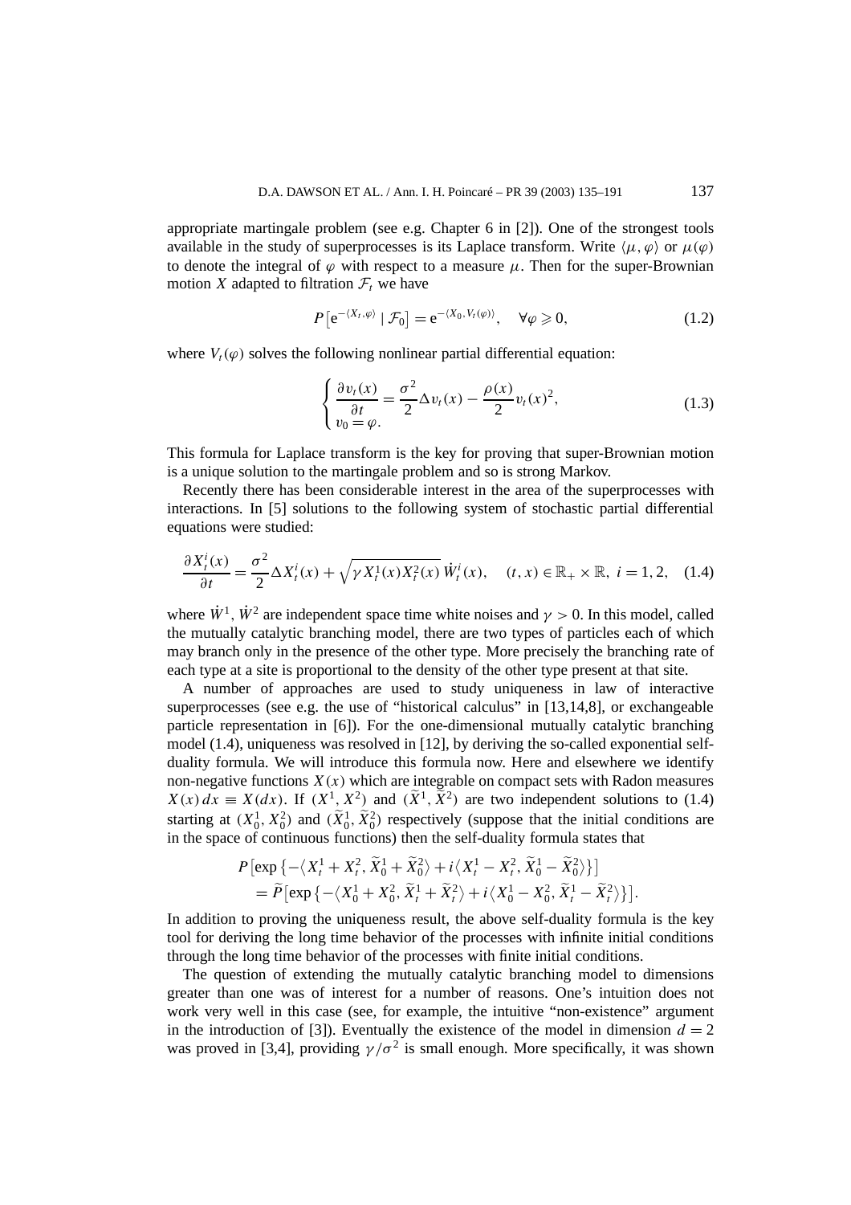appropriate martingale problem (see e.g. Chapter 6 in [2]). One of the strongest tools available in the study of superprocesses is its Laplace transform. Write $\langle \mu, \varphi \rangle$ or $\mu(\varphi)$ to denote the integral of $\varphi$ with respect to a measure $\mu$. Then for the super-Brownian motion $X$ adapted to filtration $\mathcal{F}_t$ we have

$$P\big[\mathrm{e}^{-\langle X_t, \varphi \rangle} \mid \mathcal{F}_0\big] = \mathrm{e}^{-\langle X_0, V_t(\varphi) \rangle}, \quad \forall \varphi \geqslant 0, \tag{1.2}$$

where $V_t(\varphi)$ solves the following nonlinear partial differential equation:

$$\begin{cases} \dfrac{\partial v_t(x)}{\partial t} = \dfrac{\sigma^2}{2} \Delta v_t(x) - \dfrac{\rho(x)}{2} v_t(x)^2, \\ v_0 = \varphi. \end{cases} \tag{1.3}$$

This formula for Laplace transform is the key for proving that super-Brownian motion is a unique solution to the martingale problem and so is strong Markov.

Recently there has been considerable interest in the area of the superprocesses with interactions. In [5] solutions to the following system of stochastic partial differential equations were studied:

$$\frac{\partial X_t^i(x)}{\partial t} = \frac{\sigma^2}{2} \Delta X_t^i(x) + \sqrt{\gamma X_t^1(x) X_t^2(x)}\, \dot{W}_t^i(x), \quad (t, x) \in \mathbb{R}_+ \times \mathbb{R},\ i = 1, 2, \tag{1.4}$$

where $\dot{W}^1, \dot{W}^2$ are independent space time white noises and $\gamma > 0$. In this model, called the mutually catalytic branching model, there are two types of particles each of which may branch only in the presence of the other type. More precisely the branching rate of each type at a site is proportional to the density of the other type present at that site.

A number of approaches are used to study uniqueness in law of interactive superprocesses (see e.g. the use of "historical calculus" in [13,14,8], or exchangeable particle representation in [6]). For the one-dimensional mutually catalytic branching model (1.4), uniqueness was resolved in [12], by deriving the so-called exponential self-duality formula. We will introduce this formula now. Here and elsewhere we identify non-negative functions $X(x)$ which are integrable on compact sets with Radon measures $X(x)\,dx \equiv X(dx)$. If $(X^1, X^2)$ and $(\widetilde{X}^1, \widetilde{X}^2)$ are two independent solutions to (1.4) starting at $(X_0^1, X_0^2)$ and $(\widetilde{X}_0^1, \widetilde{X}_0^2)$ respectively (suppose that the initial conditions are in the space of continuous functions) then the self-duality formula states that

$$\begin{aligned} &P\big[\exp\big\{-\big\langle X_t^1 + X_t^2, \widetilde{X}_0^1 + \widetilde{X}_0^2 \big\rangle + i\big\langle X_t^1 - X_t^2, \widetilde{X}_0^1 - \widetilde{X}_0^2 \big\rangle\big\}\big] \\ &\quad = \widetilde{P}\big[\exp\big\{-\big\langle X_0^1 + X_0^2, \widetilde{X}_t^1 + \widetilde{X}_t^2 \big\rangle + i\big\langle X_0^1 - X_0^2, \widetilde{X}_t^1 - \widetilde{X}_t^2 \big\rangle\big\}\big]. \end{aligned}$$

In addition to proving the uniqueness result, the above self-duality formula is the key tool for deriving the long time behavior of the processes with infinite initial conditions through the long time behavior of the processes with finite initial conditions.

The question of extending the mutually catalytic branching model to dimensions greater than one was of interest for a number of reasons. One's intuition does not work very well in this case (see, for example, the intuitive "non-existence" argument in the introduction of [3]). Eventually the existence of the model in dimension $d = 2$ was proved in [3,4], providing $\gamma/\sigma^2$ is small enough. More specifically, it was shown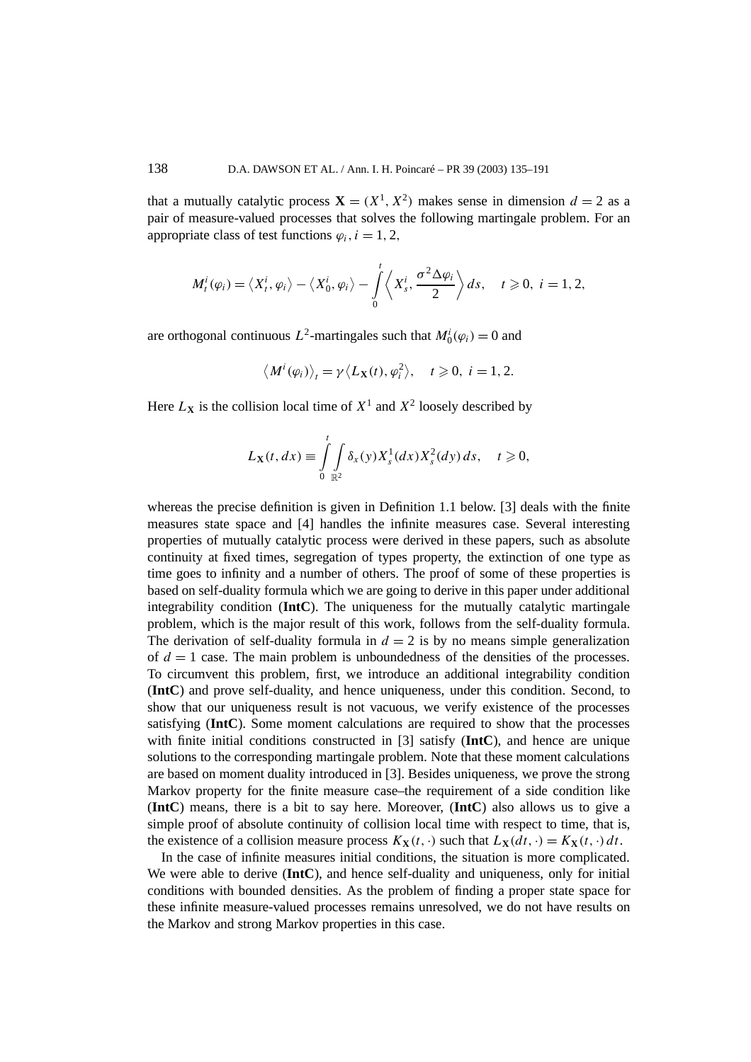that a mutually catalytic process $\mathbf{X} = (X^1, X^2)$ makes sense in dimension $d = 2$ as a pair of measure-valued processes that solves the following martingale problem. For an appropriate class of test functions $\varphi_i$, $i = 1, 2$,

$$M_t^i(\varphi_i) = \langle X_t^i, \varphi_i \rangle - \langle X_0^i, \varphi_i \rangle - \int_0^t \left\langle X_s^i, \frac{\sigma^2 \Delta \varphi_i}{2} \right\rangle ds, \quad t \geqslant 0,\ i = 1, 2,$$

are orthogonal continuous $L^2$-martingales such that $M_0^i(\varphi_i) = 0$ and

$$\langle M^i(\varphi_i) \rangle_t = \gamma \langle L_{\mathbf{X}}(t), \varphi_i^2 \rangle, \quad t \geqslant 0,\ i = 1, 2.$$

Here $L_{\mathbf{X}}$ is the collision local time of $X^1$ and $X^2$ loosely described by

$$L_{\mathbf{X}}(t, dx) \equiv \int_0^t \int_{\mathbb{R}^2} \delta_x(y) X_s^1(dx) X_s^2(dy)\, ds, \quad t \geqslant 0,$$

whereas the precise definition is given in Definition 1.1 below. [3] deals with the finite measures state space and [4] handles the infinite measures case. Several interesting properties of mutually catalytic process were derived in these papers, such as absolute continuity at fixed times, segregation of types property, the extinction of one type as time goes to infinity and a number of others. The proof of some of these properties is based on self-duality formula which we are going to derive in this paper under additional integrability condition (**IntC**). The uniqueness for the mutually catalytic martingale problem, which is the major result of this work, follows from the self-duality formula. The derivation of self-duality formula in $d = 2$ is by no means simple generalization of $d = 1$ case. The main problem is unboundedness of the densities of the processes. To circumvent this problem, first, we introduce an additional integrability condition (**IntC**) and prove self-duality, and hence uniqueness, under this condition. Second, to show that our uniqueness result is not vacuous, we verify existence of the processes satisfying (**IntC**). Some moment calculations are required to show that the processes with finite initial conditions constructed in [3] satisfy (**IntC**), and hence are unique solutions to the corresponding martingale problem. Note that these moment calculations are based on moment duality introduced in [3]. Besides uniqueness, we prove the strong Markov property for the finite measure case–the requirement of a side condition like (**IntC**) means, there is a bit to say here. Moreover, (**IntC**) also allows us to give a simple proof of absolute continuity of collision local time with respect to time, that is, the existence of a collision measure process $K_{\mathbf{X}}(t, \cdot)$ such that $L_{\mathbf{X}}(dt, \cdot) = K_{\mathbf{X}}(t, \cdot)\, dt$.

In the case of infinite measures initial conditions, the situation is more complicated. We were able to derive (**IntC**), and hence self-duality and uniqueness, only for initial conditions with bounded densities. As the problem of finding a proper state space for these infinite measure-valued processes remains unresolved, we do not have results on the Markov and strong Markov properties in this case.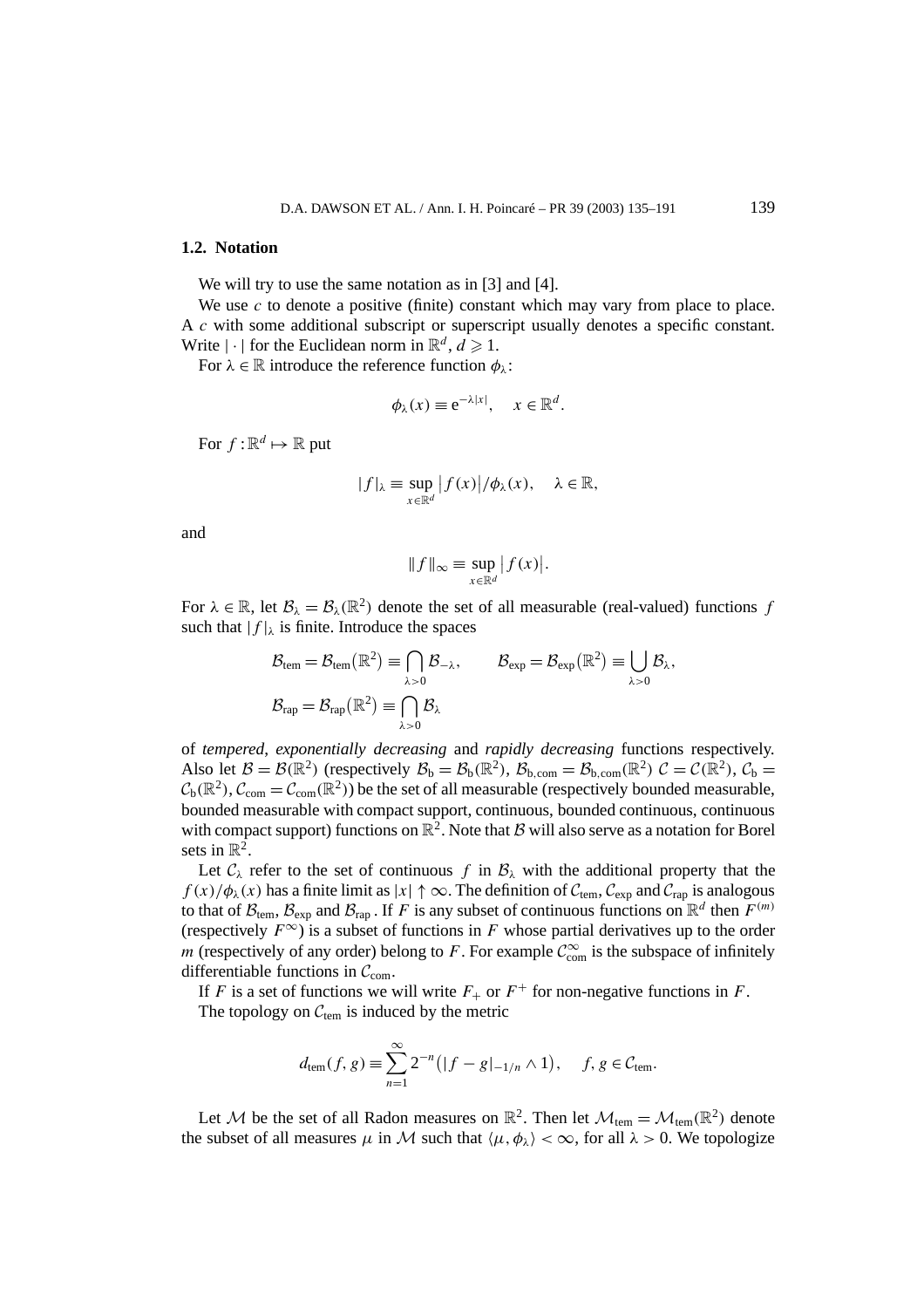### 1.2. Notation

We will try to use the same notation as in [3] and [4].

We use $c$ to denote a positive (finite) constant which may vary from place to place. A $c$ with some additional subscript or superscript usually denotes a specific constant. Write $|\cdot|$ for the Euclidean norm in $\mathbb{R}^d$, $d \geqslant 1$.

For $\lambda \in \mathbb{R}$ introduce the reference function $\phi_\lambda$:

$$\phi_\lambda(x) \equiv \mathrm{e}^{-\lambda|x|}, \quad x \in \mathbb{R}^d.$$

For $f : \mathbb{R}^d \mapsto \mathbb{R}$ put

$$|f|_\lambda \equiv \sup_{x \in \mathbb{R}^d} \big|f(x)\big|/\phi_\lambda(x), \quad \lambda \in \mathbb{R},$$

and

$$\|f\|_\infty \equiv \sup_{x \in \mathbb{R}^d} \big|f(x)\big|.$$

For $\lambda \in \mathbb{R}$, let $\mathcal{B}_\lambda = \mathcal{B}_\lambda(\mathbb{R}^2)$ denote the set of all measurable (real-valued) functions $f$ such that $|f|_\lambda$ is finite. Introduce the spaces

$$\mathcal{B}_{\mathrm{tem}} = \mathcal{B}_{\mathrm{tem}}\big(\mathbb{R}^2\big) \equiv \bigcap_{\lambda > 0} \mathcal{B}_{-\lambda}, \qquad \mathcal{B}_{\exp} = \mathcal{B}_{\exp}\big(\mathbb{R}^2\big) \equiv \bigcup_{\lambda > 0} \mathcal{B}_\lambda,$$
$$\mathcal{B}_{\mathrm{rap}} = \mathcal{B}_{\mathrm{rap}}\big(\mathbb{R}^2\big) \equiv \bigcap_{\lambda > 0} \mathcal{B}_\lambda$$

of *tempered*, *exponentially decreasing* and *rapidly decreasing* functions respectively. Also let $\mathcal{B} = \mathcal{B}(\mathbb{R}^2)$ (respectively $\mathcal{B}_{\mathrm{b}} = \mathcal{B}_{\mathrm{b}}(\mathbb{R}^2)$, $\mathcal{B}_{\mathrm{b,com}} = \mathcal{B}_{\mathrm{b,com}}(\mathbb{R}^2)$ $\mathcal{C} = \mathcal{C}(\mathbb{R}^2)$, $\mathcal{C}_{\mathrm{b}} = \mathcal{C}_{\mathrm{b}}(\mathbb{R}^2)$, $\mathcal{C}_{\mathrm{com}} = \mathcal{C}_{\mathrm{com}}(\mathbb{R}^2)$) be the set of all measurable (respectively bounded measurable, bounded measurable with compact support, continuous, bounded continuous, continuous with compact support) functions on $\mathbb{R}^2$. Note that $\mathcal{B}$ will also serve as a notation for Borel sets in $\mathbb{R}^2$.

Let $\mathcal{C}_\lambda$ refer to the set of continuous $f$ in $\mathcal{B}_\lambda$ with the additional property that the $f(x)/\phi_\lambda(x)$ has a finite limit as $|x| \uparrow \infty$. The definition of $\mathcal{C}_{\mathrm{tem}}$, $\mathcal{C}_{\exp}$ and $\mathcal{C}_{\mathrm{rap}}$ is analogous to that of $\mathcal{B}_{\mathrm{tem}}$, $\mathcal{B}_{\exp}$ and $\mathcal{B}_{\mathrm{rap}}$. If $F$ is any subset of continuous functions on $\mathbb{R}^d$ then $F^{(m)}$ (respectively $F^{\infty}$) is a subset of functions in $F$ whose partial derivatives up to the order $m$ (respectively of any order) belong to $F$. For example $\mathcal{C}_{\mathrm{com}}^{\infty}$ is the subspace of infinitely differentiable functions in $\mathcal{C}_{\mathrm{com}}$.

If $F$ is a set of functions we will write $F_+$ or $F^+$ for non-negative functions in $F$.

The topology on $\mathcal{C}_{\mathrm{tem}}$ is induced by the metric

$$d_{\mathrm{tem}}(f, g) \equiv \sum_{n=1}^{\infty} 2^{-n}\big(|f - g|_{-1/n} \wedge 1\big), \quad f, g \in \mathcal{C}_{\mathrm{tem}}.$$

Let $\mathcal{M}$ be the set of all Radon measures on $\mathbb{R}^2$. Then let $\mathcal{M}_{\mathrm{tem}} = \mathcal{M}_{\mathrm{tem}}(\mathbb{R}^2)$ denote the subset of all measures $\mu$ in $\mathcal{M}$ such that $\langle \mu, \phi_\lambda \rangle < \infty$, for all $\lambda > 0$. We topologize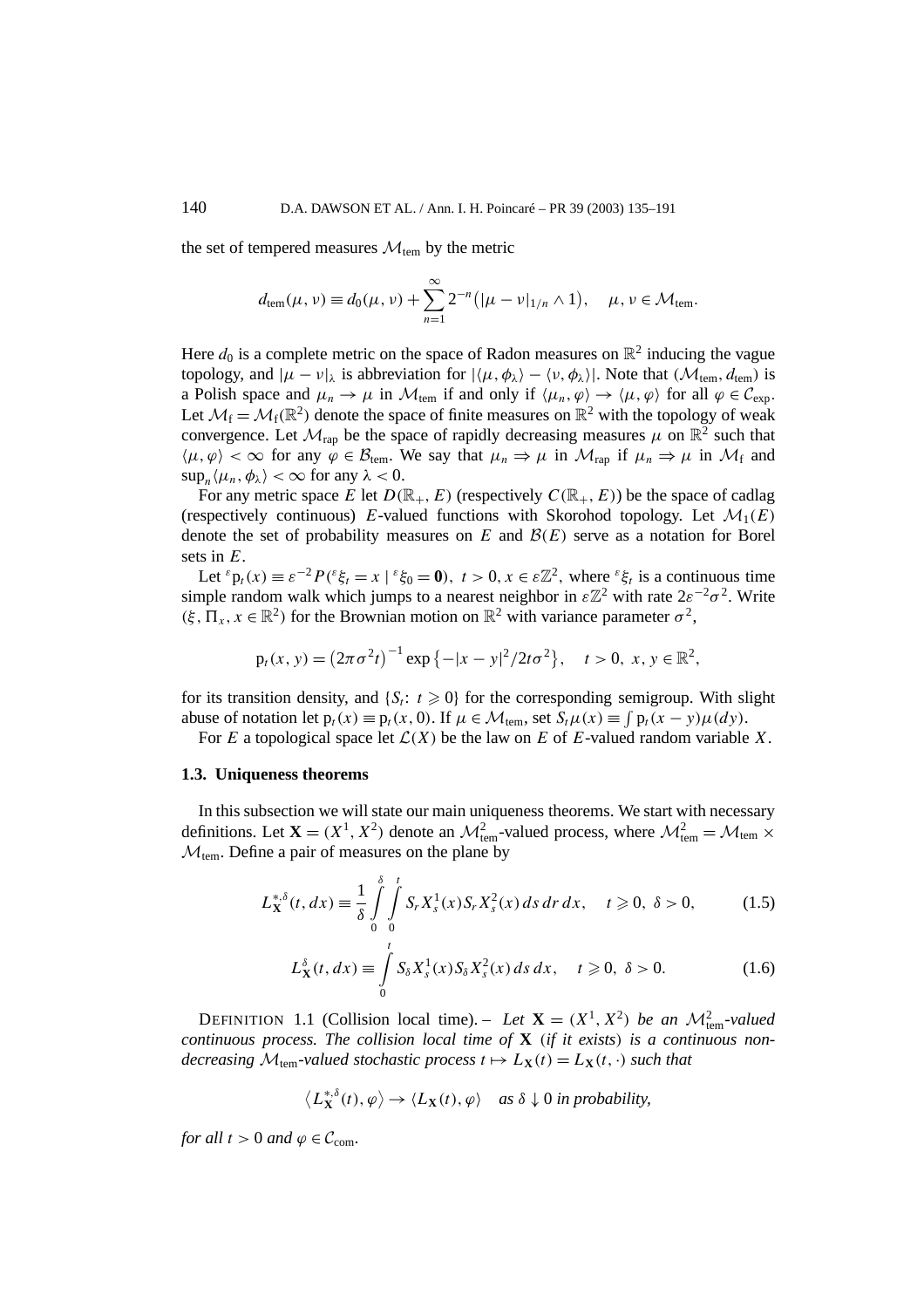the set of tempered measures $\mathcal{M}_{\text{tem}}$ by the metric

$$d_{\text{tem}}(\mu, \nu) \equiv d_0(\mu, \nu) + \sum_{n=1}^{\infty} 2^{-n}\big(|\mu - \nu|_{1/n} \wedge 1\big), \quad \mu, \nu \in \mathcal{M}_{\text{tem}}.$$

Here $d_0$ is a complete metric on the space of Radon measures on $\mathbb{R}^2$ inducing the vague topology, and $|\mu - \nu|_\lambda$ is abbreviation for $|\langle \mu, \phi_\lambda\rangle - \langle \nu, \phi_\lambda\rangle|$. Note that $(\mathcal{M}_{\text{tem}}, d_{\text{tem}})$ is a Polish space and $\mu_n \to \mu$ in $\mathcal{M}_{\text{tem}}$ if and only if $\langle \mu_n, \varphi\rangle \to \langle \mu, \varphi\rangle$ for all $\varphi \in \mathcal{C}_{\text{exp}}$. Let $\mathcal{M}_{\text{f}} = \mathcal{M}_{\text{f}}(\mathbb{R}^2)$ denote the space of finite measures on $\mathbb{R}^2$ with the topology of weak convergence. Let $\mathcal{M}_{\text{rap}}$ be the space of rapidly decreasing measures $\mu$ on $\mathbb{R}^2$ such that $\langle \mu, \varphi\rangle < \infty$ for any $\varphi \in \mathcal{B}_{\text{tem}}$. We say that $\mu_n \Rightarrow \mu$ in $\mathcal{M}_{\text{rap}}$ if $\mu_n \Rightarrow \mu$ in $\mathcal{M}_{\text{f}}$ and $\sup_n \langle \mu_n, \phi_\lambda\rangle < \infty$ for any $\lambda < 0$.

For any metric space $E$ let $D(\mathbb{R}_+, E)$ (respectively $C(\mathbb{R}_+, E)$) be the space of cadlag (respectively continuous) $E$-valued functions with Skorohod topology. Let $\mathcal{M}_1(E)$ denote the set of probability measures on $E$ and $\mathcal{B}(E)$ serve as a notation for Borel sets in $E$.

Let ${}^{\varepsilon}\mathrm{p}_t(x) \equiv \varepsilon^{-2} P({}^{\varepsilon}\xi_t = x \mid {}^{\varepsilon}\xi_0 = \mathbf{0})$, $t > 0, x \in \varepsilon\mathbb{Z}^2$, where ${}^{\varepsilon}\xi_t$ is a continuous time simple random walk which jumps to a nearest neighbor in $\varepsilon\mathbb{Z}^2$ with rate $2\varepsilon^{-2}\sigma^2$. Write $(\xi, \Pi_x, x \in \mathbb{R}^2)$ for the Brownian motion on $\mathbb{R}^2$ with variance parameter $\sigma^2$,

$$\mathrm{p}_t(x, y) = \big(2\pi\sigma^2 t\big)^{-1} \exp\big\{-|x - y|^2/2t\sigma^2\big\}, \quad t > 0,\ x, y \in \mathbb{R}^2,$$

for its transition density, and $\{S_t \colon t \geqslant 0\}$ for the corresponding semigroup. With slight abuse of notation let $\mathrm{p}_t(x) \equiv \mathrm{p}_t(x, 0)$. If $\mu \in \mathcal{M}_{\text{tem}}$, set $S_t\mu(x) \equiv \int \mathrm{p}_t(x - y)\mu(dy)$.

For $E$ a topological space let $\mathcal{L}(X)$ be the law on $E$ of $E$-valued random variable $X$.

### 1.3. Uniqueness theorems

In this subsection we will state our main uniqueness theorems. We start with necessary definitions. Let $\mathbf{X} = (X^1, X^2)$ denote an $\mathcal{M}^2_{\text{tem}}$-valued process, where $\mathcal{M}^2_{\text{tem}} = \mathcal{M}_{\text{tem}} \times \mathcal{M}_{\text{tem}}$. Define a pair of measures on the plane by

$$L^{*,\delta}_{\mathbf{X}}(t, dx) \equiv \frac{1}{\delta} \int_0^{\delta} \int_0^{t} S_r X^1_s(x) S_r X^2_s(x)\, ds\, dr\, dx, \quad t \geqslant 0,\ \delta > 0, \tag{1.5}$$

$$L^{\delta}_{\mathbf{X}}(t, dx) \equiv \int_0^{t} S_\delta X^1_s(x) S_\delta X^2_s(x)\, ds\, dx, \quad t \geqslant 0,\ \delta > 0. \tag{1.6}$$

DEFINITION 1.1 (Collision local time). – *Let $\mathbf{X} = (X^1, X^2)$ be an $\mathcal{M}^2_{\text{tem}}$-valued continuous process. The collision local time of $\mathbf{X}$ (if it exists) is a continuous non-decreasing $\mathcal{M}_{\text{tem}}$-valued stochastic process $t \mapsto L_{\mathbf{X}}(t) = L_{\mathbf{X}}(t, \cdot)$ such that*

$$\big\langle L^{*,\delta}_{\mathbf{X}}(t), \varphi \big\rangle \to \langle L_{\mathbf{X}}(t), \varphi\rangle \quad \textit{as } \delta \downarrow 0 \textit{ in probability,}$$

*for all $t > 0$ and $\varphi \in \mathcal{C}_{\text{com}}$.*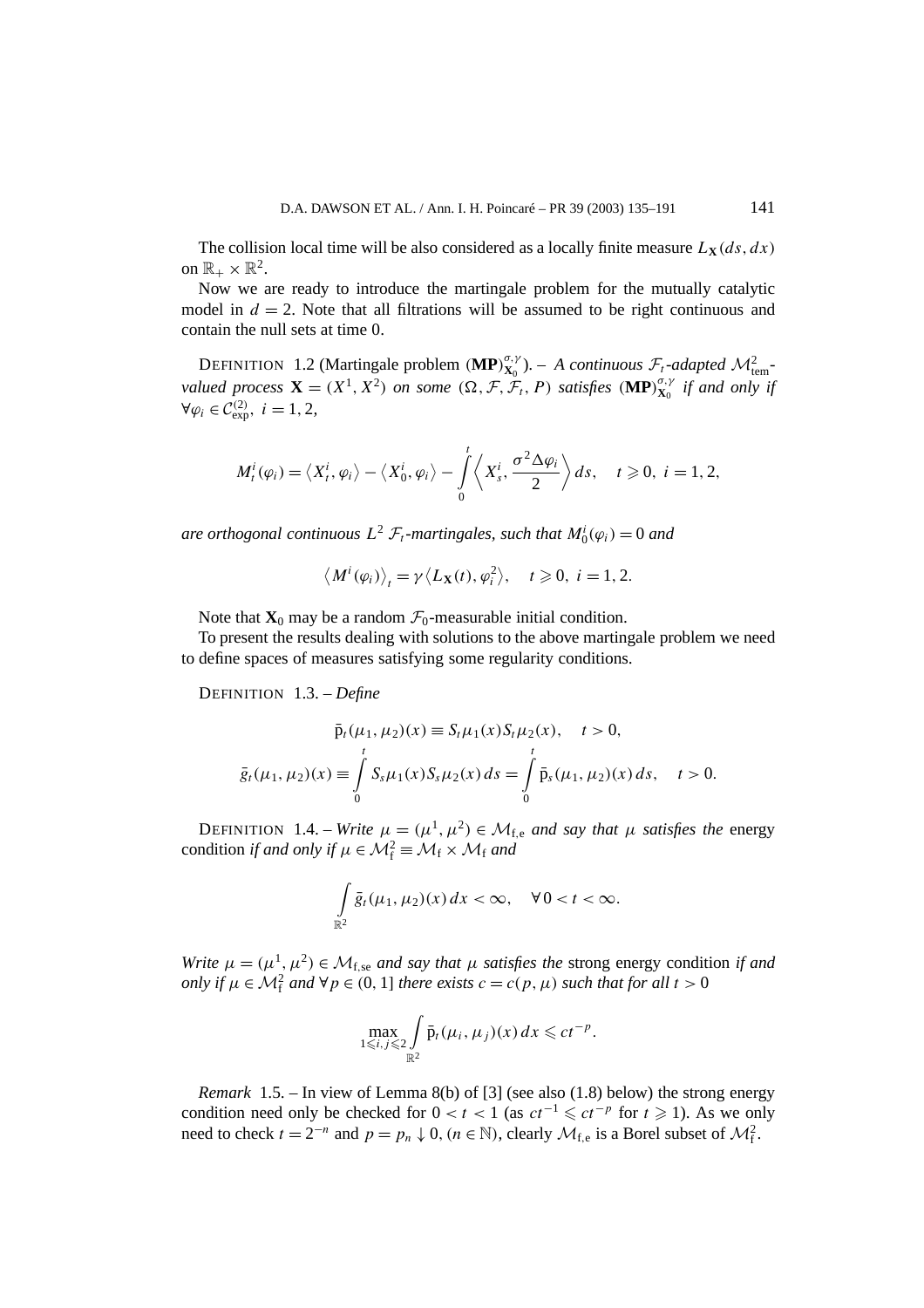The collision local time will be also considered as a locally finite measure $L_{\mathbf{X}}(ds, dx)$ on $\mathbb{R}_+ \times \mathbb{R}^2$.

Now we are ready to introduce the martingale problem for the mutually catalytic model in $d = 2$. Note that all filtrations will be assumed to be right continuous and contain the null sets at time 0.

DEFINITION 1.2 (Martingale problem $(\mathbf{MP})^{\sigma,\gamma}_{\mathbf{X}_0}$). – *A continuous $\mathcal{F}_t$-adapted $\mathcal{M}^2_{\text{tem}}$-valued process $\mathbf{X} = (X^1, X^2)$ on some $(\Omega, \mathcal{F}, \mathcal{F}_t, P)$ satisfies $(\mathbf{MP})^{\sigma,\gamma}_{\mathbf{X}_0}$ if and only if $\forall \varphi_i \in \mathcal{C}^{(2)}_{\exp}$, $i = 1, 2$,*

$$M^i_t(\varphi_i) = \langle X^i_t, \varphi_i \rangle - \langle X^i_0, \varphi_i \rangle - \int_0^t \left\langle X^i_s, \frac{\sigma^2 \Delta \varphi_i}{2} \right\rangle ds, \quad t \geqslant 0,\ i = 1, 2,$$

*are orthogonal continuous $L^2$ $\mathcal{F}_t$-martingales, such that $M^i_0(\varphi_i) = 0$ and*

$$\langle M^i(\varphi_i) \rangle_t = \gamma \langle L_{\mathbf{X}}(t), \varphi_i^2 \rangle, \quad t \geqslant 0,\ i = 1, 2.$$

Note that $\mathbf{X}_0$ may be a random $\mathcal{F}_0$-measurable initial condition.

To present the results dealing with solutions to the above martingale problem we need to define spaces of measures satisfying some regularity conditions.

DEFINITION 1.3. – *Define*

$$\bar{\mathrm{p}}_t(\mu_1, \mu_2)(x) \equiv S_t\mu_1(x) S_t\mu_2(x), \quad t > 0,$$

$$\bar{g}_t(\mu_1, \mu_2)(x) \equiv \int_0^t S_s\mu_1(x) S_s\mu_2(x)\, ds = \int_0^t \bar{\mathrm{p}}_s(\mu_1, \mu_2)(x)\, ds, \quad t > 0.$$

DEFINITION 1.4. – *Write $\mu = (\mu^1, \mu^2) \in \mathcal{M}_{\mathrm{f,e}}$ and say that $\mu$ satisfies the* energy condition *if and only if $\mu \in \mathcal{M}^2_{\mathrm{f}} \equiv \mathcal{M}_{\mathrm{f}} \times \mathcal{M}_{\mathrm{f}}$ and*

$$\int_{\mathbb{R}^2} \bar{g}_t(\mu_1, \mu_2)(x)\, dx < \infty, \quad \forall\, 0 < t < \infty.$$

*Write $\mu = (\mu^1, \mu^2) \in \mathcal{M}_{\mathrm{f,se}}$ and say that $\mu$ satisfies the* strong energy condition *if and only if $\mu \in \mathcal{M}^2_{\mathrm{f}}$ and $\forall p \in (0, 1]$ there exists $c = c(p, \mu)$ such that for all $t > 0$*

$$\max_{1 \leqslant i, j \leqslant 2} \int_{\mathbb{R}^2} \bar{\mathrm{p}}_t(\mu_i, \mu_j)(x)\, dx \leqslant c t^{-p}.$$

*Remark* 1.5. – In view of Lemma 8(b) of [3] (see also (1.8) below) the strong energy condition need only be checked for $0 < t < 1$ (as $ct^{-1} \leqslant ct^{-p}$ for $t \geqslant 1$). As we only need to check $t = 2^{-n}$ and $p = p_n \downarrow 0$, ($n \in \mathbb{N}$), clearly $\mathcal{M}_{\mathrm{f,e}}$ is a Borel subset of $\mathcal{M}^2_{\mathrm{f}}$.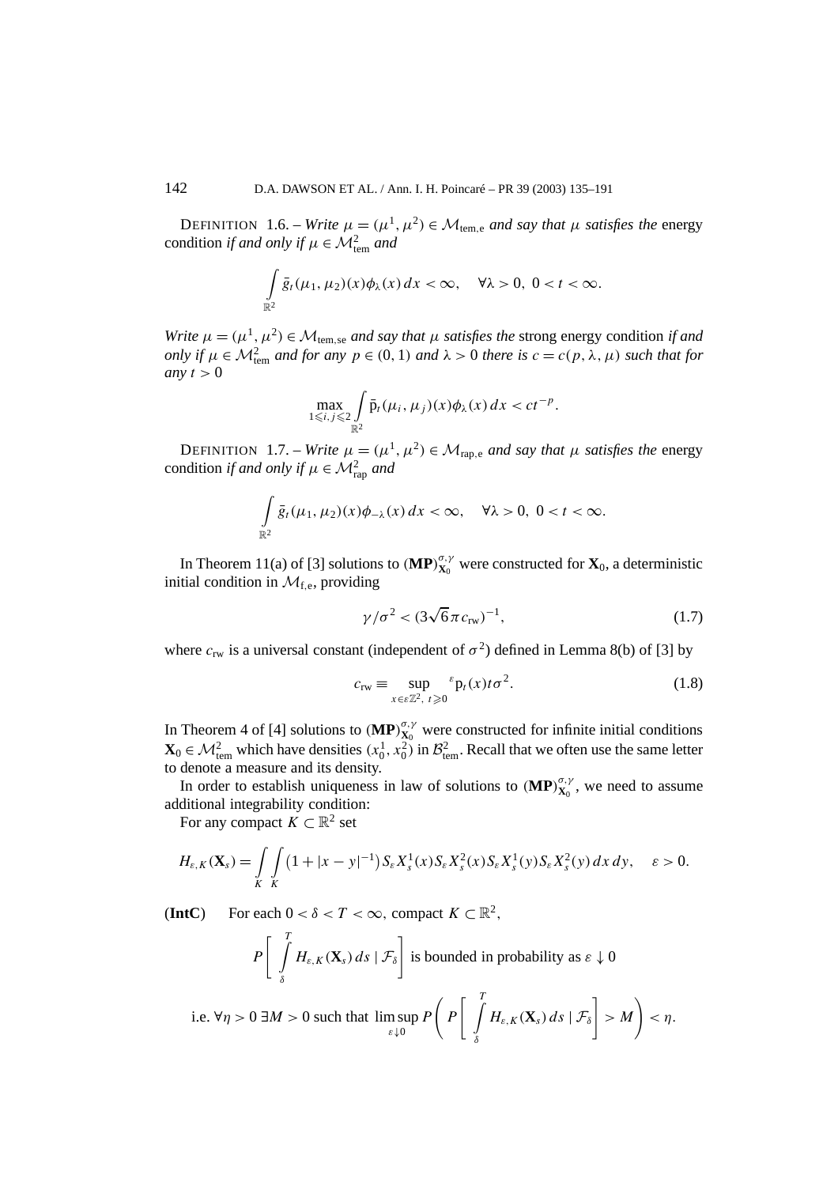DEFINITION 1.6. – *Write $\mu = (\mu^1, \mu^2) \in \mathcal{M}_{\text{tem,e}}$ and say that $\mu$ satisfies the* energy condition *if and only if $\mu \in \mathcal{M}^2_{\text{tem}}$ and*

$$\int_{\mathbb{R}^2} \bar{g}_t(\mu_1, \mu_2)(x)\phi_\lambda(x)\,dx < \infty, \quad \forall \lambda > 0,\ 0 < t < \infty.$$

*Write $\mu = (\mu^1, \mu^2) \in \mathcal{M}_{\text{tem,se}}$ and say that $\mu$ satisfies the* strong energy condition *if and only if $\mu \in \mathcal{M}^2_{\text{tem}}$ and for any $p \in (0,1)$ and $\lambda > 0$ there is $c = c(p, \lambda, \mu)$ such that for any $t > 0$*

$$\max_{1 \leqslant i, j \leqslant 2} \int_{\mathbb{R}^2} \bar{\mathrm{p}}_t(\mu_i, \mu_j)(x)\phi_\lambda(x)\,dx < ct^{-p}.$$

DEFINITION 1.7. – *Write $\mu = (\mu^1, \mu^2) \in \mathcal{M}_{\text{rap,e}}$ and say that $\mu$ satisfies the* energy condition *if and only if $\mu \in \mathcal{M}^2_{\text{rap}}$ and*

$$\int_{\mathbb{R}^2} \bar{g}_t(\mu_1, \mu_2)(x)\phi_{-\lambda}(x)\,dx < \infty, \quad \forall \lambda > 0,\ 0 < t < \infty.$$

In Theorem 11(a) of [3] solutions to $(\mathbf{MP})^{\sigma,\gamma}_{\mathbf{X}_0}$ were constructed for $\mathbf{X}_0$, a deterministic initial condition in $\mathcal{M}_{\text{f,e}}$, providing

$$\gamma/\sigma^2 < (3\sqrt{6}\pi c_{\text{rw}})^{-1}, \tag{1.7}$$

where $c_{\text{rw}}$ is a universal constant (independent of $\sigma^2$) defined in Lemma 8(b) of [3] by

$$c_{\text{rw}} \equiv \sup_{x \in \varepsilon\mathbb{Z}^2,\ t \geqslant 0} {}^{\varepsilon}\mathrm{p}_t(x) t\sigma^2. \tag{1.8}$$

In Theorem 4 of [4] solutions to $(\mathbf{MP})^{\sigma,\gamma}_{\mathbf{X}_0}$ were constructed for infinite initial conditions $\mathbf{X}_0 \in \mathcal{M}^2_{\text{tem}}$ which have densities $(x_0^1, x_0^2)$ in $\mathcal{B}^2_{\text{tem}}$. Recall that we often use the same letter to denote a measure and its density.

In order to establish uniqueness in law of solutions to $(\mathbf{MP})^{\sigma,\gamma}_{\mathbf{X}_0}$, we need to assume additional integrability condition:

For any compact $K \subset \mathbb{R}^2$ set

$$H_{\varepsilon,K}(\mathbf{X}_s) = \int_K \int_K \left(1 + |x-y|^{-1}\right) S_\varepsilon X_s^1(x) S_\varepsilon X_s^2(x) S_\varepsilon X_s^1(y) S_\varepsilon X_s^2(y)\,dx\,dy, \quad \varepsilon > 0.$$

**(IntC)** For each $0 < \delta < T < \infty$, compact $K \subset \mathbb{R}^2$,

$$P\left[\int_\delta^T H_{\varepsilon,K}(\mathbf{X}_s)\,ds \mid \mathcal{F}_\delta\right] \text{ is bounded in probability as } \varepsilon \downarrow 0$$

$$\text{i.e. } \forall \eta > 0\ \exists M > 0 \text{ such that } \limsup_{\varepsilon \downarrow 0} P\left(P\left[\int_\delta^T H_{\varepsilon,K}(\mathbf{X}_s)\,ds \mid \mathcal{F}_\delta\right] > M\right) < \eta.$$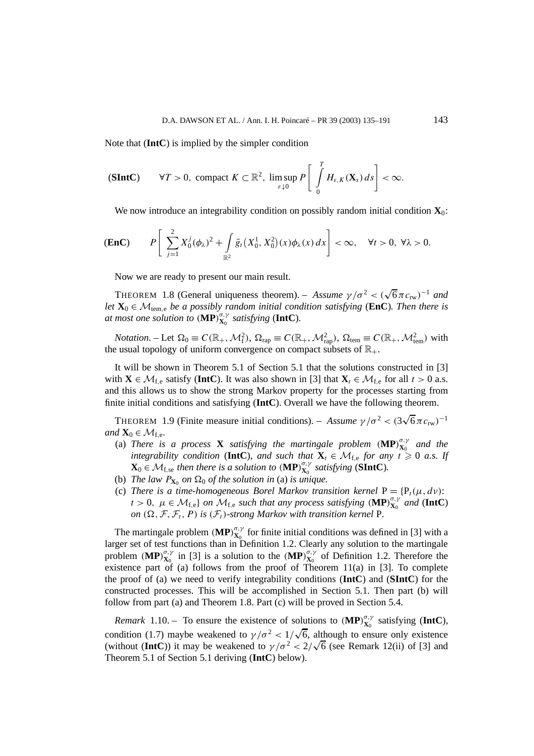Note that (**IntC**) is implied by the simpler condition

$$(\mathbf{SIntC}) \qquad \forall T > 0,\ \text{compact } K \subset \mathbb{R}^2,\ \limsup_{\varepsilon \downarrow 0} P\left[\int_0^T H_{\varepsilon,K}(\mathbf{X}_s)\,ds\right] < \infty.$$

We now introduce an integrability condition on possibly random initial condition $\mathbf{X}_0$:

$$(\mathbf{EnC}) \qquad P\left[\sum_{j=1}^{2} X_0^j(\phi_\lambda)^2 + \int_{\mathbb{R}^2} \bar{g}_t\big(X_0^1, X_0^2\big)(x)\phi_\lambda(x)\,dx\right] < \infty, \quad \forall t > 0,\ \forall \lambda > 0.$$

Now we are ready to present our main result.

THEOREM 1.8 (General uniqueness theorem). – *Assume $\gamma/\sigma^2 < (\sqrt{6}\pi c_{\mathrm{rw}})^{-1}$ and let $\mathbf{X}_0 \in \mathcal{M}_{\mathrm{tem,e}}$ be a possibly random initial condition satisfying* (**EnC**). *Then there is at most one solution to* $(\mathbf{MP})_{\mathbf{X}_0}^{\sigma,\gamma}$ *satisfying* (**IntC**).

*Notation*. – Let $\Omega_0 \equiv C(\mathbb{R}_+, \mathcal{M}_{\mathrm{f}}^2)$, $\Omega_{\mathrm{rap}} \equiv C(\mathbb{R}_+, \mathcal{M}_{\mathrm{rap}}^2)$, $\Omega_{\mathrm{tem}} \equiv C(\mathbb{R}_+, \mathcal{M}_{\mathrm{tem}}^2)$ with the usual topology of uniform convergence on compact subsets of $\mathbb{R}_+$.

It will be shown in Theorem 5.1 of Section 5.1 that the solutions constructed in [3] with $\mathbf{X} \in \mathcal{M}_{\mathrm{f,e}}$ satisfy (**IntC**). It was also shown in [3] that $\mathbf{X}_t \in \mathcal{M}_{\mathrm{f,e}}$ for all $t > 0$ a.s. and this allows us to show the strong Markov property for the processes starting from finite initial conditions and satisfying (**IntC**). Overall we have the following theorem.

THEOREM 1.9 (Finite measure initial conditions). – *Assume $\gamma/\sigma^2 < (3\sqrt{6}\pi c_{\mathrm{rw}})^{-1}$ and $\mathbf{X}_0 \in \mathcal{M}_{\mathrm{f,e}}$.*

(a) *There is a process $\mathbf{X}$ satisfying the martingale problem $(\mathbf{MP})_{\mathbf{X}_0}^{\sigma,\gamma}$ and the integrability condition* (**IntC**)*, and such that $\mathbf{X}_t \in \mathcal{M}_{\mathrm{f,e}}$ for any $t \geqslant 0$ a.s. If $\mathbf{X}_0 \in \mathcal{M}_{\mathrm{f,se}}$ then there is a solution to $(\mathbf{MP})_{\mathbf{X}_0}^{\sigma,\gamma}$ satisfying* (**SIntC**).

(b) *The law $P_{\mathbf{X}_0}$ on $\Omega_0$ of the solution in* (a) *is unique.*

(c) *There is a time-homogeneous Borel Markov transition kernel $\mathrm{P} = \{\mathrm{P}_t(\mu, d\nu)$: $t > 0,\ \mu \in \mathcal{M}_{\mathrm{f,e}}\}$ on $\mathcal{M}_{\mathrm{f,e}}$ such that any process satisfying $(\mathbf{MP})_{\mathbf{X}_0}^{\sigma,\gamma}$ and* (**IntC**) *on $(\Omega, \mathcal{F}, \mathcal{F}_t, P)$ is $(\mathcal{F}_t)$-strong Markov with transition kernel* P.

The martingale problem $(\mathbf{MP})_{\mathbf{X}_0}^{\sigma,\gamma}$ for finite initial conditions was defined in [3] with a larger set of test functions than in Definition 1.2. Clearly any solution to the martingale problem $(\mathbf{MP})_{\mathbf{X}_0}^{\sigma,\gamma}$ in [3] is a solution to the $(\mathbf{MP})_{\mathbf{X}_0}^{\sigma,\gamma}$ of Definition 1.2. Therefore the existence part of (a) follows from the proof of Theorem 11(a) in [3]. To complete the proof of (a) we need to verify integrability conditions (**IntC**) and (**SIntC**) for the constructed processes. This will be accomplished in Section 5.1. Then part (b) will follow from part (a) and Theorem 1.8. Part (c) will be proved in Section 5.4.

*Remark* 1.10. – To ensure the existence of solutions to $(\mathbf{MP})_{\mathbf{X}_0}^{\sigma,\gamma}$ satisfying (**IntC**), condition (1.7) maybe weakened to $\gamma/\sigma^2 < 1/\sqrt{6}$, although to ensure only existence (without (**IntC**)) it may be weakened to $\gamma/\sigma^2 < 2/\sqrt{6}$ (see Remark 12(ii) of [3] and Theorem 5.1 of Section 5.1 deriving (**IntC**) below).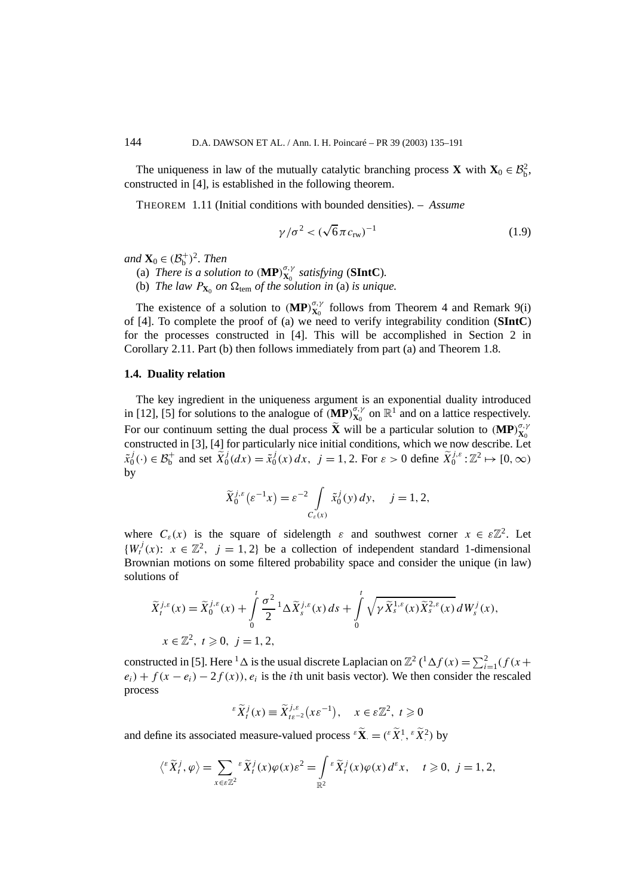The uniqueness in law of the mutually catalytic branching process $\mathbf{X}$ with $\mathbf{X}_0 \in \mathcal{B}_b^2$, constructed in [4], is established in the following theorem.

THEOREM 1.11 (Initial conditions with bounded densities). – *Assume*

$$\gamma/\sigma^2 < (\sqrt{6}\pi c_{\text{rw}})^{-1} \tag{1.9}$$

*and* $\mathbf{X}_0 \in (\mathcal{B}_b^+)^2$. *Then*

(a) *There is a solution to* $(\mathbf{MP})_{\mathbf{X}_0}^{\sigma,\gamma}$ *satisfying* (**SIntC**).

(b) *The law* $P_{\mathbf{X}_0}$ *on* $\Omega_{\text{tem}}$ *of the solution in* (a) *is unique.*

The existence of a solution to $(\mathbf{MP})_{\mathbf{X}_0}^{\sigma,\gamma}$ follows from Theorem 4 and Remark 9(i) of [4]. To complete the proof of (a) we need to verify integrability condition (**SIntC**) for the processes constructed in [4]. This will be accomplished in Section 2 in Corollary 2.11. Part (b) then follows immediately from part (a) and Theorem 1.8.

### 1.4. Duality relation

The key ingredient in the uniqueness argument is an exponential duality introduced in [12], [5] for solutions to the analogue of $(\mathbf{MP})_{\mathbf{X}_0}^{\sigma,\gamma}$ on $\mathbb{R}^1$ and on a lattice respectively. For our continuum setting the dual process $\widetilde{\mathbf{X}}$ will be a particular solution to $(\mathbf{MP})_{\mathbf{X}_0}^{\sigma,\gamma}$ constructed in [3], [4] for particularly nice initial conditions, which we now describe. Let $\tilde{x}_0^j(\cdot) \in \mathcal{B}_b^+$ and set $\widetilde{X}_0^j(dx) = \tilde{x}_0^j(x)\,dx$, $j = 1, 2$. For $\varepsilon > 0$ define $\widetilde{X}_0^{j,\varepsilon} : \mathbb{Z}^2 \mapsto [0, \infty)$ by

$$\widetilde{X}_0^{j,\varepsilon}(\varepsilon^{-1}x) = \varepsilon^{-2} \int_{C_\varepsilon(x)} \tilde{x}_0^j(y)\,dy, \quad j = 1, 2,$$

where $C_\varepsilon(x)$ is the square of sidelength $\varepsilon$ and southwest corner $x \in \varepsilon\mathbb{Z}^2$. Let $\{W_t^j(x):\ x \in \mathbb{Z}^2,\ j = 1, 2\}$ be a collection of independent standard 1-dimensional Brownian motions on some filtered probability space and consider the unique (in law) solutions of

$$\widetilde{X}_t^{j,\varepsilon}(x) = \widetilde{X}_0^{j,\varepsilon}(x) + \int_0^t \frac{\sigma^2}{2}\,{}^1\Delta \widetilde{X}_s^{j,\varepsilon}(x)\,ds + \int_0^t \sqrt{\gamma \widetilde{X}_s^{1,\varepsilon}(x)\widetilde{X}_s^{2,\varepsilon}(x)}\,dW_s^j(x),$$
$$x \in \mathbb{Z}^2,\ t \geqslant 0,\ j = 1, 2,$$

constructed in [5]. Here ${}^1\Delta$ is the usual discrete Laplacian on $\mathbb{Z}^2$ (${}^1\Delta f(x) = \sum_{i=1}^2 (f(x + e_i) + f(x - e_i) - 2f(x))$, $e_i$ is the $i$th unit basis vector). We then consider the rescaled process

$${}^\varepsilon\widetilde{X}_t^j(x) \equiv \widetilde{X}_{t\varepsilon^{-2}}^{j,\varepsilon}(x\varepsilon^{-1}), \quad x \in \varepsilon\mathbb{Z}^2,\ t \geqslant 0$$

and define its associated measure-valued process ${}^\varepsilon\widetilde{\mathbf{X}}_\cdot = ({}^\varepsilon\widetilde{X}_\cdot^1, {}^\varepsilon\widetilde{X}_\cdot^2)$ by

$$\langle {}^\varepsilon\widetilde{X}_t^j, \varphi \rangle = \sum_{x \in \varepsilon\mathbb{Z}^2} {}^\varepsilon\widetilde{X}_t^j(x)\varphi(x)\varepsilon^2 = \int_{\mathbb{R}^2} {}^\varepsilon\widetilde{X}_t^j(x)\varphi(x)\,d^\varepsilon x, \quad t \geqslant 0,\ j = 1, 2,$$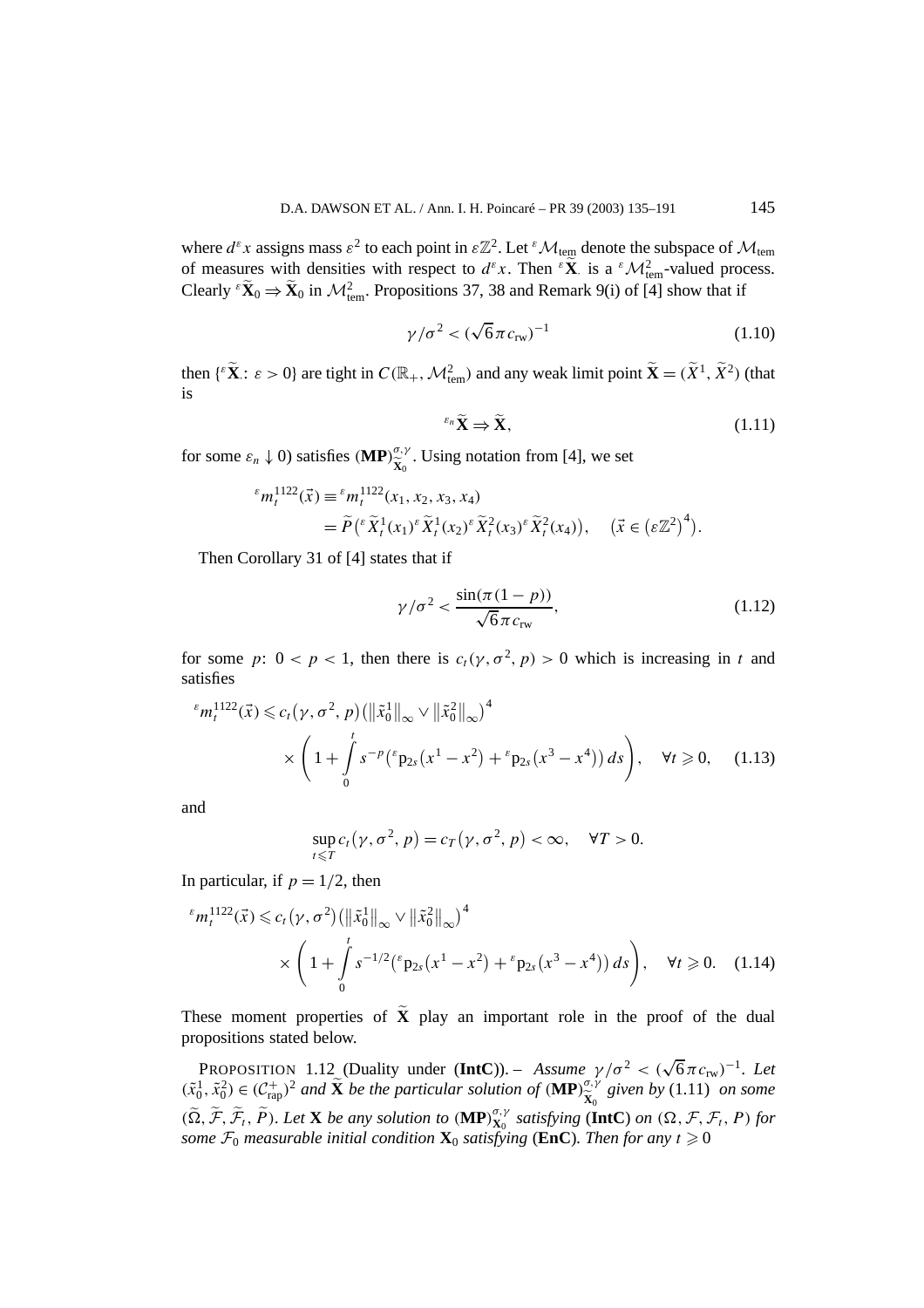where $d^\varepsilon x$ assigns mass $\varepsilon^2$ to each point in $\varepsilon\mathbb{Z}^2$. Let ${}^\varepsilon\mathcal{M}_{\text{tem}}$ denote the subspace of $\mathcal{M}_{\text{tem}}$ of measures with densities with respect to $d^\varepsilon x$. Then ${}^\varepsilon\widetilde{\mathbf{X}}_\cdot$ is a ${}^\varepsilon\mathcal{M}^2_{\text{tem}}$-valued process. Clearly ${}^\varepsilon\widetilde{\mathbf{X}}_0 \Rightarrow \widetilde{\mathbf{X}}_0$ in $\mathcal{M}^2_{\text{tem}}$. Propositions 37, 38 and Remark 9(i) of [4] show that if

$$\gamma/\sigma^2 < (\sqrt{6}\pi c_{\text{rw}})^{-1} \tag{1.10}$$

then $\{{}^\varepsilon\widetilde{\mathbf{X}}_\cdot\colon \varepsilon > 0\}$ are tight in $C(\mathbb{R}_+, \mathcal{M}^2_{\text{tem}})$ and any weak limit point $\widetilde{\mathbf{X}} = (\widetilde{X}^1, \widetilde{X}^2)$ (that is

$${}^{\varepsilon_n}\widetilde{\mathbf{X}} \Rightarrow \widetilde{\mathbf{X}}, \tag{1.11}$$

for some $\varepsilon_n \downarrow 0$) satisfies $(\mathbf{MP})^{\sigma,\gamma}_{\widetilde{\mathbf{X}}_0}$. Using notation from [4], we set

$$\begin{aligned}
{}^\varepsilon m^{1122}_t(\vec{x}) &\equiv {}^\varepsilon m^{1122}_t(x_1, x_2, x_3, x_4) \\
&= \widetilde{P}\big({}^\varepsilon\widetilde{X}^1_t(x_1)\,{}^\varepsilon\widetilde{X}^1_t(x_2)\,{}^\varepsilon\widetilde{X}^2_t(x_3)\,{}^\varepsilon\widetilde{X}^2_t(x_4)\big), \quad \big(\vec{x} \in \big(\varepsilon\mathbb{Z}^2\big)^4\big).
\end{aligned}$$

Then Corollary 31 of [4] states that if

$$\gamma/\sigma^2 < \frac{\sin(\pi(1-p))}{\sqrt{6}\pi c_{\text{rw}}}, \tag{1.12}$$

for some $p$: $0 < p < 1$, then there is $c_t(\gamma, \sigma^2, p) > 0$ which is increasing in $t$ and satisfies

$$\begin{aligned}
{}^\varepsilon m^{1122}_t(\vec{x}) &\leqslant c_t\big(\gamma, \sigma^2, p\big)\big(\big\|\tilde{x}^1_0\big\|_\infty \vee \big\|\tilde{x}^2_0\big\|_\infty\big)^4 \\
&\quad \times \left(1 + \int_0^t s^{-p}\big({}^\varepsilon\mathrm{p}_{2s}\big(x^1 - x^2\big) + {}^\varepsilon\mathrm{p}_{2s}\big(x^3 - x^4\big)\big)\,ds\right), \quad \forall t \geqslant 0,
\end{aligned} \tag{1.13}$$

and

$$\sup_{t\leqslant T} c_t\big(\gamma, \sigma^2, p\big) = c_T\big(\gamma, \sigma^2, p\big) < \infty, \quad \forall T > 0.$$

In particular, if $p = 1/2$, then

$$\begin{aligned}
{}^\varepsilon m^{1122}_t(\vec{x}) &\leqslant c_t\big(\gamma, \sigma^2\big)\big(\big\|\tilde{x}^1_0\big\|_\infty \vee \big\|\tilde{x}^2_0\big\|_\infty\big)^4 \\
&\quad \times \left(1 + \int_0^t s^{-1/2}\big({}^\varepsilon\mathrm{p}_{2s}\big(x^1 - x^2\big) + {}^\varepsilon\mathrm{p}_{2s}\big(x^3 - x^4\big)\big)\,ds\right), \quad \forall t \geqslant 0.
\end{aligned} \tag{1.14}$$

These moment properties of $\widetilde{\mathbf{X}}$ play an important role in the proof of the dual propositions stated below.

PROPOSITION 1.12 (Duality under (**IntC**)). – *Assume $\gamma/\sigma^2 < (\sqrt{6}\pi c_{\text{rw}})^{-1}$. Let $(\tilde{x}^1_0, \tilde{x}^2_0) \in (\mathcal{C}^+_{\text{rap}})^2$ and $\widetilde{\mathbf{X}}$ be the particular solution of $(\mathbf{MP})^{\sigma,\gamma}_{\widetilde{\mathbf{X}}_0}$ given by* (1.11) *on some $(\widetilde{\Omega}, \widetilde{\mathcal{F}}, \widetilde{\mathcal{F}}_t, \widetilde{P})$. Let $\mathbf{X}$ be any solution to $(\mathbf{MP})^{\sigma,\gamma}_{\mathbf{X}_0}$ satisfying* (**IntC**) *on $(\Omega, \mathcal{F}, \mathcal{F}_t, P)$ for some $\mathcal{F}_0$ measurable initial condition $\mathbf{X}_0$ satisfying* (**EnC**)*. Then for any $t \geqslant 0$*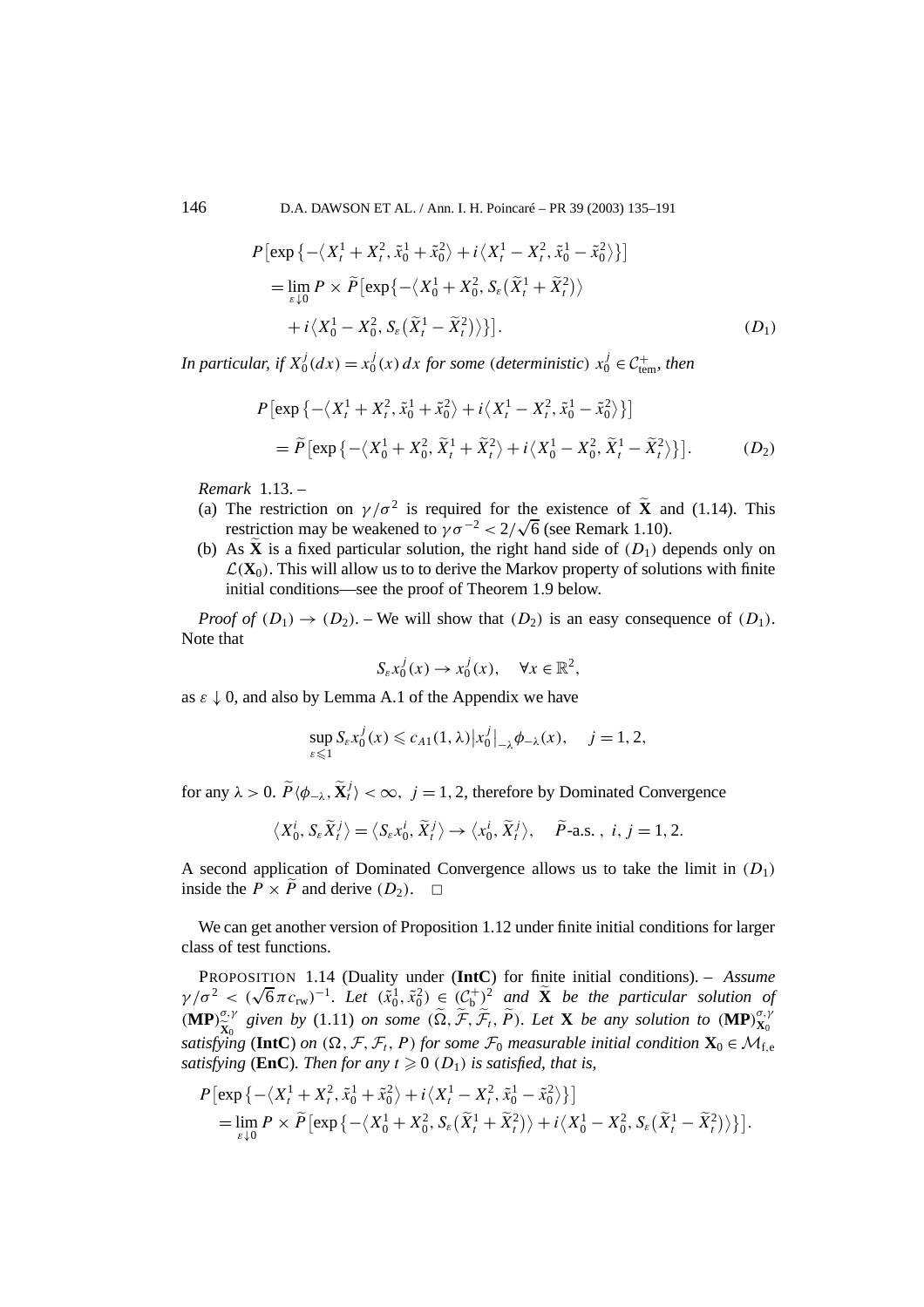$$
\begin{aligned}
&P\big[\exp\big\{-\big\langle X_t^1+X_t^2,\tilde{x}_0^1+\tilde{x}_0^2\big\rangle+i\big\langle X_t^1-X_t^2,\tilde{x}_0^1-\tilde{x}_0^2\big\rangle\big\}\big]\\
&\quad=\lim_{\varepsilon\downarrow 0}P\times\widetilde{P}\big[\exp\big\{-\big\langle X_0^1+X_0^2,S_\varepsilon\big(\widetilde{X}_t^1+\widetilde{X}_t^2\big)\big\rangle\\
&\qquad+i\big\langle X_0^1-X_0^2,S_\varepsilon\big(\widetilde{X}_t^1-\widetilde{X}_t^2\big)\big\rangle\big\}\big]. \qquad (D_1)
\end{aligned}
$$

*In particular, if $X_0^j(dx)=x_0^j(x)\,dx$ for some (deterministic) $x_0^j\in\mathcal{C}_{\mathrm{tem}}^+$, then*

$$
\begin{aligned}
&P\big[\exp\big\{-\big\langle X_t^1+X_t^2,\tilde{x}_0^1+\tilde{x}_0^2\big\rangle+i\big\langle X_t^1-X_t^2,\tilde{x}_0^1-\tilde{x}_0^2\big\rangle\big\}\big]\\
&\quad=\widetilde{P}\big[\exp\big\{-\big\langle X_0^1+X_0^2,\widetilde{X}_t^1+\widetilde{X}_t^2\big\rangle+i\big\langle X_0^1-X_0^2,\widetilde{X}_t^1-\widetilde{X}_t^2\big\rangle\big\}\big]. \qquad (D_2)
\end{aligned}
$$

*Remark* 1.13. –

(a) The restriction on $\gamma/\sigma^2$ is required for the existence of $\widetilde{\mathbf{X}}$ and (1.14). This restriction may be weakened to $\gamma\sigma^{-2}<2/\sqrt{6}$ (see Remark 1.10).

(b) As $\widetilde{\mathbf{X}}$ is a fixed particular solution, the right hand side of $(D_1)$ depends only on $\mathcal{L}(\mathbf{X}_0)$. This will allow us to to derive the Markov property of solutions with finite initial conditions—see the proof of Theorem 1.9 below.

*Proof of* $(D_1)\to(D_2)$. – We will show that $(D_2)$ is an easy consequence of $(D_1)$. Note that

$$
S_\varepsilon x_0^j(x)\to x_0^j(x),\quad \forall x\in\mathbb{R}^2,
$$

as $\varepsilon\downarrow 0$, and also by Lemma A.1 of the Appendix we have

$$
\sup_{\varepsilon\leqslant 1}S_\varepsilon x_0^j(x)\leqslant c_{A1}(1,\lambda)\big|x_0^j\big|_{-\lambda}\phi_{-\lambda}(x),\quad j=1,2,
$$

for any $\lambda>0$. $\widetilde{P}\langle\phi_{-\lambda},\widetilde{\mathbf{X}}_t^j\rangle<\infty$, $j=1,2$, therefore by Dominated Convergence

$$
\big\langle X_0^i,S_\varepsilon\widetilde{X}_t^j\big\rangle=\big\langle S_\varepsilon x_0^i,\widetilde{X}_t^j\big\rangle\to\big\langle x_0^i,\widetilde{X}_t^j\big\rangle,\quad \widetilde{P}\text{-a.s.}\,,\ i,j=1,2.
$$

A second application of Dominated Convergence allows us to take the limit in $(D_1)$ inside the $P\times\widetilde{P}$ and derive $(D_2)$. $\square$

We can get another version of Proposition 1.12 under finite initial conditions for larger class of test functions.

PROPOSITION 1.14 (Duality under (**IntC**) for finite initial conditions). – *Assume $\gamma/\sigma^2<(\sqrt{6}\pi c_{\mathrm{rw}})^{-1}$. Let $(\tilde{x}_0^1,\tilde{x}_0^2)\in(\mathcal{C}_{\mathrm{b}}^+)^2$ and $\widetilde{\mathbf{X}}$ be the particular solution of $(\mathbf{MP})_{\widetilde{\mathbf{X}}_0}^{\sigma,\gamma}$ given by* (1.11) *on some $(\widetilde{\Omega},\widetilde{\mathcal{F}},\widetilde{\mathcal{F}}_t,\widetilde{P})$. Let $\mathbf{X}$ be any solution to $(\mathbf{MP})_{\mathbf{X}_0}^{\sigma,\gamma}$ satisfying* (**IntC**) *on $(\Omega,\mathcal{F},\mathcal{F}_t,P)$ for some $\mathcal{F}_0$ measurable initial condition $\mathbf{X}_0\in\mathcal{M}_{\mathrm{f,e}}$ satisfying* (**EnC**)*. Then for any $t\geqslant 0$ $(D_1)$ is satisfied, that is,*

$$
\begin{aligned}
&P\big[\exp\big\{-\big\langle X_t^1+X_t^2,\tilde{x}_0^1+\tilde{x}_0^2\big\rangle+i\big\langle X_t^1-X_t^2,\tilde{x}_0^1-\tilde{x}_0^2\big\rangle\big\}\big]\\
&\quad=\lim_{\varepsilon\downarrow 0}P\times\widetilde{P}\big[\exp\big\{-\big\langle X_0^1+X_0^2,S_\varepsilon\big(\widetilde{X}_t^1+\widetilde{X}_t^2\big)\big\rangle+i\big\langle X_0^1-X_0^2,S_\varepsilon\big(\widetilde{X}_t^1-\widetilde{X}_t^2\big)\big\rangle\big\}\big].
\end{aligned}
$$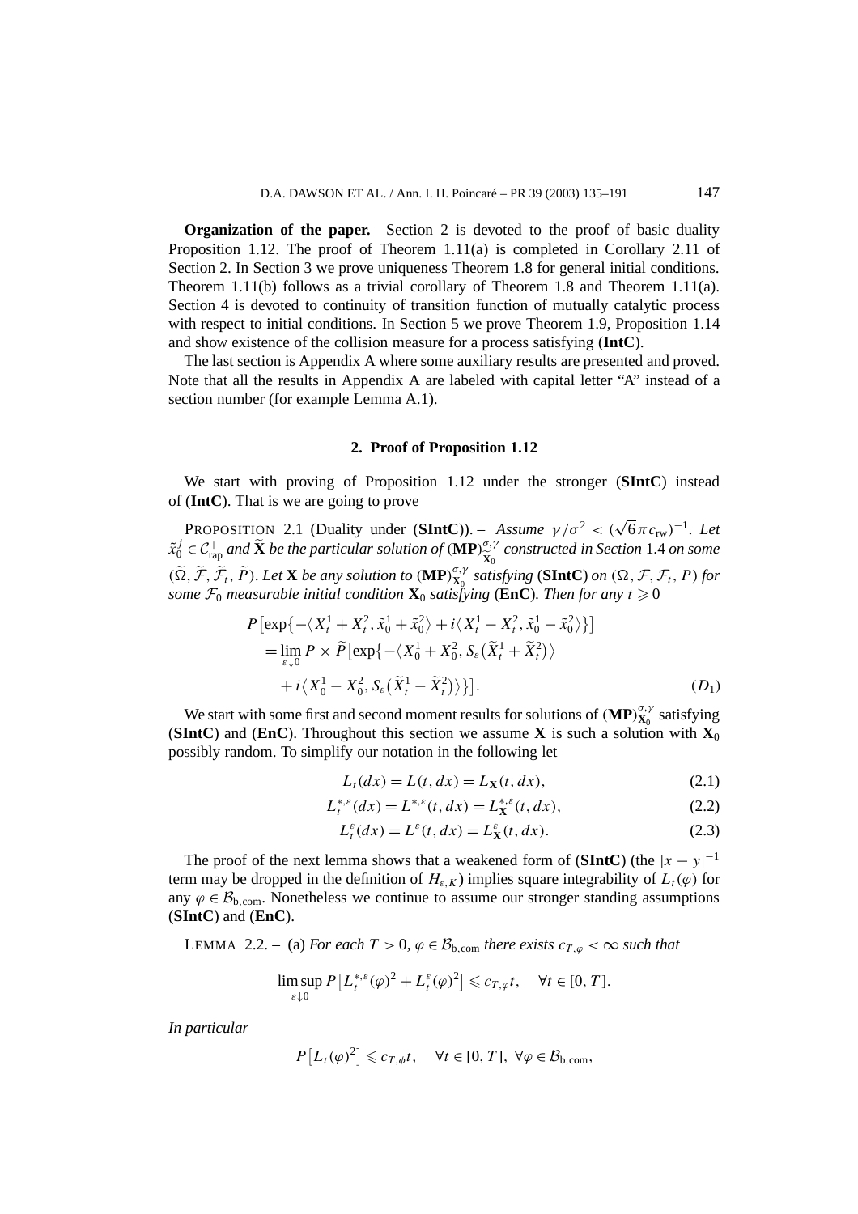**Organization of the paper.** Section 2 is devoted to the proof of basic duality Proposition 1.12. The proof of Theorem 1.11(a) is completed in Corollary 2.11 of Section 2. In Section 3 we prove uniqueness Theorem 1.8 for general initial conditions. Theorem 1.11(b) follows as a trivial corollary of Theorem 1.8 and Theorem 1.11(a). Section 4 is devoted to continuity of transition function of mutually catalytic process with respect to initial conditions. In Section 5 we prove Theorem 1.9, Proposition 1.14 and show existence of the collision measure for a process satisfying (**IntC**).

The last section is Appendix A where some auxiliary results are presented and proved. Note that all the results in Appendix A are labeled with capital letter "A" instead of a section number (for example Lemma A.1).

## 2. Proof of Proposition 1.12

We start with proving of Proposition 1.12 under the stronger (**SIntC**) instead of (**IntC**). That is we are going to prove

PROPOSITION 2.1 (Duality under (**SIntC**)). – *Assume $\gamma/\sigma^2 < (\sqrt{6}\pi c_{\mathrm{rw}})^{-1}$. Let $\tilde{x}_0^j \in \mathcal{C}_{\mathrm{rap}}^+$ and $\widetilde{\mathbf{X}}$ be the particular solution of $(\mathbf{MP})_{\widetilde{\mathbf{X}}_0}^{\sigma,\gamma}$ constructed in Section 1.4 on some $(\widetilde{\Omega}, \widetilde{\mathcal{F}}, \widetilde{\mathcal{F}}_t, \widetilde{P})$. Let $\mathbf{X}$ be any solution to $(\mathbf{MP})_{\mathbf{X}_0}^{\sigma,\gamma}$ satisfying (**SIntC**) on $(\Omega, \mathcal{F}, \mathcal{F}_t, P)$ for some $\mathcal{F}_0$ measurable initial condition $\mathbf{X}_0$ satisfying (**EnC**). Then for any $t \geqslant 0$*

$$
\begin{aligned}
&P\big[\exp\big\{-\langle X_t^1 + X_t^2, \tilde{x}_0^1 + \tilde{x}_0^2\rangle + i\langle X_t^1 - X_t^2, \tilde{x}_0^1 - \tilde{x}_0^2\rangle\big\}\big] \\
&\quad = \lim_{\varepsilon \downarrow 0} P \times \widetilde{P}\big[\exp\big\{-\big\langle X_0^1 + X_0^2, S_\varepsilon\big(\widetilde{X}_t^1 + \widetilde{X}_t^2\big)\big\rangle \\
&\qquad + i\big\langle X_0^1 - X_0^2, S_\varepsilon\big(\widetilde{X}_t^1 - \widetilde{X}_t^2\big)\big\rangle\big\}\big]. \qquad (D_1)
\end{aligned}
$$

We start with some first and second moment results for solutions of $(\mathbf{MP})_{\mathbf{X}_0}^{\sigma,\gamma}$ satisfying (**SIntC**) and (**EnC**). Throughout this section we assume $\mathbf{X}$ is such a solution with $\mathbf{X}_0$ possibly random. To simplify our notation in the following let

$$
L_t(dx) = L(t, dx) = L_{\mathbf{X}}(t, dx), \tag{2.1}
$$

$$
L_t^{*,\varepsilon}(dx) = L^{*,\varepsilon}(t, dx) = L_{\mathbf{X}}^{*,\varepsilon}(t, dx), \tag{2.2}
$$

$$
L_t^{\varepsilon}(dx) = L^{\varepsilon}(t, dx) = L_{\mathbf{X}}^{\varepsilon}(t, dx). \tag{2.3}
$$

The proof of the next lemma shows that a weakened form of (**SIntC**) (the $|x-y|^{-1}$ term may be dropped in the definition of $H_{\varepsilon,K}$) implies square integrability of $L_t(\varphi)$ for any $\varphi \in \mathcal{B}_{\mathrm{b,com}}$. Nonetheless we continue to assume our stronger standing assumptions (**SIntC**) and (**EnC**).

LEMMA 2.2. – (a) *For each $T > 0$, $\varphi \in \mathcal{B}_{\mathrm{b,com}}$ there exists $c_{T,\varphi} < \infty$ such that*

$$
\limsup_{\varepsilon \downarrow 0} P\big[L_t^{*,\varepsilon}(\varphi)^2 + L_t^{\varepsilon}(\varphi)^2\big] \leqslant c_{T,\varphi} t, \quad \forall t \in [0, T].
$$

*In particular*

$$
P\big[L_t(\varphi)^2\big] \leqslant c_{T,\phi} t, \quad \forall t \in [0, T], \ \forall \varphi \in \mathcal{B}_{\mathrm{b,com}},
$$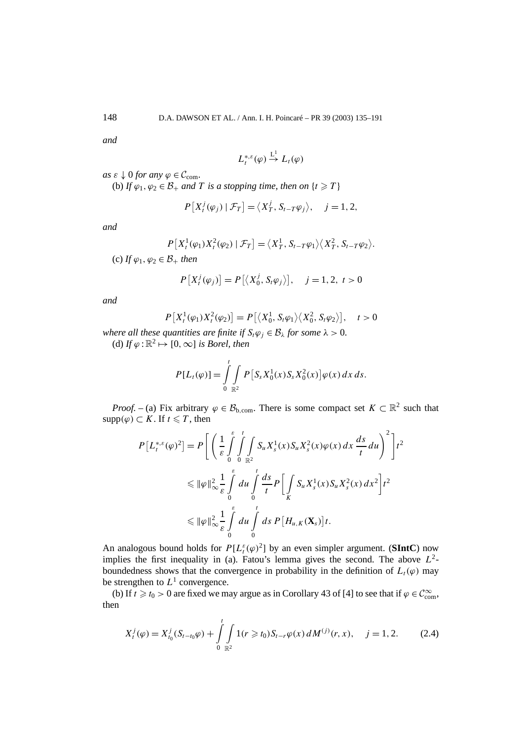*and*

$$L_t^{*,\varepsilon}(\varphi) \xrightarrow{\text{L}^1} L_t(\varphi)$$

*as* $\varepsilon \downarrow 0$ *for any* $\varphi \in \mathcal{C}_{\text{com}}$.

(b) *If* $\varphi_1, \varphi_2 \in \mathcal{B}_+$ *and* $T$ *is a stopping time, then on* $\{t \geqslant T\}$

$$P\left[X_t^j(\varphi_j) \mid \mathcal{F}_T\right] = \left\langle X_T^j, S_{t-T}\varphi_j\right\rangle, \quad j = 1, 2,$$

*and*

$$P\left[X_t^1(\varphi_1)X_t^2(\varphi_2) \mid \mathcal{F}_T\right] = \left\langle X_T^1, S_{t-T}\varphi_1\right\rangle\left\langle X_T^2, S_{t-T}\varphi_2\right\rangle.$$

(c) *If* $\varphi_1, \varphi_2 \in \mathcal{B}_+$ *then*

$$P\left[X_t^j(\varphi_j)\right] = P\left[\left\langle X_0^j, S_t\varphi_j\right\rangle\right], \quad j = 1, 2, \ t > 0$$

*and*

$$P\left[X_t^1(\varphi_1)X_t^2(\varphi_2)\right] = P\left[\left\langle X_0^1, S_t\varphi_1\right\rangle\left\langle X_0^2, S_t\varphi_2\right\rangle\right], \quad t > 0$$

*where all these quantities are finite if* $S_t\varphi_j \in \mathcal{B}_\lambda$ *for some* $\lambda > 0$.

(d) *If* $\varphi : \mathbb{R}^2 \mapsto [0, \infty]$ *is Borel, then*

$$P[L_t(\varphi)] = \int_0^t \int_{\mathbb{R}^2} P\left[S_s X_0^1(x) S_s X_0^2(x)\right]\varphi(x)\,dx\,ds.$$

*Proof.* – (a) Fix arbitrary $\varphi \in \mathcal{B}_{\text{b,com}}$. There is some compact set $K \subset \mathbb{R}^2$ such that $\text{supp}(\varphi) \subset K$. If $t \leqslant T$, then

$$\begin{aligned}
P\left[L_t^{*,\varepsilon}(\varphi)^2\right] &= P\left[\left(\frac{1}{\varepsilon}\int_0^\varepsilon \int_0^t \int_{\mathbb{R}^2} S_u X_s^1(x) S_u X_s^2(x)\varphi(x)\,dx\,\frac{ds}{t}\,du\right)^2\right]t^2 \\
&\leqslant \|\varphi\|_\infty^2 \frac{1}{\varepsilon}\int_0^\varepsilon du \int_0^t \frac{ds}{t} P\left[\int_K S_u X_s^1(x) S_u X_s^2(x)\,dx^2\right]t^2 \\
&\leqslant \|\varphi\|_\infty^2 \frac{1}{\varepsilon}\int_0^\varepsilon du \int_0^t ds\, P\left[H_{u,K}(\mathbf{X}_s)\right]t.
\end{aligned}$$

An analogous bound holds for $P[L_t^\varepsilon(\varphi)^2]$ by an even simpler argument. (**SIntC**) now implies the first inequality in (a). Fatou's lemma gives the second. The above $L^2$-boundedness shows that the convergence in probability in the definition of $L_t(\varphi)$ may be strengthen to $L^1$ convergence.

(b) If $t \geqslant t_0 > 0$ are fixed we may argue as in Corollary 43 of [4] to see that if $\varphi \in \mathcal{C}_{\text{com}}^\infty$, then

$$X_t^j(\varphi) = X_{t_0}^j(S_{t-t_0}\varphi) + \int_0^t \int_{\mathbb{R}^2} 1(r \geqslant t_0) S_{t-r}\varphi(x)\,dM^{(j)}(r, x), \quad j = 1, 2. \tag{2.4}$$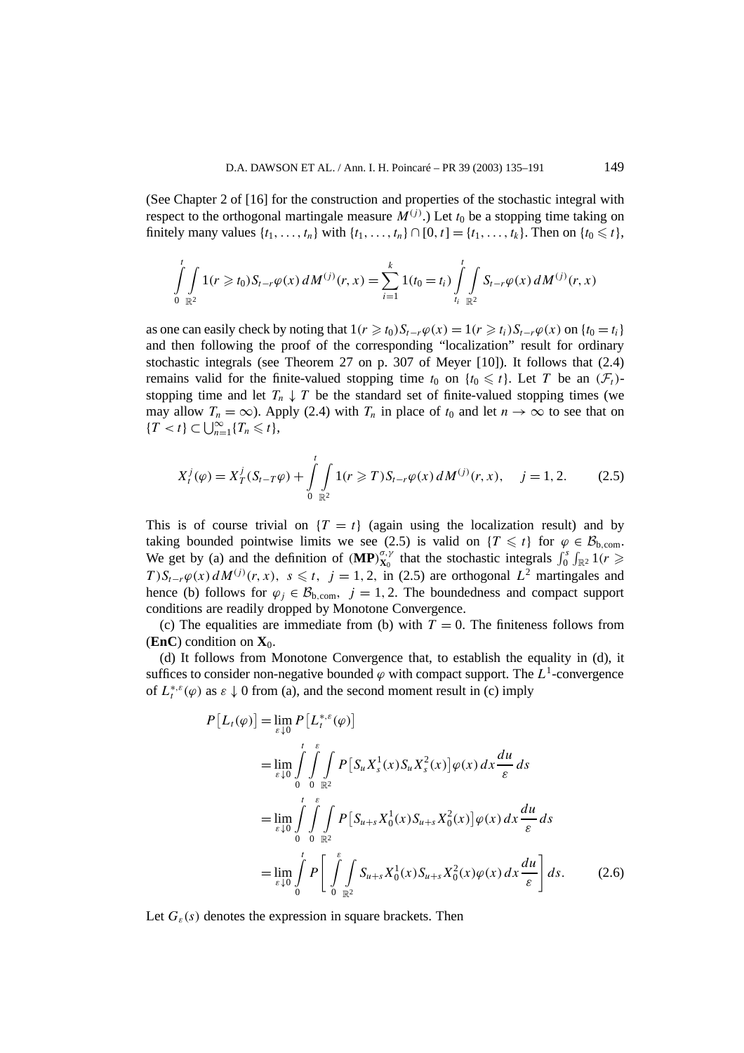(See Chapter 2 of [16] for the construction and properties of the stochastic integral with respect to the orthogonal martingale measure $M^{(j)}$.) Let $t_0$ be a stopping time taking on finitely many values $\{t_1, \ldots, t_n\}$ with $\{t_1, \ldots, t_n\} \cap [0, t] = \{t_1, \ldots, t_k\}$. Then on $\{t_0 \leqslant t\}$,

$$\int_0^t \int_{\mathbb{R}^2} 1(r \geqslant t_0) S_{t-r}\varphi(x)\, dM^{(j)}(r, x) = \sum_{i=1}^k 1(t_0 = t_i) \int_{t_i}^t \int_{\mathbb{R}^2} S_{t-r}\varphi(x)\, dM^{(j)}(r, x)$$

as one can easily check by noting that $1(r \geqslant t_0) S_{t-r}\varphi(x) = 1(r \geqslant t_i) S_{t-r}\varphi(x)$ on $\{t_0 = t_i\}$ and then following the proof of the corresponding "localization" result for ordinary stochastic integrals (see Theorem 27 on p. 307 of Meyer [10]). It follows that (2.4) remains valid for the finite-valued stopping time $t_0$ on $\{t_0 \leqslant t\}$. Let $T$ be an $(\mathcal{F}_t)$-stopping time and let $T_n \downarrow T$ be the standard set of finite-valued stopping times (we may allow $T_n = \infty$). Apply (2.4) with $T_n$ in place of $t_0$ and let $n \to \infty$ to see that on $\{T < t\} \subset \bigcup_{n=1}^\infty \{T_n \leqslant t\}$,

$$X_t^j(\varphi) = X_T^j(S_{t-T}\varphi) + \int_0^t \int_{\mathbb{R}^2} 1(r \geqslant T) S_{t-r}\varphi(x)\, dM^{(j)}(r, x), \quad j = 1, 2. \tag{2.5}$$

This is of course trivial on $\{T = t\}$ (again using the localization result) and by taking bounded pointwise limits we see (2.5) is valid on $\{T \leqslant t\}$ for $\varphi \in \mathcal{B}_{\mathrm{b,com}}$. We get by (a) and the definition of $(\mathbf{MP})_{\mathbf{X}_0}^{\sigma,\gamma}$ that the stochastic integrals $\int_0^s \int_{\mathbb{R}^2} 1(r \geqslant T) S_{t-r}\varphi(x)\, dM^{(j)}(r, x)$, $s \leqslant t$, $j = 1, 2$, in (2.5) are orthogonal $L^2$ martingales and hence (b) follows for $\varphi_j \in \mathcal{B}_{\mathrm{b,com}}$, $j = 1, 2$. The boundedness and compact support conditions are readily dropped by Monotone Convergence.

(c) The equalities are immediate from (b) with $T = 0$. The finiteness follows from (**EnC**) condition on $\mathbf{X}_0$.

(d) It follows from Monotone Convergence that, to establish the equality in (d), it suffices to consider non-negative bounded $\varphi$ with compact support. The $L^1$-convergence of $L_t^{*,\varepsilon}(\varphi)$ as $\varepsilon \downarrow 0$ from (a), and the second moment result in (c) imply

$$\begin{aligned}
P\big[L_t(\varphi)\big] &= \lim_{\varepsilon \downarrow 0} P\big[L_t^{*,\varepsilon}(\varphi)\big] \\
&= \lim_{\varepsilon \downarrow 0} \int_0^t \int_0^\varepsilon \int_{\mathbb{R}^2} P\big[S_u X_s^1(x) S_u X_s^2(x)\big] \varphi(x)\, dx \frac{du}{\varepsilon}\, ds \\
&= \lim_{\varepsilon \downarrow 0} \int_0^t \int_0^\varepsilon \int_{\mathbb{R}^2} P\big[S_{u+s} X_0^1(x) S_{u+s} X_0^2(x)\big] \varphi(x)\, dx \frac{du}{\varepsilon}\, ds \\
&= \lim_{\varepsilon \downarrow 0} \int_0^t P\left[\int_0^\varepsilon \int_{\mathbb{R}^2} S_{u+s} X_0^1(x) S_{u+s} X_0^2(x) \varphi(x)\, dx \frac{du}{\varepsilon}\right] ds.
\end{aligned} \tag{2.6}$$

Let $G_\varepsilon(s)$ denotes the expression in square brackets. Then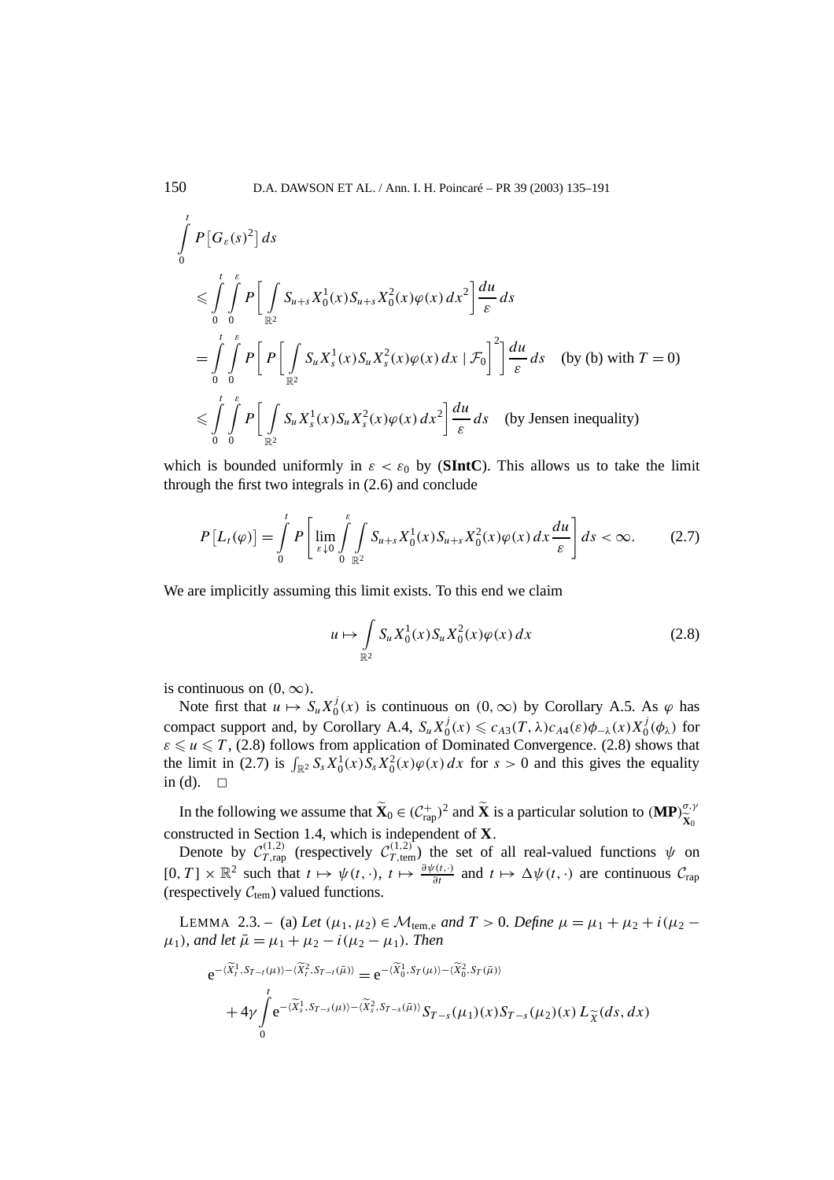$$
\begin{aligned}
&\int_0^t P\big[G_\varepsilon(s)^2\big]\,ds \\
&\leqslant \int_0^t \int_0^\varepsilon P\bigg[\int_{\mathbb{R}^2} S_{u+s}X_0^1(x)S_{u+s}X_0^2(x)\varphi(x)\,dx^2\bigg]\frac{du}{\varepsilon}\,ds \\
&= \int_0^t \int_0^\varepsilon P\bigg[P\bigg[\int_{\mathbb{R}^2} S_u X_s^1(x)S_u X_s^2(x)\varphi(x)\,dx \mid \mathcal{F}_0\bigg]^2\bigg]\frac{du}{\varepsilon}\,ds \quad \text{(by (b) with } T=0) \\
&\leqslant \int_0^t \int_0^\varepsilon P\bigg[\int_{\mathbb{R}^2} S_u X_s^1(x)S_u X_s^2(x)\varphi(x)\,dx^2\bigg]\frac{du}{\varepsilon}\,ds \quad \text{(by Jensen inequality)}
\end{aligned}
$$

which is bounded uniformly in $\varepsilon < \varepsilon_0$ by (**SIntC**). This allows us to take the limit through the first two integrals in (2.6) and conclude

$$
P\big[L_t(\varphi)\big] = \int_0^t P\bigg[\lim_{\varepsilon\downarrow 0}\int_0^\varepsilon \int_{\mathbb{R}^2} S_{u+s}X_0^1(x)S_{u+s}X_0^2(x)\varphi(x)\,dx\frac{du}{\varepsilon}\bigg]\,ds < \infty. \tag{2.7}
$$

We are implicitly assuming this limit exists. To this end we claim

$$
u \mapsto \int_{\mathbb{R}^2} S_u X_0^1(x) S_u X_0^2(x)\varphi(x)\,dx \tag{2.8}
$$

is continuous on $(0,\infty)$.

Note first that $u \mapsto S_u X_0^j(x)$ is continuous on $(0,\infty)$ by Corollary A.5. As $\varphi$ has compact support and, by Corollary A.4, $S_u X_0^j(x) \leqslant c_{A3}(T,\lambda)c_{A4}(\varepsilon)\phi_{-\lambda}(x)X_0^j(\phi_\lambda)$ for $\varepsilon \leqslant u \leqslant T$, (2.8) follows from application of Dominated Convergence. (2.8) shows that the limit in (2.7) is $\int_{\mathbb{R}^2} S_s X_0^1(x) S_s X_0^2(x)\varphi(x)\,dx$ for $s>0$ and this gives the equality in (d). $\square$

In the following we assume that $\widetilde{\mathbf{X}}_0 \in (\mathcal{C}^+_{\mathrm{rap}})^2$ and $\widetilde{\mathbf{X}}$ is a particular solution to $(\mathbf{MP})^{\sigma,\gamma}_{\widetilde{\mathbf{X}}_0}$ constructed in Section 1.4, which is independent of $\mathbf{X}$.

Denote by $\mathcal{C}^{(1,2)}_{T,\mathrm{rap}}$ (respectively $\mathcal{C}^{(1,2)}_{T,\mathrm{tem}}$) the set of all real-valued functions $\psi$ on $[0,T]\times\mathbb{R}^2$ such that $t\mapsto\psi(t,\cdot)$, $t\mapsto\frac{\partial\psi(t,\cdot)}{\partial t}$ and $t\mapsto\Delta\psi(t,\cdot)$ are continuous $\mathcal{C}_{\mathrm{rap}}$ (respectively $\mathcal{C}_{\mathrm{tem}}$) valued functions.

LEMMA 2.3. – (a) *Let* $(\mu_1,\mu_2)\in\mathcal{M}_{\mathrm{tem,e}}$ *and* $T>0$. *Define* $\mu=\mu_1+\mu_2+i(\mu_2-\mu_1)$, *and let* $\bar\mu=\mu_1+\mu_2-i(\mu_2-\mu_1)$. *Then*

$$
\begin{aligned}
&\mathrm{e}^{-\langle \widetilde{X}_t^1, S_{T-t}(\mu)\rangle-\langle \widetilde{X}_t^2, S_{T-t}(\bar\mu)\rangle} = \mathrm{e}^{-\langle \widetilde{X}_0^1, S_T(\mu)\rangle-\langle \widetilde{X}_0^2, S_T(\bar\mu)\rangle} \\
&\quad + 4\gamma\int_0^t \mathrm{e}^{-\langle \widetilde{X}_s^1, S_{T-s}(\mu)\rangle-\langle \widetilde{X}_s^2, S_{T-s}(\bar\mu)\rangle} S_{T-s}(\mu_1)(x)S_{T-s}(\mu_2)(x)\,L_{\widetilde{X}}(ds,dx)
\end{aligned}
$$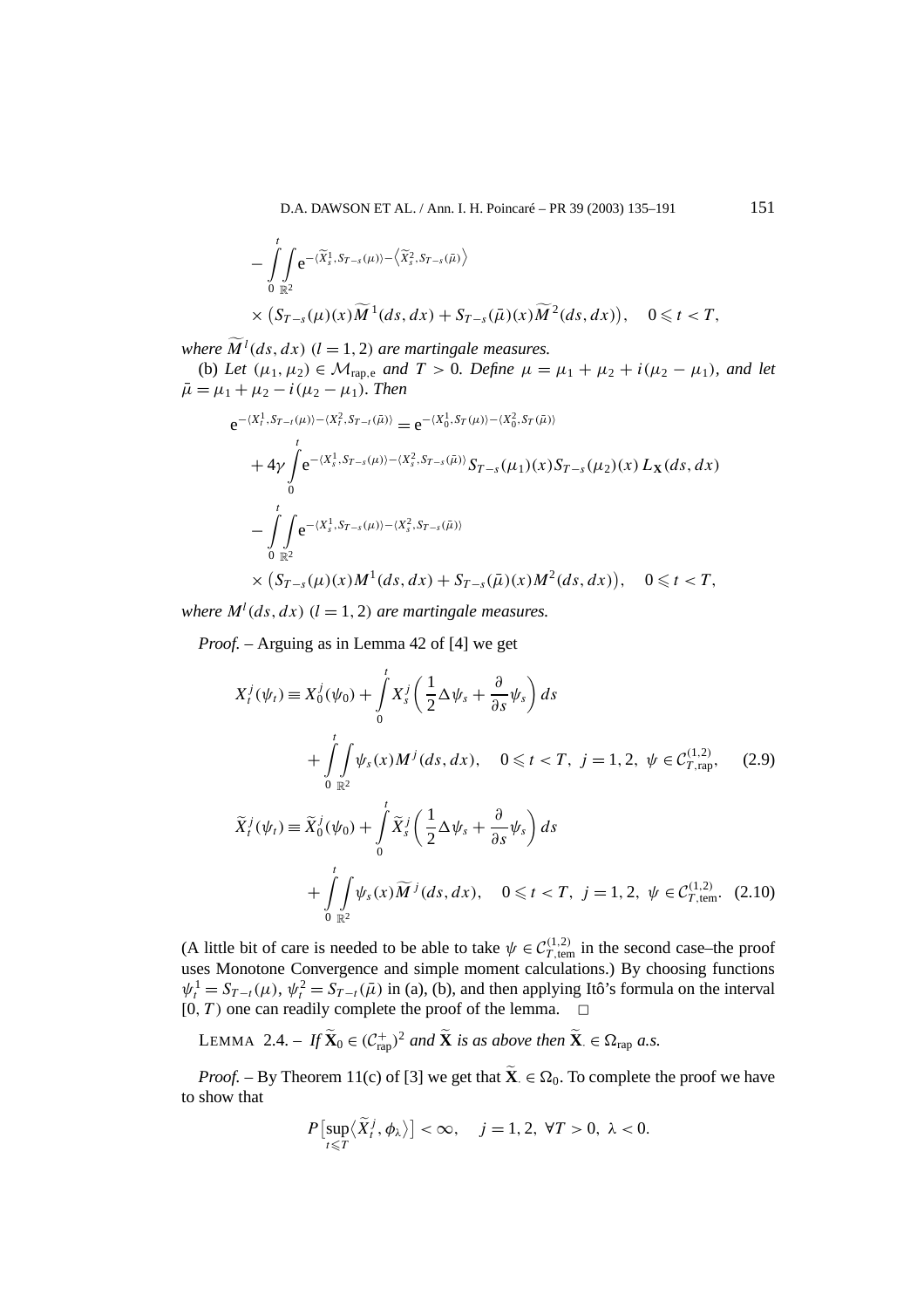$$
-\int_0^t\int_{\mathbb{R}^2} \mathrm{e}^{-\langle \widetilde{X}_s^1, S_{T-s}(\mu)\rangle - \langle \widetilde{X}_s^2, S_{T-s}(\bar\mu)\rangle}
$$

$$
\times \big(S_{T-s}(\mu)(x)\widetilde{M}^1(ds,dx) + S_{T-s}(\bar\mu)(x)\widetilde{M}^2(ds,dx)\big), \quad 0 \leqslant t < T,
$$

*where* $\widetilde{M}^l(ds,dx)$ $(l = 1,2)$ *are martingale measures.*

(b) *Let* $(\mu_1,\mu_2) \in \mathcal{M}_{\mathrm{rap,e}}$ *and* $T > 0$. *Define* $\mu = \mu_1 + \mu_2 + i(\mu_2 - \mu_1)$, *and let* $\bar\mu = \mu_1 + \mu_2 - i(\mu_2 - \mu_1)$. *Then*

$$
\mathrm{e}^{-\langle X_t^1, S_{T-t}(\mu)\rangle - \langle X_t^2, S_{T-t}(\bar\mu)\rangle} = \mathrm{e}^{-\langle X_0^1, S_T(\mu)\rangle - \langle X_0^2, S_T(\bar\mu)\rangle}
$$

$$
+ 4\gamma\int_0^t \mathrm{e}^{-\langle X_s^1, S_{T-s}(\mu)\rangle - \langle X_s^2, S_{T-s}(\bar\mu)\rangle} S_{T-s}(\mu_1)(x) S_{T-s}(\mu_2)(x)\, L_{\mathbf{X}}(ds,dx)
$$

$$
-\int_0^t\int_{\mathbb{R}^2} \mathrm{e}^{-\langle X_s^1, S_{T-s}(\mu)\rangle - \langle X_s^2, S_{T-s}(\bar\mu)\rangle}
$$

$$
\times \big(S_{T-s}(\mu)(x)M^1(ds,dx) + S_{T-s}(\bar\mu)(x)M^2(ds,dx)\big), \quad 0 \leqslant t < T,
$$

*where* $M^l(ds,dx)$ $(l = 1,2)$ *are martingale measures.*

*Proof.* – Arguing as in Lemma 42 of [4] we get

$$
X_t^j(\psi_t) \equiv X_0^j(\psi_0) + \int_0^t X_s^j\left(\frac{1}{2}\Delta\psi_s + \frac{\partial}{\partial s}\psi_s\right) ds
$$

$$
+ \int_0^t\int_{\mathbb{R}^2} \psi_s(x) M^j(ds,dx), \quad 0 \leqslant t < T,\ j = 1,2,\ \psi \in \mathcal{C}_{T,\mathrm{rap}}^{(1,2)}, \tag{2.9}
$$

$$
\widetilde{X}_t^j(\psi_t) \equiv \widetilde{X}_0^j(\psi_0) + \int_0^t \widetilde{X}_s^j\left(\frac{1}{2}\Delta\psi_s + \frac{\partial}{\partial s}\psi_s\right) ds
$$

$$
+ \int_0^t\int_{\mathbb{R}^2} \psi_s(x) \widetilde{M}^j(ds,dx), \quad 0 \leqslant t < T,\ j = 1,2,\ \psi \in \mathcal{C}_{T,\mathrm{tem}}^{(1,2)}. \tag{2.10}
$$

(A little bit of care is needed to be able to take $\psi \in \mathcal{C}_{T,\mathrm{tem}}^{(1,2)}$ in the second case–the proof uses Monotone Convergence and simple moment calculations.) By choosing functions $\psi_t^1 = S_{T-t}(\mu)$, $\psi_t^2 = S_{T-t}(\bar\mu)$ in (a), (b), and then applying Itô's formula on the interval $[0,T)$ one can readily complete the proof of the lemma. $\square$

LEMMA 2.4. – *If* $\widetilde{\mathbf{X}}_0 \in (\mathcal{C}_{\mathrm{rap}}^+)^2$ *and* $\widetilde{\mathbf{X}}$ *is as above then* $\widetilde{\mathbf{X}}_\cdot \in \Omega_{\mathrm{rap}}$ *a.s.*

*Proof.* – By Theorem 11(c) of [3] we get that $\widetilde{\mathbf{X}}_\cdot \in \Omega_0$. To complete the proof we have to show that

$$
P\big[\sup_{t\leqslant T}\langle \widetilde{X}_t^j, \phi_\lambda\rangle\big] < \infty, \quad j = 1,2,\ \forall T > 0,\ \lambda < 0.
$$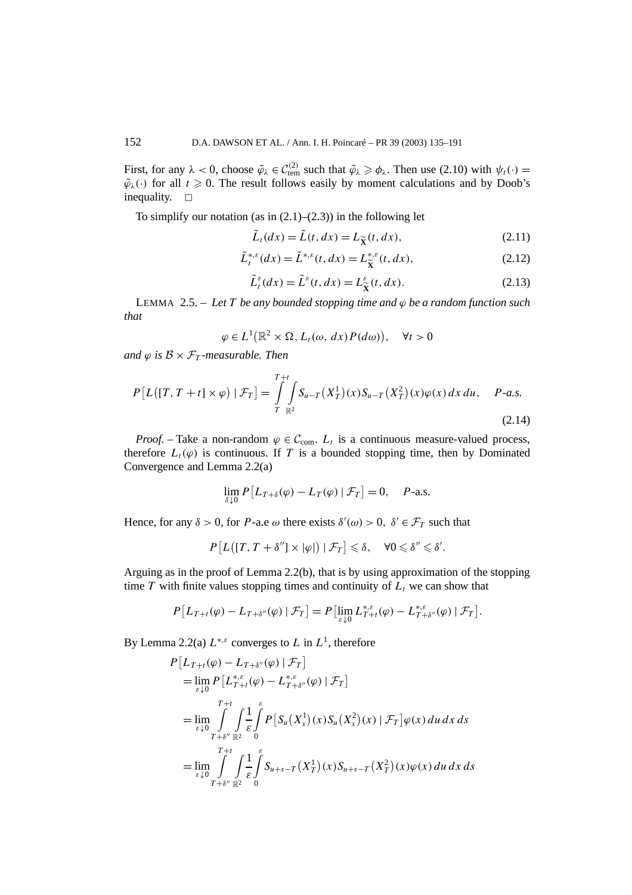First, for any $\lambda < 0$, choose $\tilde{\varphi}_\lambda \in \mathcal{C}^{(2)}_{\text{tem}}$ such that $\tilde{\varphi}_\lambda \geqslant \phi_\lambda$. Then use (2.10) with $\psi_t(\cdot) = \tilde{\varphi}_\lambda(\cdot)$ for all $t \geqslant 0$. The result follows easily by moment calculations and by Doob's inequality. $\square$

To simplify our notation (as in (2.1)–(2.3)) in the following let

$$\tilde{L}_t(dx) = \tilde{L}(t, dx) = L_{\widetilde{\mathbf{X}}}(t, dx), \tag{2.11}$$

$$\tilde{L}^{*,\varepsilon}_t(dx) = \tilde{L}^{*,\varepsilon}(t, dx) = L^{*,\varepsilon}_{\widetilde{\mathbf{X}}}(t, dx), \tag{2.12}$$

$$\tilde{L}^{\varepsilon}_t(dx) = \tilde{L}^{\varepsilon}(t, dx) = L^{\varepsilon}_{\widetilde{\mathbf{X}}}(t, dx). \tag{2.13}$$

LEMMA 2.5. – *Let $T$ be any bounded stopping time and $\varphi$ be a random function such that*

$$\varphi \in L^1\big(\mathbb{R}^2 \times \Omega, L_t(\omega, dx)P(d\omega)\big), \quad \forall t > 0$$

*and $\varphi$ is $\mathcal{B} \times \mathcal{F}_T$-measurable. Then*

$$P\big[L\big([T, T+t] \times \varphi\big) \mid \mathcal{F}_T\big] = \int_T^{T+t} \int_{\mathbb{R}^2} S_{u-T}\big(X^1_T\big)(x) S_{u-T}\big(X^2_T\big)(x)\varphi(x)\, dx\, du, \quad P\text{-a.s.} \tag{2.14}$$

*Proof.* – Take a non-random $\varphi \in \mathcal{C}_{\text{com}}$. $L_t$ is a continuous measure-valued process, therefore $L_t(\varphi)$ is continuous. If $T$ is a bounded stopping time, then by Dominated Convergence and Lemma 2.2(a)

$$\lim_{\delta \downarrow 0} P\big[L_{T+\delta}(\varphi) - L_T(\varphi) \mid \mathcal{F}_T\big] = 0, \quad P\text{-a.s.}$$

Hence, for any $\delta > 0$, for $P$-a.e $\omega$ there exists $\delta'(\omega) > 0$, $\delta' \in \mathcal{F}_T$ such that

$$P\big[L\big([T, T+\delta''] \times |\varphi|\big) \mid \mathcal{F}_T\big] \leqslant \delta, \quad \forall 0 \leqslant \delta'' \leqslant \delta'.$$

Arguing as in the proof of Lemma 2.2(b), that is by using approximation of the stopping time $T$ with finite values stopping times and continuity of $L_t$ we can show that

$$P\big[L_{T+t}(\varphi) - L_{T+\delta''}(\varphi) \mid \mathcal{F}_T\big] = P\big[\lim_{\varepsilon \downarrow 0} L^{*,\varepsilon}_{T+t}(\varphi) - L^{*,\varepsilon}_{T+\delta''}(\varphi) \mid \mathcal{F}_T\big].$$

By Lemma 2.2(a) $L^{*,\varepsilon}$ converges to $L$ in $L^1$, therefore

$$\begin{aligned}
&P\big[L_{T+t}(\varphi) - L_{T+\delta''}(\varphi) \mid \mathcal{F}_T\big] \\
&\quad = \lim_{\varepsilon \downarrow 0} P\big[L^{*,\varepsilon}_{T+t}(\varphi) - L^{*,\varepsilon}_{T+\delta''}(\varphi) \mid \mathcal{F}_T\big] \\
&\quad = \lim_{\varepsilon \downarrow 0} \int_{T+\delta''}^{T+t} \int_{\mathbb{R}^2} \frac{1}{\varepsilon} \int_0^{\varepsilon} P\big[S_u\big(X^1_s\big)(x) S_u\big(X^2_s\big)(x) \mid \mathcal{F}_T\big]\varphi(x)\, du\, dx\, ds \\
&\quad = \lim_{\varepsilon \downarrow 0} \int_{T+\delta''}^{T+t} \int_{\mathbb{R}^2} \frac{1}{\varepsilon} \int_0^{\varepsilon} S_{u+s-T}\big(X^1_T\big)(x) S_{u+s-T}\big(X^2_T\big)(x)\varphi(x)\, du\, dx\, ds
\end{aligned}$$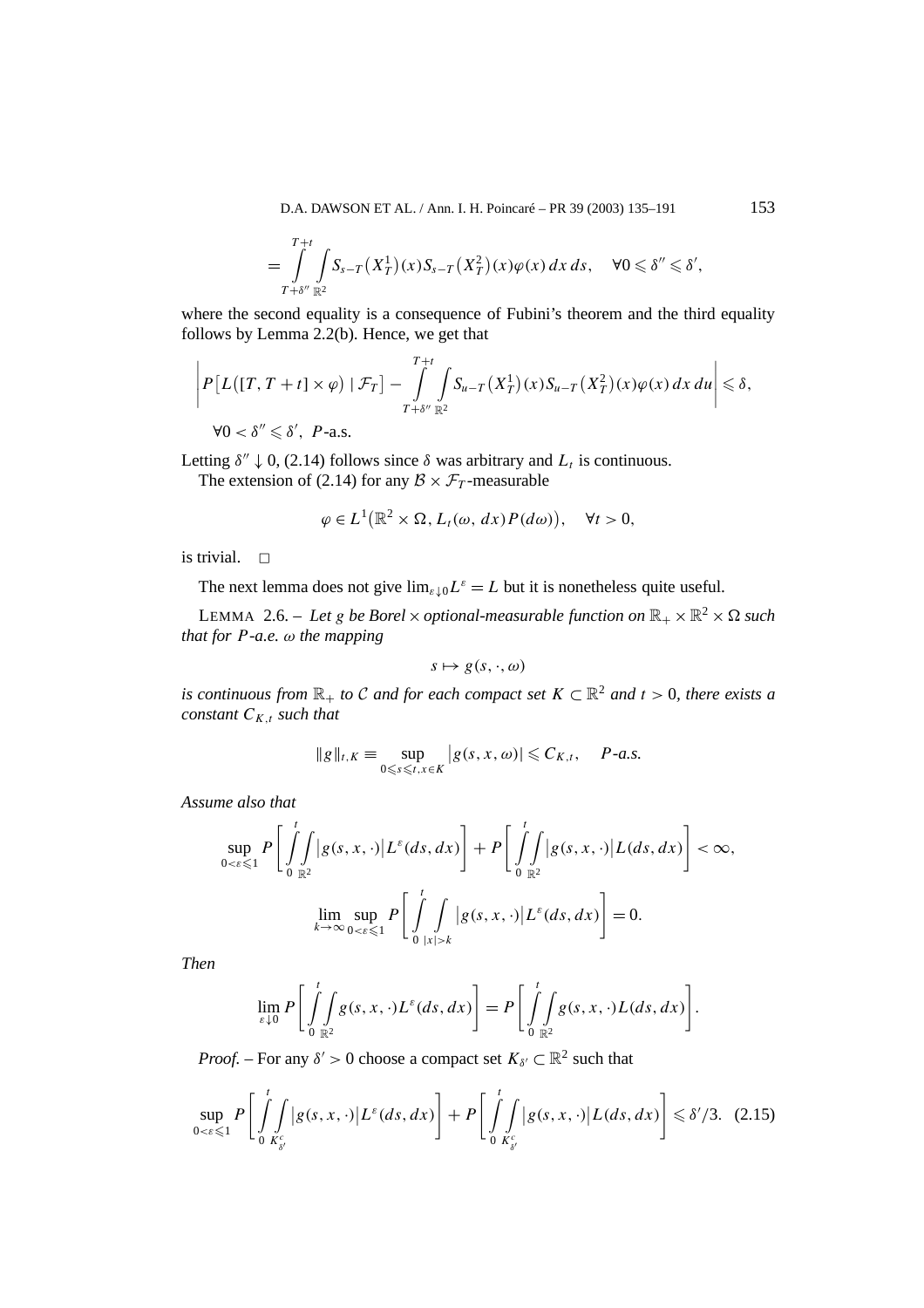$$
= \int_{T+\delta''}^{T+t} \int_{\mathbb{R}^2} S_{s-T}\big(X_T^1\big)(x) S_{s-T}\big(X_T^2\big)(x) \varphi(x)\,dx\,ds, \quad \forall 0 \leqslant \delta'' \leqslant \delta',
$$

where the second equality is a consequence of Fubini's theorem and the third equality follows by Lemma 2.2(b). Hence, we get that

$$
\left| P\big[L\big([T, T+t] \times \varphi\big) \mid \mathcal{F}_T\big] - \int_{T+\delta''}^{T+t} \int_{\mathbb{R}^2} S_{u-T}\big(X_T^1\big)(x) S_{u-T}\big(X_T^2\big)(x) \varphi(x)\,dx\,du \right| \leqslant \delta,
$$

$\forall 0 < \delta'' \leqslant \delta'$, $P$-a.s.

Letting $\delta'' \downarrow 0$, (2.14) follows since $\delta$ was arbitrary and $L_t$ is continuous.

The extension of (2.14) for any $\mathcal{B} \times \mathcal{F}_T$-measurable

$$
\varphi \in L^1\big(\mathbb{R}^2 \times \Omega, L_t(\omega, dx) P(d\omega)\big), \quad \forall t > 0,
$$

is trivial. $\square$

The next lemma does not give $\lim_{\varepsilon \downarrow 0} L^\varepsilon = L$ but it is nonetheless quite useful.

LEMMA 2.6. – *Let $g$ be Borel $\times$ optional-measurable function on $\mathbb{R}_+ \times \mathbb{R}^2 \times \Omega$ such that for $P$-a.e. $\omega$ the mapping*

$$
s \mapsto g(s, \cdot, \omega)
$$

*is continuous from $\mathbb{R}_+$ to $\mathcal{C}$ and for each compact set $K \subset \mathbb{R}^2$ and $t > 0$, there exists a constant $C_{K,t}$ such that*

$$
\|g\|_{t,K} \equiv \sup_{0 \leqslant s \leqslant t, x \in K} \big|g(s, x, \omega)\big| \leqslant C_{K,t}, \quad P\text{-a.s.}
$$

*Assume also that*

$$
\sup_{0 < \varepsilon \leqslant 1} P\left[\int_0^t \int_{\mathbb{R}^2} \big|g(s, x, \cdot)\big| L^\varepsilon(ds, dx)\right] + P\left[\int_0^t \int_{\mathbb{R}^2} \big|g(s, x, \cdot)\big| L(ds, dx)\right] < \infty,
$$

$$
\lim_{k \to \infty} \sup_{0 < \varepsilon \leqslant 1} P\left[\int_0^t \int_{|x| > k} \big|g(s, x, \cdot)\big| L^\varepsilon(ds, dx)\right] = 0.
$$

*Then*

$$
\lim_{\varepsilon \downarrow 0} P\left[\int_0^t \int_{\mathbb{R}^2} g(s, x, \cdot) L^\varepsilon(ds, dx)\right] = P\left[\int_0^t \int_{\mathbb{R}^2} g(s, x, \cdot) L(ds, dx)\right].
$$

*Proof.* – For any $\delta' > 0$ choose a compact set $K_{\delta'} \subset \mathbb{R}^2$ such that

$$
\sup_{0 < \varepsilon \leqslant 1} P\left[\int_0^t \int_{K_{\delta'}^c} \big|g(s, x, \cdot)\big| L^\varepsilon(ds, dx)\right] + P\left[\int_0^t \int_{K_{\delta'}^c} \big|g(s, x, \cdot)\big| L(ds, dx)\right] \leqslant \delta'/3. \quad (2.15)
$$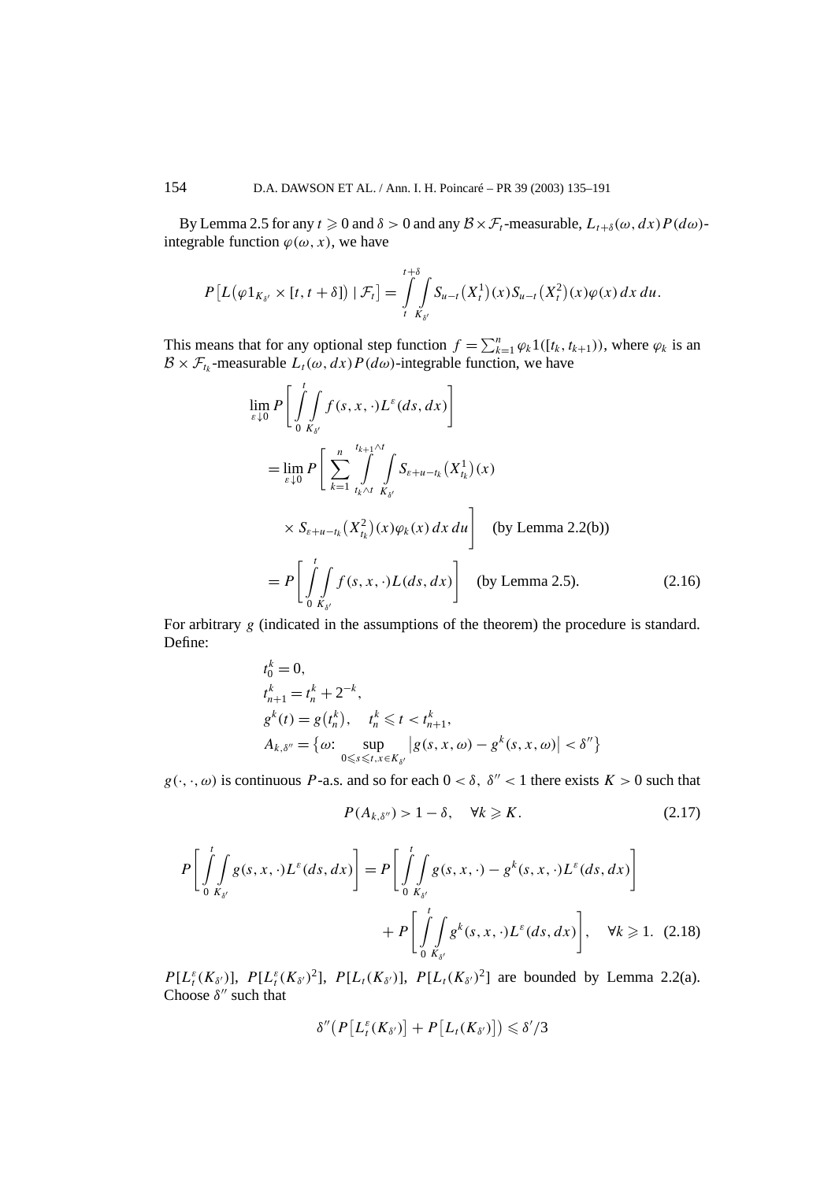By Lemma 2.5 for any $t \geqslant 0$ and $\delta > 0$ and any $\mathcal{B} \times \mathcal{F}_t$-measurable, $L_{t+\delta}(\omega, dx)P(d\omega)$-integrable function $\varphi(\omega, x)$, we have

$$P\big[L\big(\varphi 1_{K_{\delta'}} \times [t, t+\delta]\big) \mid \mathcal{F}_t\big] = \int_t^{t+\delta} \int_{K_{\delta'}} S_{u-t}\big(X_t^1\big)(x) S_{u-t}\big(X_t^2\big)(x)\varphi(x)\, dx\, du.$$

This means that for any optional step function $f = \sum_{k=1}^n \varphi_k 1([t_k, t_{k+1}))$, where $\varphi_k$ is an $\mathcal{B} \times \mathcal{F}_{t_k}$-measurable $L_t(\omega, dx)P(d\omega)$-integrable function, we have

$$\begin{aligned}
&\lim_{\varepsilon \downarrow 0} P\left[\int_0^t \int_{K_{\delta'}} f(s, x, \cdot) L^\varepsilon(ds, dx)\right] \\
&\quad = \lim_{\varepsilon \downarrow 0} P\left[\sum_{k=1}^n \int_{t_k \wedge t}^{t_{k+1} \wedge t} \int_{K_{\delta'}} S_{\varepsilon + u - t_k}\big(X_{t_k}^1\big)(x) \right. \\
&\quad\quad \left. \times S_{\varepsilon + u - t_k}\big(X_{t_k}^2\big)(x)\varphi_k(x)\, dx\, du\right] \quad \text{(by Lemma 2.2(b))} \\
&\quad = P\left[\int_0^t \int_{K_{\delta'}} f(s, x, \cdot) L(ds, dx)\right] \quad \text{(by Lemma 2.5).} \qquad (2.16)
\end{aligned}$$

For arbitrary $g$ (indicated in the assumptions of the theorem) the procedure is standard. Define:

$$\begin{aligned}
&t_0^k = 0, \\
&t_{n+1}^k = t_n^k + 2^{-k}, \\
&g^k(t) = g\big(t_n^k\big), \quad t_n^k \leqslant t < t_{n+1}^k, \\
&A_{k,\delta''} = \Big\{\omega\colon \sup_{0 \leqslant s \leqslant t, x \in K_{\delta'}} \big|g(s, x, \omega) - g^k(s, x, \omega)\big| < \delta''\Big\}
\end{aligned}$$

$g(\cdot, \cdot, \omega)$ is continuous $P$-a.s. and so for each $0 < \delta,\ \delta'' < 1$ there exists $K > 0$ such that

$$P(A_{k,\delta''}) > 1 - \delta, \quad \forall k \geqslant K. \qquad (2.17)$$

$$\begin{aligned}
P\left[\int_0^t \int_{K_{\delta'}} g(s, x, \cdot) L^\varepsilon(ds, dx)\right] &= P\left[\int_0^t \int_{K_{\delta'}} g(s, x, \cdot) - g^k(s, x, \cdot) L^\varepsilon(ds, dx)\right] \\
&\quad + P\left[\int_0^t \int_{K_{\delta'}} g^k(s, x, \cdot) L^\varepsilon(ds, dx)\right], \quad \forall k \geqslant 1. \quad (2.18)
\end{aligned}$$

$P[L_t^\varepsilon(K_{\delta'})]$, $P[L_t^\varepsilon(K_{\delta'})^2]$, $P[L_t(K_{\delta'})]$, $P[L_t(K_{\delta'})^2]$ are bounded by Lemma 2.2(a). Choose $\delta''$ such that

$$\delta''\big(P\big[L_t^\varepsilon(K_{\delta'})\big] + P\big[L_t(K_{\delta'})\big]\big) \leqslant \delta'/3$$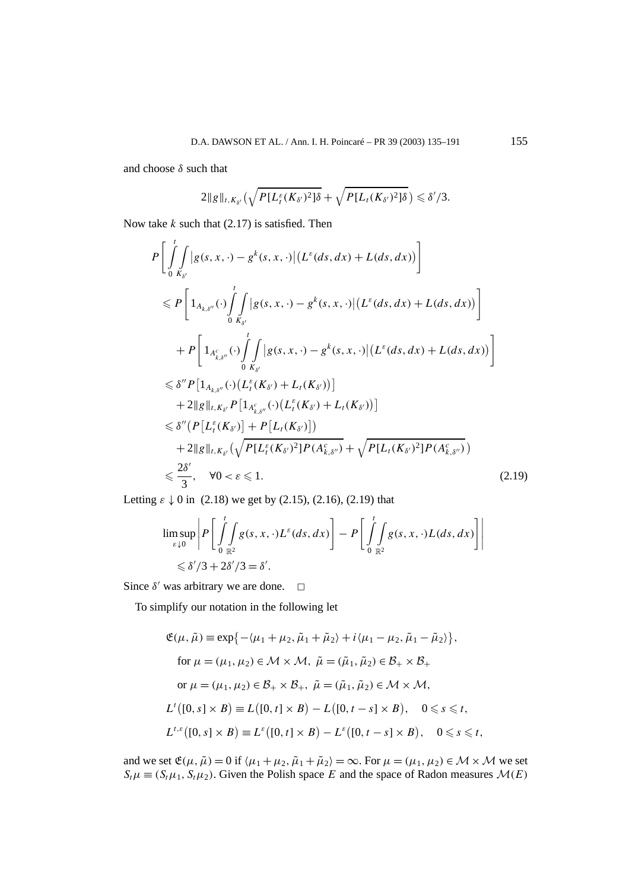and choose $\delta$ such that

$$2\|g\|_{t,K_{\delta'}}\left(\sqrt{P[L_t^\varepsilon(K_{\delta'})^2]\delta}+\sqrt{P[L_t(K_{\delta'})^2]\delta}\right)\leqslant \delta'/3.$$

Now take $k$ such that (2.17) is satisfied. Then

$$\begin{aligned}
&P\left[\int_0^t\int_{K_{\delta'}}\left|g(s,x,\cdot)-g^k(s,x,\cdot)\right|\left(L^\varepsilon(ds,dx)+L(ds,dx)\right)\right]\\
&\quad\leqslant P\left[1_{A_{k,\delta''}}(\cdot)\int_0^t\int_{K_{\delta'}}\left|g(s,x,\cdot)-g^k(s,x,\cdot)\right|\left(L^\varepsilon(ds,dx)+L(ds,dx)\right)\right]\\
&\qquad+P\left[1_{A^c_{k,\delta''}}(\cdot)\int_0^t\int_{K_{\delta'}}\left|g(s,x,\cdot)-g^k(s,x,\cdot)\right|\left(L^\varepsilon(ds,dx)+L(ds,dx)\right)\right]\\
&\quad\leqslant \delta'' P\left[1_{A_{k,\delta''}}(\cdot)\left(L_t^\varepsilon(K_{\delta'})+L_t(K_{\delta'})\right)\right]\\
&\qquad+2\|g\|_{t,K_{\delta'}}P\left[1_{A^c_{k,\delta''}}(\cdot)\left(L_t^\varepsilon(K_{\delta'})+L_t(K_{\delta'})\right)\right]\\
&\quad\leqslant \delta''\left(P\left[L_t^\varepsilon(K_{\delta'})\right]+P\left[L_t(K_{\delta'})\right]\right)\\
&\qquad+2\|g\|_{t,K_{\delta'}}\left(\sqrt{P[L_t^\varepsilon(K_{\delta'})^2]P(A^c_{k,\delta''})}+\sqrt{P[L_t(K_{\delta'})^2]P(A^c_{k,\delta''})}\right)\\
&\quad\leqslant \frac{2\delta'}{3},\quad \forall 0<\varepsilon\leqslant 1.
\end{aligned}\tag{2.19}$$

Letting $\varepsilon\downarrow 0$ in (2.18) we get by (2.15), (2.16), (2.19) that

$$\begin{aligned}
&\limsup_{\varepsilon\downarrow 0}\left|P\left[\int_0^t\int_{\mathbb{R}^2}g(s,x,\cdot)L^\varepsilon(ds,dx)\right]-P\left[\int_0^t\int_{\mathbb{R}^2}g(s,x,\cdot)L(ds,dx)\right]\right|\\
&\quad\leqslant \delta'/3+2\delta'/3=\delta'.
\end{aligned}$$

Since $\delta'$ was arbitrary we are done. $\square$

To simplify our notation in the following let

$$\begin{aligned}
&\mathfrak{E}(\mu,\tilde\mu)\equiv\exp\left\{-\langle\mu_1+\mu_2,\tilde\mu_1+\tilde\mu_2\rangle+i\langle\mu_1-\mu_2,\tilde\mu_1-\tilde\mu_2\rangle\right\},\\
&\quad\text{for } \mu=(\mu_1,\mu_2)\in\mathcal{M}\times\mathcal{M},\ \tilde\mu=(\tilde\mu_1,\tilde\mu_2)\in\mathcal{B}_+\times\mathcal{B}_+\\
&\quad\text{or } \mu=(\mu_1,\mu_2)\in\mathcal{B}_+\times\mathcal{B}_+,\ \tilde\mu=(\tilde\mu_1,\tilde\mu_2)\in\mathcal{M}\times\mathcal{M},\\
&L^t\left([0,s]\times B\right)\equiv L\left([0,t]\times B\right)-L\left([0,t-s]\times B\right),\quad 0\leqslant s\leqslant t,\\
&L^{t,\varepsilon}\left([0,s]\times B\right)\equiv L^\varepsilon\left([0,t]\times B\right)-L^\varepsilon\left([0,t-s]\times B\right),\quad 0\leqslant s\leqslant t,
\end{aligned}$$

and we set $\mathfrak{E}(\mu,\tilde\mu)=0$ if $\langle\mu_1+\mu_2,\tilde\mu_1+\tilde\mu_2\rangle=\infty$. For $\mu=(\mu_1,\mu_2)\in\mathcal{M}\times\mathcal{M}$ we set $S_t\mu\equiv(S_t\mu_1,S_t\mu_2)$. Given the Polish space $E$ and the space of Radon measures $\mathcal{M}(E)$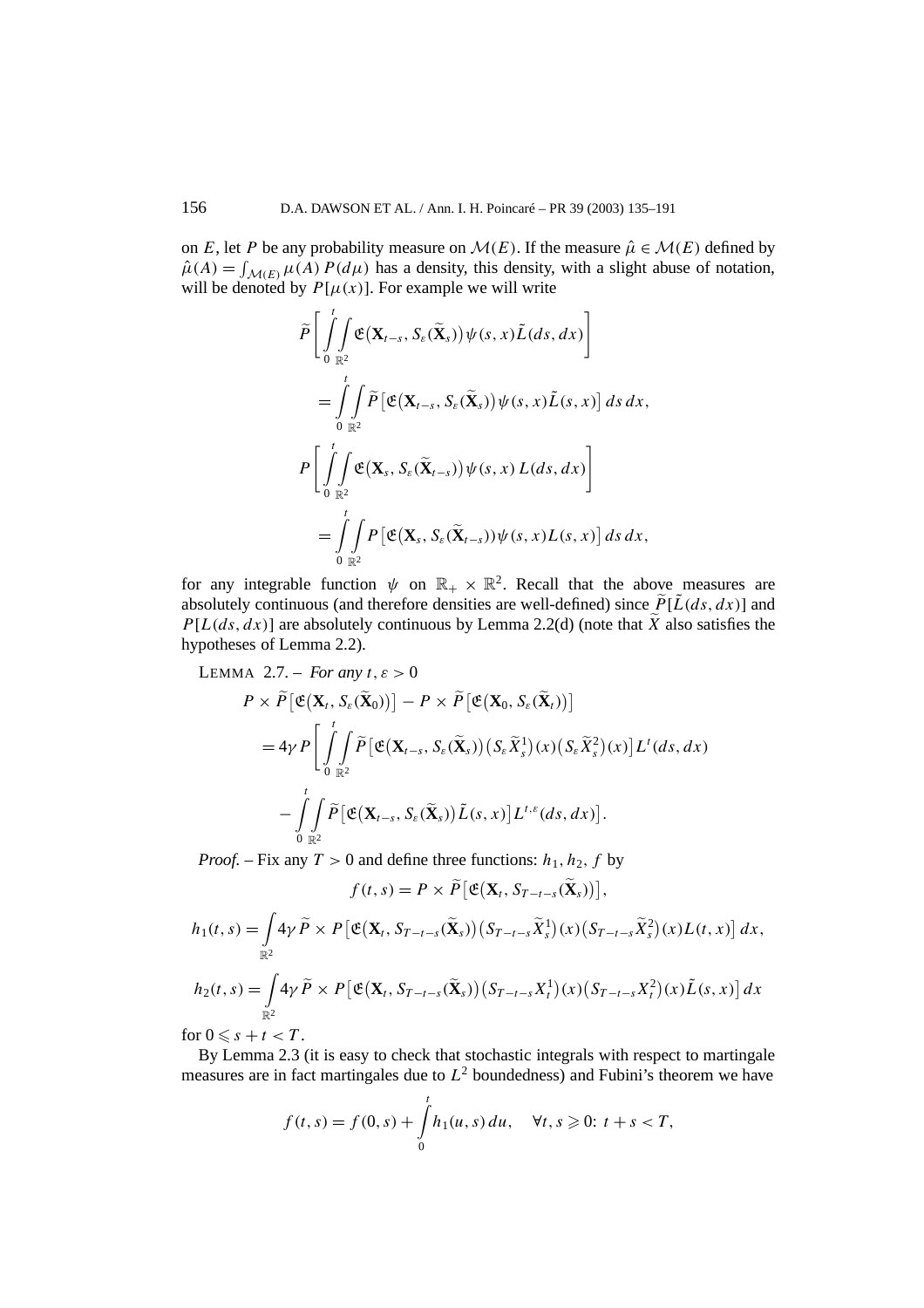on $E$, let $P$ be any probability measure on $\mathcal{M}(E)$. If the measure $\hat{\mu} \in \mathcal{M}(E)$ defined by $\hat{\mu}(A) = \int_{\mathcal{M}(E)} \mu(A)\, P(d\mu)$ has a density, this density, with a slight abuse of notation, will be denoted by $P[\mu(x)]$. For example we will write

$$
\widetilde{P}\left[\int_0^t \int_{\mathbb{R}^2} \mathfrak{E}\big(\mathbf{X}_{t-s}, S_\varepsilon(\widetilde{\mathbf{X}}_s)\big)\psi(s,x)\tilde{L}(ds,dx)\right]
$$

$$
= \int_0^t \int_{\mathbb{R}^2} \widetilde{P}\big[\mathfrak{E}\big(\mathbf{X}_{t-s}, S_\varepsilon(\widetilde{\mathbf{X}}_s)\big)\psi(s,x)\tilde{L}(s,x)\big]\, ds\, dx,
$$

$$
P\left[\int_0^t \int_{\mathbb{R}^2} \mathfrak{E}\big(\mathbf{X}_s, S_\varepsilon(\widetilde{\mathbf{X}}_{t-s})\big)\psi(s,x)\, L(ds,dx)\right]
$$

$$
= \int_0^t \int_{\mathbb{R}^2} P\big[\mathfrak{E}\big(\mathbf{X}_s, S_\varepsilon(\widetilde{\mathbf{X}}_{t-s})\big)\psi(s,x) L(s,x)\big]\, ds\, dx,
$$

for any integrable function $\psi$ on $\mathbb{R}_+ \times \mathbb{R}^2$. Recall that the above measures are absolutely continuous (and therefore densities are well-defined) since $\widetilde{P}[\tilde{L}(ds,dx)]$ and $P[L(ds,dx)]$ are absolutely continuous by Lemma 2.2(d) (note that $\widetilde{X}$ also satisfies the hypotheses of Lemma 2.2).

LEMMA 2.7. – *For any* $t, \varepsilon > 0$

$$
P \times \widetilde{P}\big[\mathfrak{E}\big(\mathbf{X}_t, S_\varepsilon(\widetilde{\mathbf{X}}_0)\big)\big] - P \times \widetilde{P}\big[\mathfrak{E}\big(\mathbf{X}_0, S_\varepsilon(\widetilde{\mathbf{X}}_t)\big)\big]
$$

$$
= 4\gamma P\left[\int_0^t \int_{\mathbb{R}^2} \widetilde{P}\big[\mathfrak{E}\big(\mathbf{X}_{t-s}, S_\varepsilon(\widetilde{\mathbf{X}}_s)\big)\big(S_\varepsilon \widetilde{X}_s^1\big)(x)\big(S_\varepsilon \widetilde{X}_s^2\big)(x)\big] L^t(ds,dx)\right.
$$

$$
\left. - \int_0^t \int_{\mathbb{R}^2} \widetilde{P}\big[\mathfrak{E}\big(\mathbf{X}_{t-s}, S_\varepsilon(\widetilde{\mathbf{X}}_s)\big)\tilde{L}(s,x)\big] L^{t,\varepsilon}(ds,dx)\right].
$$

*Proof.* – Fix any $T > 0$ and define three functions: $h_1, h_2, f$ by

$$
f(t,s) = P \times \widetilde{P}\big[\mathfrak{E}\big(\mathbf{X}_t, S_{T-t-s}(\widetilde{\mathbf{X}}_s)\big)\big],
$$

$$
h_1(t,s) = \int_{\mathbb{R}^2} 4\gamma\, \widetilde{P} \times P\big[\mathfrak{E}\big(\mathbf{X}_t, S_{T-t-s}(\widetilde{\mathbf{X}}_s)\big)\big(S_{T-t-s}\widetilde{X}_s^1\big)(x)\big(S_{T-t-s}\widetilde{X}_s^2\big)(x) L(t,x)\big]\, dx,
$$

$$
h_2(t,s) = \int_{\mathbb{R}^2} 4\gamma\, \widetilde{P} \times P\big[\mathfrak{E}\big(\mathbf{X}_t, S_{T-t-s}(\widetilde{\mathbf{X}}_s)\big)\big(S_{T-t-s}X_t^1\big)(x)\big(S_{T-t-s}X_t^2\big)(x)\tilde{L}(s,x)\big]\, dx
$$

for $0 \leqslant s + t < T$.

By Lemma 2.3 (it is easy to check that stochastic integrals with respect to martingale measures are in fact martingales due to $L^2$ boundedness) and Fubini's theorem we have

$$
f(t,s) = f(0,s) + \int_0^t h_1(u,s)\, du, \quad \forall t, s \geqslant 0\colon\ t + s < T,
$$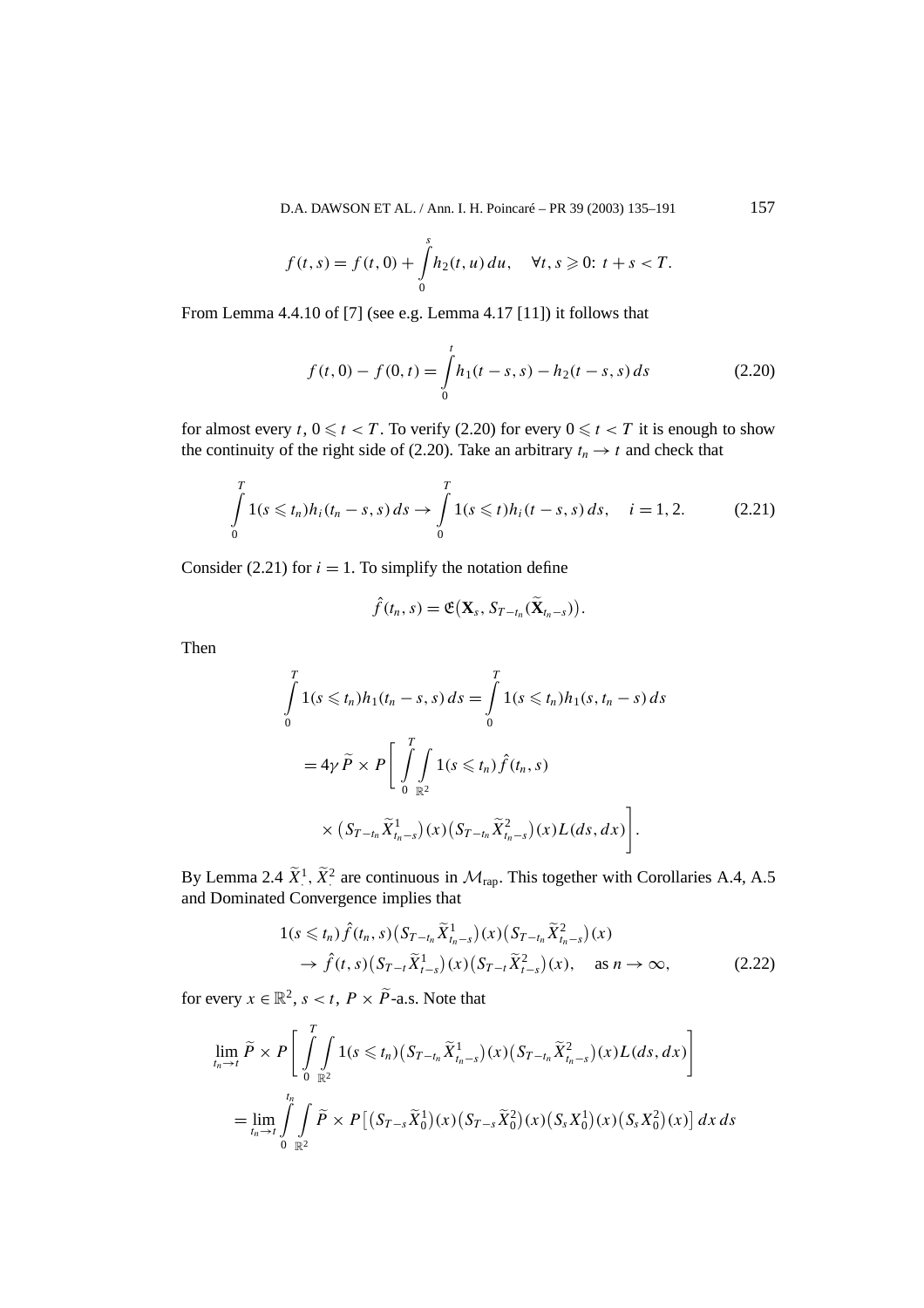$$f(t,s) = f(t,0) + \int_0^s h_2(t,u)\,du, \quad \forall t,s \geqslant 0\colon\ t+s<T.$$

From Lemma 4.4.10 of [7] (see e.g. Lemma 4.17 [11]) it follows that

$$f(t,0) - f(0,t) = \int_0^t h_1(t-s,s) - h_2(t-s,s)\,ds \tag{2.20}$$

for almost every $t$, $0 \leqslant t < T$. To verify (2.20) for every $0 \leqslant t < T$ it is enough to show the continuity of the right side of (2.20). Take an arbitrary $t_n \to t$ and check that

$$\int_0^T 1(s \leqslant t_n) h_i(t_n - s, s)\,ds \to \int_0^T 1(s \leqslant t) h_i(t-s,s)\,ds, \quad i = 1,2. \tag{2.21}$$

Consider (2.21) for $i = 1$. To simplify the notation define

$$\hat{f}(t_n, s) = \mathfrak{E}\big(\mathbf{X}_s, S_{T-t_n}(\widetilde{\mathbf{X}}_{t_n - s})\big).$$

Then

$$\begin{aligned}
\int_0^T 1(s \leqslant t_n) h_1(t_n - s, s)\,ds &= \int_0^T 1(s \leqslant t_n) h_1(s, t_n - s)\,ds \\
&= 4\gamma\, \widetilde{P} \times P\bigg[\int_0^T \int_{\mathbb{R}^2} 1(s \leqslant t_n)\hat{f}(t_n, s) \\
&\quad \times \big(S_{T-t_n}\widetilde{X}^1_{t_n - s}\big)(x)\big(S_{T-t_n}\widetilde{X}^2_{t_n-s}\big)(x) L(ds,dx)\bigg].
\end{aligned}$$

By Lemma 2.4 $\widetilde{X}^1_\cdot$, $\widetilde{X}^2_\cdot$ are continuous in $\mathcal{M}_{\text{rap}}$. This together with Corollaries A.4, A.5 and Dominated Convergence implies that

$$\begin{aligned}
&1(s \leqslant t_n)\hat{f}(t_n, s)\big(S_{T-t_n}\widetilde{X}^1_{t_n-s}\big)(x)\big(S_{T-t_n}\widetilde{X}^2_{t_n-s}\big)(x) \\
&\quad \to \hat{f}(t,s)\big(S_{T-t}\widetilde{X}^1_{t-s}\big)(x)\big(S_{T-t}\widetilde{X}^2_{t-s}\big)(x), \quad \text{as } n \to \infty,
\end{aligned} \tag{2.22}$$

for every $x \in \mathbb{R}^2$, $s < t$, $P \times \widetilde{P}$-a.s. Note that

$$\begin{aligned}
&\lim_{t_n \to t} \widetilde{P} \times P\bigg[\int_0^T \int_{\mathbb{R}^2} 1(s \leqslant t_n)\big(S_{T-t_n}\widetilde{X}^1_{t_n-s}\big)(x)\big(S_{T-t_n}\widetilde{X}^2_{t_n-s}\big)(x) L(ds,dx)\bigg] \\
&= \lim_{t_n \to t} \int_0^{t_n} \int_{\mathbb{R}^2} \widetilde{P} \times P\big[\big(S_{T-s}\widetilde{X}^1_0\big)(x)\big(S_{T-s}\widetilde{X}^2_0\big)(x)\big(S_s X^1_0\big)(x)\big(S_s X^2_0\big)(x)\big]\,dx\,ds
\end{aligned}$$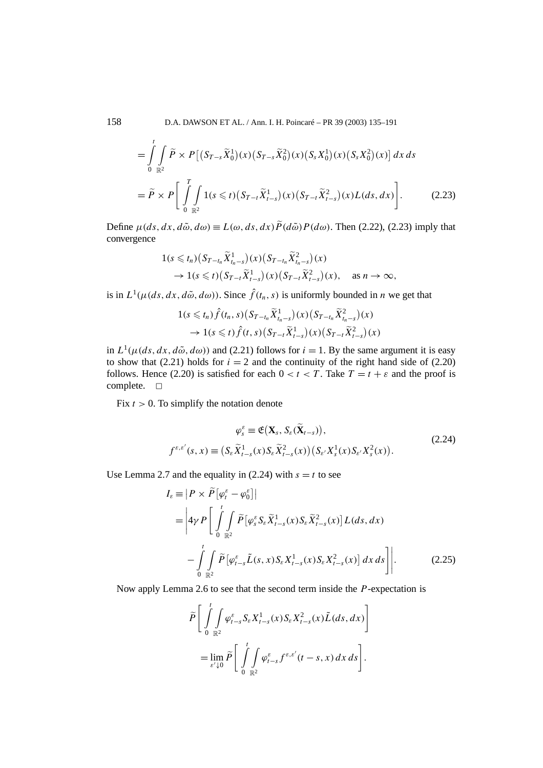$$
\begin{aligned}
&= \int_0^t \int_{\mathbb{R}^2} \widetilde{P} \times P\big[\big(S_{T-s}\widetilde{X}_0^1\big)(x)\big(S_{T-s}\widetilde{X}_0^2\big)(x)\big(S_s X_0^1\big)(x)\big(S_s X_0^2\big)(x)\big]\,dx\,ds \\
&= \widetilde{P} \times P\left[\int_0^T \int_{\mathbb{R}^2} 1(s \leqslant t)\big(S_{T-t}\widetilde{X}_{t-s}^1\big)(x)\big(S_{T-t}\widetilde{X}_{t-s}^2\big)(x) L(ds,dx)\right]. \qquad (2.23)
\end{aligned}
$$

Define $\mu(ds,dx,d\tilde{\omega},d\omega) \equiv L(\omega,ds,dx)\widetilde{P}(d\tilde{\omega})P(d\omega)$. Then (2.22), (2.23) imply that convergence

$$
\begin{aligned}
&1(s \leqslant t_n)\big(S_{T-t_n}\widetilde{X}_{t_n-s}^1\big)(x)\big(S_{T-t_n}\widetilde{X}_{t_n-s}^2\big)(x) \\
&\quad \to 1(s \leqslant t)\big(S_{T-t}\widetilde{X}_{t-s}^1\big)(x)\big(S_{T-t}\widetilde{X}_{t-s}^2\big)(x), \quad \text{as } n \to \infty,
\end{aligned}
$$

is in $L^1(\mu(ds,dx,d\tilde{\omega},d\omega))$. Since $\hat{f}(t_n,s)$ is uniformly bounded in $n$ we get that

$$
\begin{aligned}
&1(s \leqslant t_n)\hat{f}(t_n,s)\big(S_{T-t_n}\widetilde{X}_{t_n-s}^1\big)(x)\big(S_{T-t_n}\widetilde{X}_{t_n-s}^2\big)(x) \\
&\quad \to 1(s \leqslant t)\hat{f}(t,s)\big(S_{T-t}\widetilde{X}_{t-s}^1\big)(x)\big(S_{T-t}\widetilde{X}_{t-s}^2\big)(x)
\end{aligned}
$$

in $L^1(\mu(ds,dx,d\tilde{\omega},d\omega))$ and (2.21) follows for $i = 1$. By the same argument it is easy to show that (2.21) holds for $i = 2$ and the continuity of the right hand side of (2.20) follows. Hence (2.20) is satisfied for each $0 < t < T$. Take $T = t + \varepsilon$ and the proof is complete. □

Fix $t > 0$. To simplify the notation denote

$$
\begin{aligned}
\varphi_s^\varepsilon &\equiv \mathfrak{E}\big(\mathbf{X}_s, S_\varepsilon(\widetilde{\mathbf{X}}_{t-s})\big), \\
f^{\varepsilon,\varepsilon'}(s,x) &\equiv \big(S_\varepsilon \widetilde{X}_{t-s}^1(x) S_\varepsilon \widetilde{X}_{t-s}^2(x)\big)\big(S_{\varepsilon'} X_s^1(x) S_{\varepsilon'} X_s^2(x)\big).
\end{aligned} \qquad (2.24)
$$

Use Lemma 2.7 and the equality in (2.24) with $s = t$ to see

$$
\begin{aligned}
I_\varepsilon &\equiv \big|P \times \widetilde{P}\big[\varphi_t^\varepsilon - \varphi_0^\varepsilon\big]\big| \\
&= \left|4\gamma P\left[\int_0^t \int_{\mathbb{R}^2} \widetilde{P}\big[\varphi_s^\varepsilon S_\varepsilon \widetilde{X}_{t-s}^1(x) S_\varepsilon \widetilde{X}_{t-s}^2(x)\big] L(ds,dx) \right.\right. \\
&\qquad \left.\left. - \int_0^t \int_{\mathbb{R}^2} \widetilde{P}\big[\varphi_{t-s}^\varepsilon \tilde{L}(s,x) S_\varepsilon X_{t-s}^1(x) S_\varepsilon X_{t-s}^2(x)\big]\,dx\,ds\right]\right|. \qquad (2.25)
\end{aligned}
$$

Now apply Lemma 2.6 to see that the second term inside the $P$-expectation is

$$
\begin{aligned}
&\widetilde{P}\left[\int_0^t \int_{\mathbb{R}^2} \varphi_{t-s}^\varepsilon S_\varepsilon X_{t-s}^1(x) S_\varepsilon X_{t-s}^2(x) \tilde{L}(ds,dx)\right] \\
&\quad = \lim_{\varepsilon' \downarrow 0} \widetilde{P}\left[\int_0^t \int_{\mathbb{R}^2} \varphi_{t-s}^\varepsilon f^{\varepsilon,\varepsilon'}(t-s,x)\,dx\,ds\right].
\end{aligned}
$$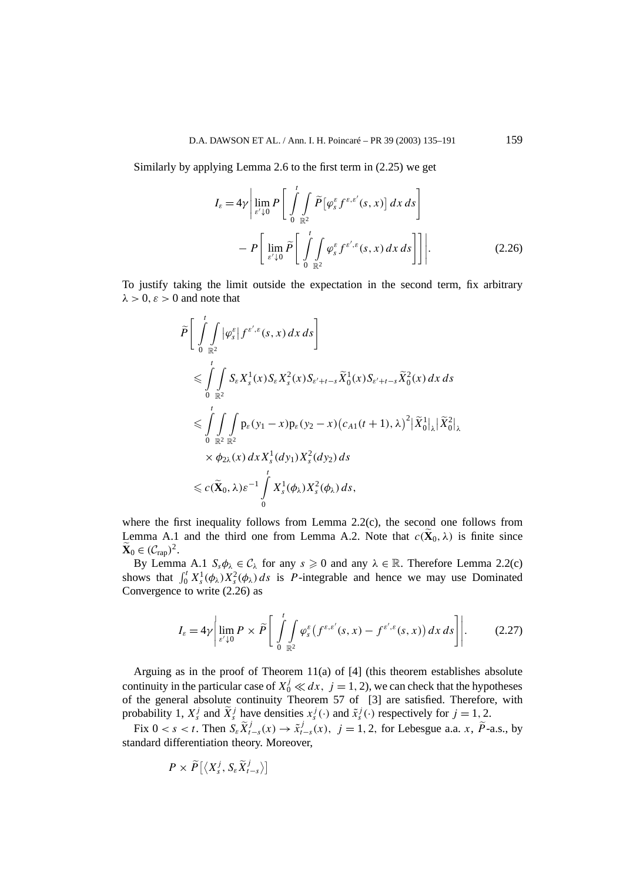Similarly by applying Lemma 2.6 to the first term in (2.25) we get

$$I_\varepsilon = 4\gamma \left| \lim_{\varepsilon' \downarrow 0} P\left[ \int_0^t \int_{\mathbb{R}^2} \widetilde{P}\left[\varphi_s^\varepsilon f^{\varepsilon,\varepsilon'}(s,x)\right] dx\, ds \right] - P\left[ \lim_{\varepsilon' \downarrow 0} \widetilde{P}\left[ \int_0^t \int_{\mathbb{R}^2} \varphi_s^\varepsilon f^{\varepsilon',\varepsilon}(s,x)\, dx\, ds \right]\right] \right|. \tag{2.26}$$

To justify taking the limit outside the expectation in the second term, fix arbitrary $\lambda > 0$, $\varepsilon > 0$ and note that

$$\begin{aligned}
&\widetilde{P}\left[ \int_0^t \int_{\mathbb{R}^2} |\varphi_s^\varepsilon| f^{\varepsilon',\varepsilon}(s,x)\, dx\, ds \right] \\
&\leqslant \int_0^t \int_{\mathbb{R}^2} S_\varepsilon X_s^1(x) S_\varepsilon X_s^2(x) S_{\varepsilon'+t-s} \widetilde{X}_0^1(x) S_{\varepsilon'+t-s} \widetilde{X}_0^2(x)\, dx\, ds \\
&\leqslant \int_0^t \int_{\mathbb{R}^2} \int_{\mathbb{R}^2} \mathrm{p}_\varepsilon(y_1 - x) \mathrm{p}_\varepsilon(y_2 - x) \big(c_{A1}(t+1), \lambda\big)^2 \big|\widetilde{X}_0^1\big|_\lambda \big|\widetilde{X}_0^2\big|_\lambda \\
&\qquad \times \phi_{2\lambda}(x)\, dx\, X_s^1(dy_1) X_s^2(dy_2)\, ds \\
&\leqslant c(\widetilde{\mathbf{X}}_0, \lambda) \varepsilon^{-1} \int_0^t X_s^1(\phi_\lambda) X_s^2(\phi_\lambda)\, ds,
\end{aligned}$$

where the first inequality follows from Lemma 2.2(c), the second one follows from Lemma A.1 and the third one from Lemma A.2. Note that $c(\widetilde{\mathbf{X}}_0, \lambda)$ is finite since $\widetilde{\mathbf{X}}_0 \in (\mathcal{C}_{\mathrm{rap}})^2$.

By Lemma A.1 $S_s \phi_\lambda \in \mathcal{C}_\lambda$ for any $s \geqslant 0$ and any $\lambda \in \mathbb{R}$. Therefore Lemma 2.2(c) shows that $\int_0^t X_s^1(\phi_\lambda) X_s^2(\phi_\lambda)\, ds$ is $P$-integrable and hence we may use Dominated Convergence to write (2.26) as

$$I_\varepsilon = 4\gamma \left| \lim_{\varepsilon' \downarrow 0} P \times \widetilde{P}\left[ \int_0^t \int_{\mathbb{R}^2} \varphi_s^\varepsilon \big( f^{\varepsilon,\varepsilon'}(s,x) - f^{\varepsilon',\varepsilon}(s,x)\big)\, dx\, ds \right] \right|. \tag{2.27}$$

Arguing as in the proof of Theorem 11(a) of [4] (this theorem establishes absolute continuity in the particular case of $X_0^j \ll dx$, $j = 1, 2$), we can check that the hypotheses of the general absolute continuity Theorem 57 of [3] are satisfied. Therefore, with probability 1, $X_s^j$ and $\widetilde{X}_s^j$ have densities $x_s^j(\cdot)$ and $\tilde{x}_s^j(\cdot)$ respectively for $j = 1, 2$.

Fix $0 < s < t$. Then $S_\varepsilon \widetilde{X}_{t-s}^j(x) \to \tilde{x}_{t-s}^j(x)$, $j = 1, 2$, for Lebesgue a.a. $x$, $\widetilde{P}$-a.s., by standard differentiation theory. Moreover,

$$P \times \widetilde{P}\left[\langle X_s^j, S_\varepsilon \widetilde{X}_{t-s}^j \rangle\right]$$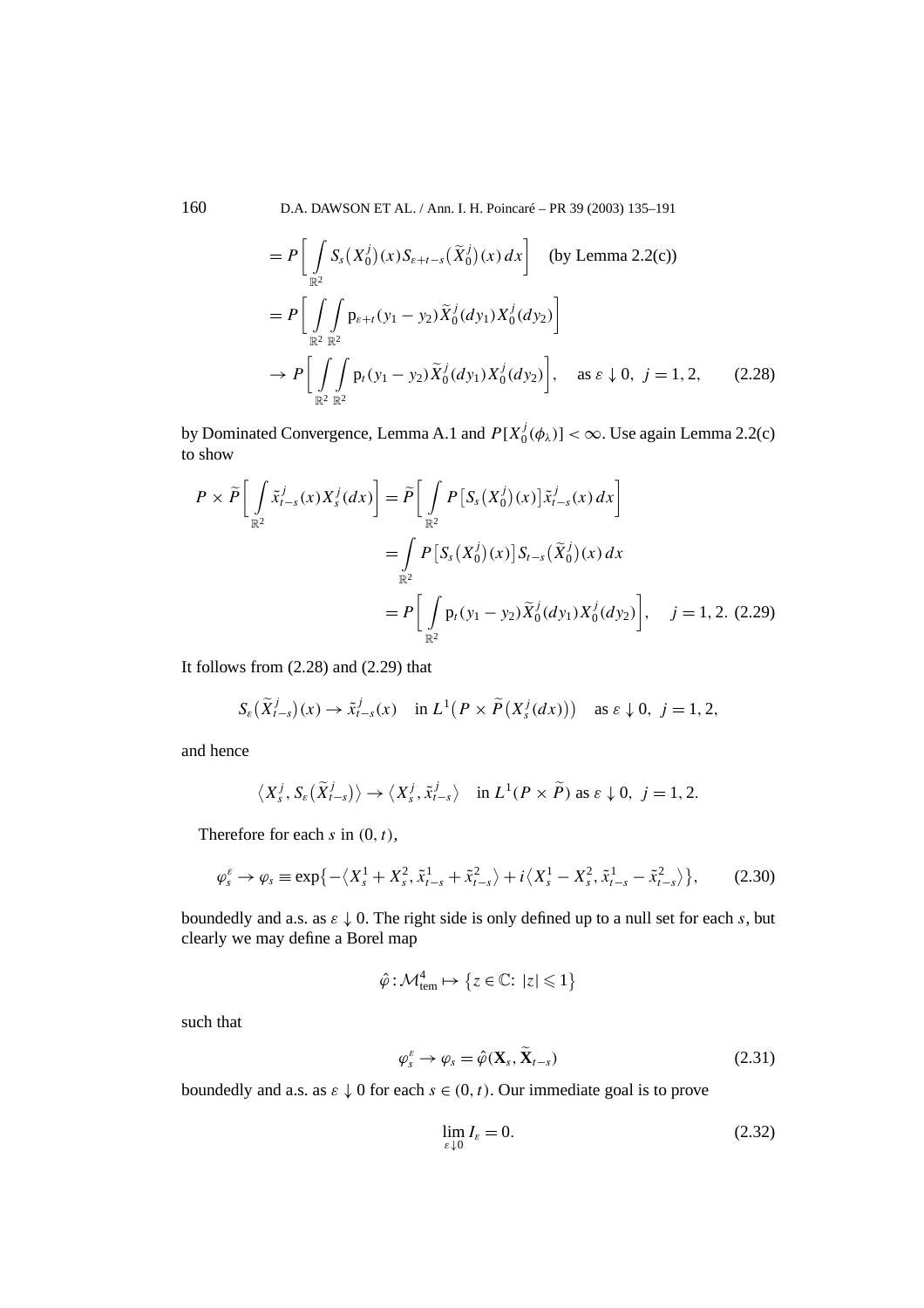$$
\begin{aligned}
&= P\bigg[\int_{\mathbb{R}^2} S_s\big(X_0^j\big)(x) S_{\varepsilon+t-s}\big(\widetilde{X}_0^j\big)(x)\,dx\bigg] \quad \text{(by Lemma 2.2(c))} \\
&= P\bigg[\int_{\mathbb{R}^2}\int_{\mathbb{R}^2} \mathrm{p}_{\varepsilon+t}(y_1 - y_2)\widetilde{X}_0^j(dy_1) X_0^j(dy_2)\bigg] \\
&\to P\bigg[\int_{\mathbb{R}^2}\int_{\mathbb{R}^2} \mathrm{p}_t(y_1 - y_2)\widetilde{X}_0^j(dy_1) X_0^j(dy_2)\bigg], \quad \text{as } \varepsilon \downarrow 0,\ j = 1, 2, \qquad (2.28)
\end{aligned}
$$

by Dominated Convergence, Lemma A.1 and $P[X_0^j(\phi_\lambda)] < \infty$. Use again Lemma 2.2(c) to show

$$
\begin{aligned}
P \times \widetilde{P}\bigg[\int_{\mathbb{R}^2} \tilde{x}_{t-s}^j(x) X_s^j(dx)\bigg] &= \widetilde{P}\bigg[\int_{\mathbb{R}^2} P\big[S_s\big(X_0^j\big)(x)\big]\tilde{x}_{t-s}^j(x)\,dx\bigg] \\
&= \int_{\mathbb{R}^2} P\big[S_s\big(X_0^j\big)(x)\big] S_{t-s}\big(\widetilde{X}_0^j\big)(x)\,dx \\
&= P\bigg[\int_{\mathbb{R}^2} \mathrm{p}_t(y_1 - y_2)\widetilde{X}_0^j(dy_1) X_0^j(dy_2)\bigg], \quad j = 1, 2. \ (2.29)
\end{aligned}
$$

It follows from (2.28) and (2.29) that

$$
S_\varepsilon\big(\widetilde{X}_{t-s}^j\big)(x) \to \tilde{x}_{t-s}^j(x) \quad \text{in } L^1\big(P \times \widetilde{P}\big(X_s^j(dx)\big)\big) \quad \text{as } \varepsilon \downarrow 0,\ j = 1, 2,
$$

and hence

$$
\big\langle X_s^j, S_\varepsilon\big(\widetilde{X}_{t-s}^j\big)\big\rangle \to \big\langle X_s^j, \tilde{x}_{t-s}^j\big\rangle \quad \text{in } L^1(P \times \widetilde{P}) \text{ as } \varepsilon \downarrow 0,\ j = 1, 2.
$$

Therefore for each $s$ in $(0, t)$,

$$
\varphi_s^\varepsilon \to \varphi_s \equiv \exp\big\{-\big\langle X_s^1 + X_s^2, \tilde{x}_{t-s}^1 + \tilde{x}_{t-s}^2\big\rangle + i\big\langle X_s^1 - X_s^2, \tilde{x}_{t-s}^1 - \tilde{x}_{t-s}^2\big\rangle\big\}, \qquad (2.30)
$$

boundedly and a.s. as $\varepsilon \downarrow 0$. The right side is only defined up to a null set for each $s$, but clearly we may define a Borel map

$$
\hat{\varphi} : \mathcal{M}_{\mathrm{tem}}^4 \mapsto \big\{z \in \mathbb{C}:\ |z| \leqslant 1\big\}
$$

such that

$$
\varphi_s^\varepsilon \to \varphi_s = \hat{\varphi}(\mathbf{X}_s, \widetilde{\mathbf{X}}_{t-s}) \qquad (2.31)
$$

boundedly and a.s. as $\varepsilon \downarrow 0$ for each $s \in (0, t)$. Our immediate goal is to prove

$$
\lim_{\varepsilon \downarrow 0} I_\varepsilon = 0. \qquad (2.32)
$$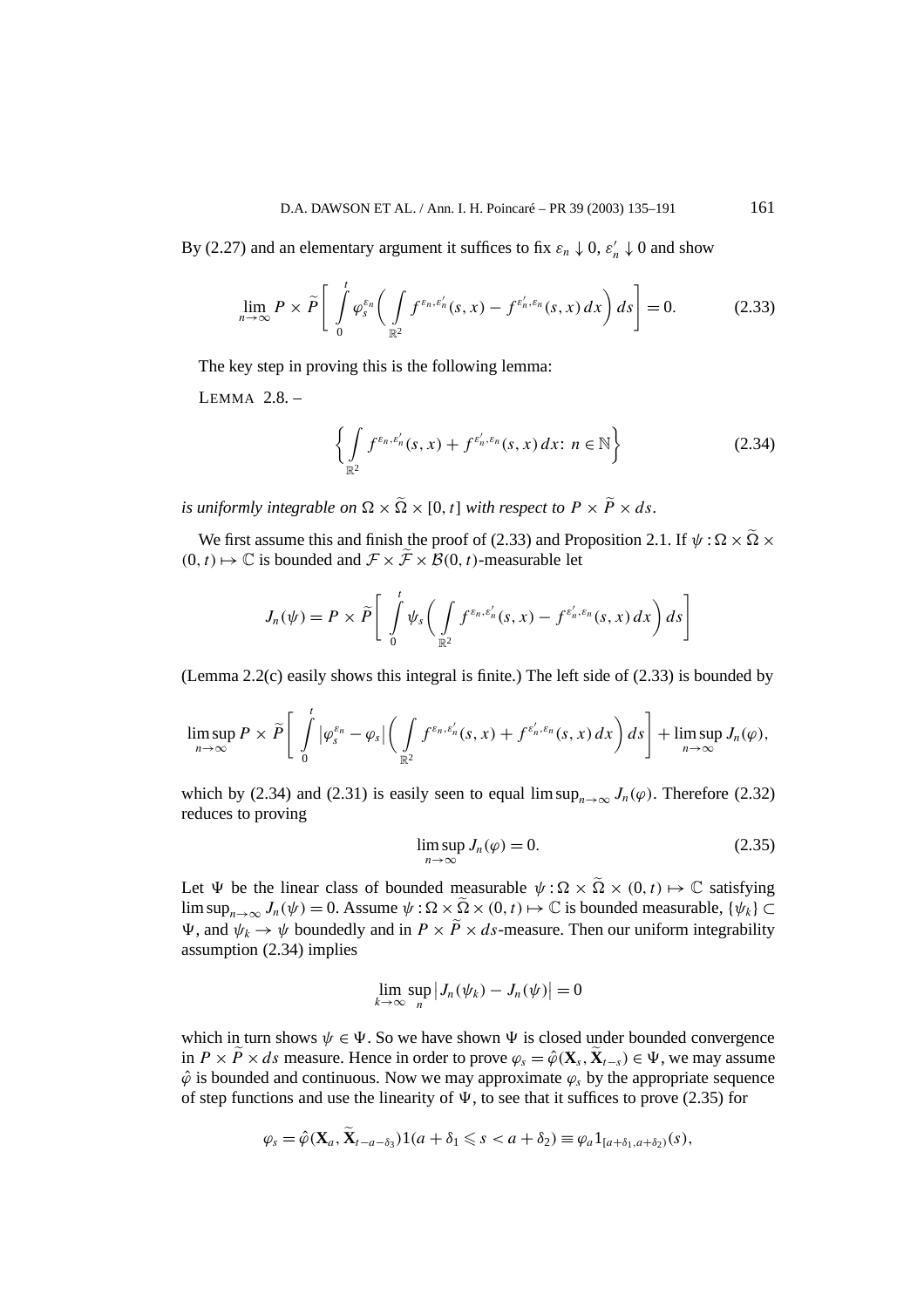By (2.27) and an elementary argument it suffices to fix $\varepsilon_n \downarrow 0$, $\varepsilon_n' \downarrow 0$ and show

$$\lim_{n\to\infty} P \times \widetilde{P}\left[\int_0^t \varphi_s^{\varepsilon_n}\left(\int_{\mathbb{R}^2} f^{\varepsilon_n,\varepsilon_n'}(s,x) - f^{\varepsilon_n',\varepsilon_n}(s,x)\,dx\right) ds\right] = 0. \tag{2.33}$$

The key step in proving this is the following lemma:

LEMMA 2.8. –

$$\left\{\int_{\mathbb{R}^2} f^{\varepsilon_n,\varepsilon_n'}(s,x) + f^{\varepsilon_n',\varepsilon_n}(s,x)\,dx\colon n \in \mathbb{N}\right\} \tag{2.34}$$

*is uniformly integrable on $\Omega \times \widetilde{\Omega} \times [0,t]$ with respect to $P \times \widetilde{P} \times ds$.*

We first assume this and finish the proof of (2.33) and Proposition 2.1. If $\psi : \Omega \times \widetilde{\Omega} \times (0,t) \mapsto \mathbb{C}$ is bounded and $\mathcal{F} \times \widetilde{\mathcal{F}} \times \mathcal{B}(0,t)$-measurable let

$$J_n(\psi) = P \times \widetilde{P}\left[\int_0^t \psi_s\left(\int_{\mathbb{R}^2} f^{\varepsilon_n,\varepsilon_n'}(s,x) - f^{\varepsilon_n',\varepsilon_n}(s,x)\,dx\right) ds\right]$$

(Lemma 2.2(c) easily shows this integral is finite.) The left side of (2.33) is bounded by

$$\limsup_{n\to\infty} P \times \widetilde{P}\left[\int_0^t \left|\varphi_s^{\varepsilon_n} - \varphi_s\right|\left(\int_{\mathbb{R}^2} f^{\varepsilon_n,\varepsilon_n'}(s,x) + f^{\varepsilon_n',\varepsilon_n}(s,x)\,dx\right) ds\right] + \limsup_{n\to\infty} J_n(\varphi),$$

which by (2.34) and (2.31) is easily seen to equal $\limsup_{n\to\infty} J_n(\varphi)$. Therefore (2.32) reduces to proving

$$\limsup_{n\to\infty} J_n(\varphi) = 0. \tag{2.35}$$

Let $\Psi$ be the linear class of bounded measurable $\psi : \Omega \times \widetilde{\Omega} \times (0,t) \mapsto \mathbb{C}$ satisfying $\limsup_{n\to\infty} J_n(\psi) = 0$. Assume $\psi : \Omega \times \widetilde{\Omega} \times (0,t) \mapsto \mathbb{C}$ is bounded measurable, $\{\psi_k\} \subset \Psi$, and $\psi_k \to \psi$ boundedly and in $P \times \widetilde{P} \times ds$-measure. Then our uniform integrability assumption (2.34) implies

$$\lim_{k\to\infty} \sup_n \left|J_n(\psi_k) - J_n(\psi)\right| = 0$$

which in turn shows $\psi \in \Psi$. So we have shown $\Psi$ is closed under bounded convergence in $P \times \widetilde{P} \times ds$ measure. Hence in order to prove $\varphi_s = \hat{\varphi}(\mathbf{X}_s, \widetilde{\mathbf{X}}_{t-s}) \in \Psi$, we may assume $\hat{\varphi}$ is bounded and continuous. Now we may approximate $\varphi_s$ by the appropriate sequence of step functions and use the linearity of $\Psi$, to see that it suffices to prove (2.35) for

$$\varphi_s = \hat{\varphi}(\mathbf{X}_a, \widetilde{\mathbf{X}}_{t-a-\delta_3}) 1(a + \delta_1 \leqslant s < a + \delta_2) \equiv \varphi_a 1_{[a+\delta_1, a+\delta_2)}(s),$$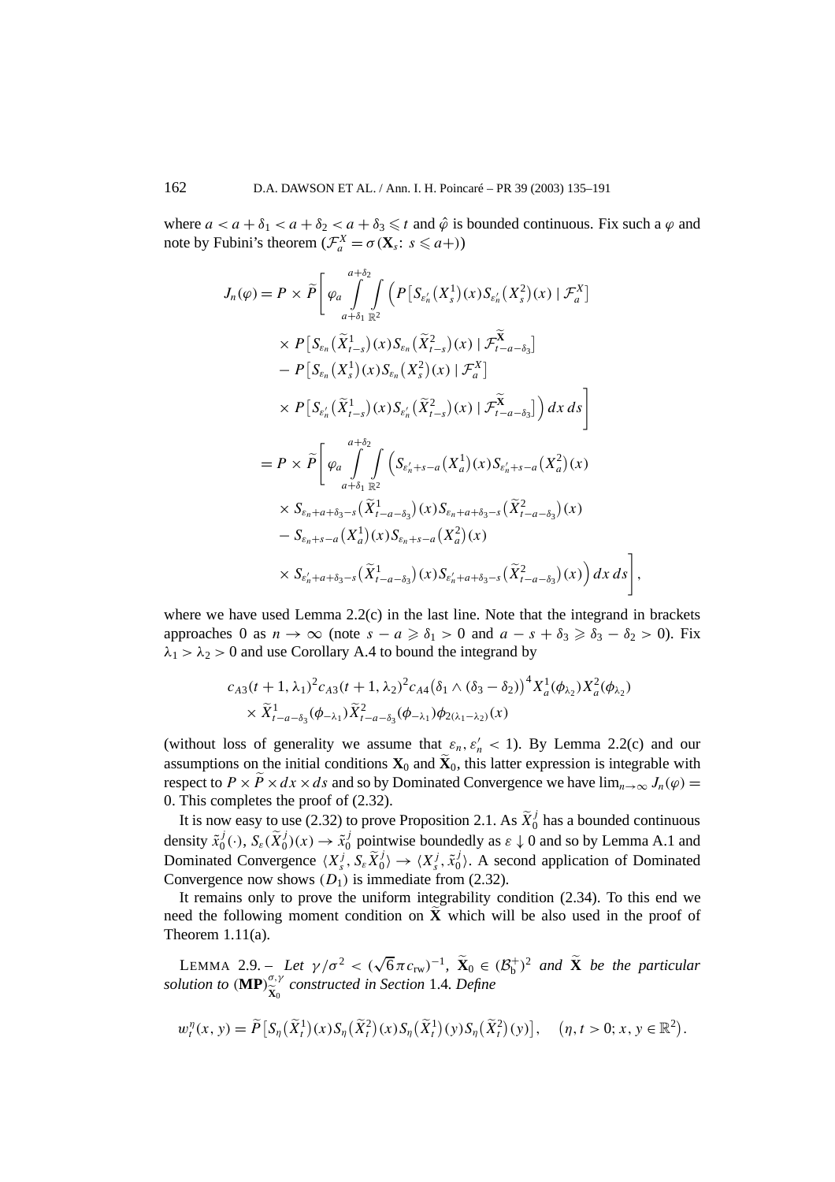where $a < a + \delta_1 < a + \delta_2 < a + \delta_3 \leqslant t$ and $\hat{\varphi}$ is bounded continuous. Fix such a $\varphi$ and note by Fubini's theorem ($\mathcal{F}_a^X = \sigma(\mathbf{X}_s\colon s \leqslant a+)$)

$$
\begin{aligned}
J_n(\varphi) &= P \times \widetilde{P}\Bigg[\varphi_a \int_{a+\delta_1}^{a+\delta_2} \int_{\mathbb{R}^2} \Big( P\big[S_{\varepsilon_n'}\big(X_s^1\big)(x) S_{\varepsilon_n'}\big(X_s^2\big)(x) \mid \mathcal{F}_a^X\big] \\
&\quad \times P\big[S_{\varepsilon_n}\big(\widetilde{X}_{t-s}^1\big)(x) S_{\varepsilon_n}\big(\widetilde{X}_{t-s}^2\big)(x) \mid \mathcal{F}_{t-a-\delta_3}^{\widetilde{\mathbf{X}}}\big] \\
&\quad - P\big[S_{\varepsilon_n}\big(X_s^1\big)(x) S_{\varepsilon_n}\big(X_s^2\big)(x) \mid \mathcal{F}_a^X\big] \\
&\quad \times P\big[S_{\varepsilon_n'}\big(\widetilde{X}_{t-s}^1\big)(x) S_{\varepsilon_n'}\big(\widetilde{X}_{t-s}^2\big)(x) \mid \mathcal{F}_{t-a-\delta_3}^{\widetilde{\mathbf{X}}}\big] \Big)\, dx\, ds \Bigg] \\
&= P \times \widetilde{P}\Bigg[\varphi_a \int_{a+\delta_1}^{a+\delta_2} \int_{\mathbb{R}^2} \Big( S_{\varepsilon_n'+s-a}\big(X_a^1\big)(x) S_{\varepsilon_n'+s-a}\big(X_a^2\big)(x) \\
&\quad \times S_{\varepsilon_n+a+\delta_3-s}\big(\widetilde{X}_{t-a-\delta_3}^1\big)(x) S_{\varepsilon_n+a+\delta_3-s}\big(\widetilde{X}_{t-a-\delta_3}^2\big)(x) \\
&\quad - S_{\varepsilon_n+s-a}\big(X_a^1\big)(x) S_{\varepsilon_n+s-a}\big(X_a^2\big)(x) \\
&\quad \times S_{\varepsilon_n'+a+\delta_3-s}\big(\widetilde{X}_{t-a-\delta_3}^1\big)(x) S_{\varepsilon_n'+a+\delta_3-s}\big(\widetilde{X}_{t-a-\delta_3}^2\big)(x) \Big)\, dx\, ds \Bigg],
\end{aligned}
$$

where we have used Lemma 2.2(c) in the last line. Note that the integrand in brackets approaches 0 as $n \to \infty$ (note $s - a \geqslant \delta_1 > 0$ and $a - s + \delta_3 \geqslant \delta_3 - \delta_2 > 0$). Fix $\lambda_1 > \lambda_2 > 0$ and use Corollary A.4 to bound the integrand by

$$
\begin{aligned}
&c_{A3}(t+1, \lambda_1)^2 c_{A3}(t+1, \lambda_2)^2 c_{A4}\big(\delta_1 \wedge (\delta_3 - \delta_2)\big)^4 X_a^1(\phi_{\lambda_2}) X_a^2(\phi_{\lambda_2}) \\
&\quad \times \widetilde{X}_{t-a-\delta_3}^1(\phi_{-\lambda_1}) \widetilde{X}_{t-a-\delta_3}^2(\phi_{-\lambda_1}) \phi_{2(\lambda_1-\lambda_2)}(x)
\end{aligned}
$$

(without loss of generality we assume that $\varepsilon_n, \varepsilon_n' < 1$). By Lemma 2.2(c) and our assumptions on the initial conditions $\mathbf{X}_0$ and $\widetilde{\mathbf{X}}_0$, this latter expression is integrable with respect to $P \times \widetilde{P} \times dx \times ds$ and so by Dominated Convergence we have $\lim_{n\to\infty} J_n(\varphi) = 0$. This completes the proof of (2.32).

It is now easy to use (2.32) to prove Proposition 2.1. As $\widetilde{X}_0^j$ has a bounded continuous density $\tilde{x}_0^j(\cdot)$, $S_\varepsilon(\widetilde{X}_0^j)(x) \to \tilde{x}_0^j$ pointwise boundedly as $\varepsilon \downarrow 0$ and so by Lemma A.1 and Dominated Convergence $\langle X_s^j, S_\varepsilon \widetilde{X}_0^j\rangle \to \langle X_s^j, \tilde{x}_0^j\rangle$. A second application of Dominated Convergence now shows $(D_1)$ is immediate from (2.32).

It remains only to prove the uniform integrability condition (2.34). To this end we need the following moment condition on $\widetilde{\mathbf{X}}$ which will be also used in the proof of Theorem 1.11(a).

LEMMA 2.9. – *Let $\gamma/\sigma^2 < (\sqrt{6}\pi c_{\mathrm{rw}})^{-1}$, $\widetilde{\mathbf{X}}_0 \in (\mathcal{B}_{\mathrm{b}}^+)^2$ and $\widetilde{\mathbf{X}}$ be the particular solution to $(\mathbf{MP})_{\widetilde{\mathbf{X}}_0}^{\sigma,\gamma}$ constructed in Section* 1.4. *Define*

$$
w_t^\eta(x, y) = \widetilde{P}\big[S_\eta\big(\widetilde{X}_t^1\big)(x) S_\eta\big(\widetilde{X}_t^2\big)(x) S_\eta\big(\widetilde{X}_t^1\big)(y) S_\eta\big(\widetilde{X}_t^2\big)(y)\big], \quad \big(\eta, t > 0;\, x, y \in \mathbb{R}^2\big).
$$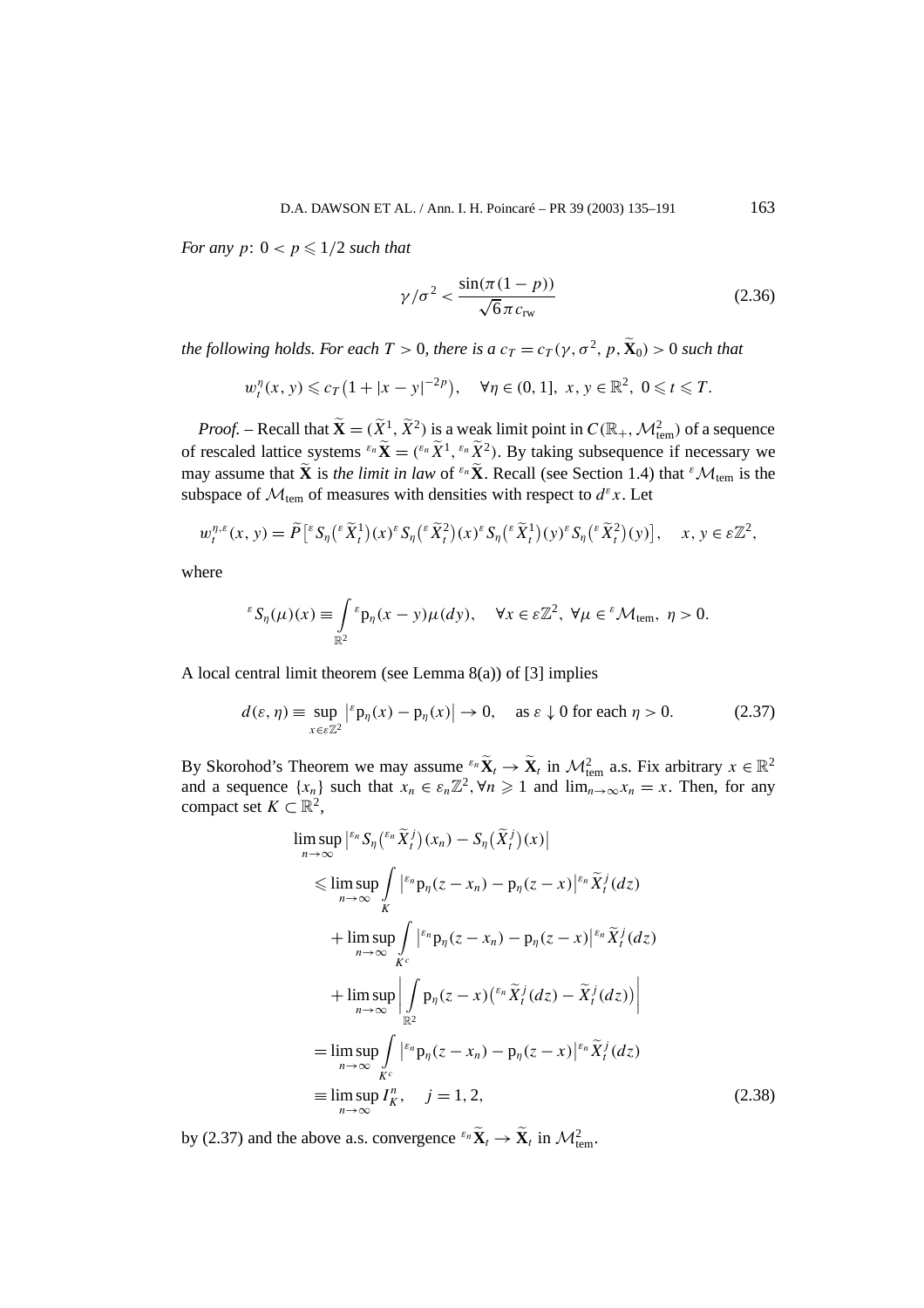*For any* $p$: $0 < p \leqslant 1/2$ *such that*

$$\gamma/\sigma^2 < \frac{\sin(\pi(1-p))}{\sqrt{6}\,\pi c_{\text{rw}}} \tag{2.36}$$

*the following holds. For each* $T > 0$*, there is a* $c_T = c_T(\gamma, \sigma^2, p, \widetilde{\mathbf{X}}_0) > 0$ *such that*

$$w_t^\eta(x, y) \leqslant c_T\big(1 + |x-y|^{-2p}\big), \quad \forall \eta \in (0, 1],\ x, y \in \mathbb{R}^2,\ 0 \leqslant t \leqslant T.$$

*Proof.* – Recall that $\widetilde{\mathbf{X}} = (\widetilde{X}^1, \widetilde{X}^2)$ is a weak limit point in $C(\mathbb{R}_+, \mathcal{M}_{\text{tem}}^2)$ of a sequence of rescaled lattice systems ${}^{\varepsilon_n}\widetilde{\mathbf{X}} = ({}^{\varepsilon_n}\widetilde{X}^1, {}^{\varepsilon_n}\widetilde{X}^2)$. By taking subsequence if necessary we may assume that $\widetilde{\mathbf{X}}$ is *the limit in law* of ${}^{\varepsilon_n}\widetilde{\mathbf{X}}$. Recall (see Section 1.4) that ${}^{\varepsilon}\mathcal{M}_{\text{tem}}$ is the subspace of $\mathcal{M}_{\text{tem}}$ of measures with densities with respect to $d^\varepsilon x$. Let

$$w_t^{\eta,\varepsilon}(x, y) = \widetilde{P}\big[{}^{\varepsilon}S_\eta\big({}^{\varepsilon}\widetilde{X}_t^1\big)(x)\,{}^{\varepsilon}S_\eta\big({}^{\varepsilon}\widetilde{X}_t^2\big)(x)\,{}^{\varepsilon}S_\eta\big({}^{\varepsilon}\widetilde{X}_t^1\big)(y)\,{}^{\varepsilon}S_\eta\big({}^{\varepsilon}\widetilde{X}_t^2\big)(y)\big], \quad x, y \in \varepsilon\mathbb{Z}^2,$$

where

$${}^{\varepsilon}S_\eta(\mu)(x) \equiv \int_{\mathbb{R}^2} {}^{\varepsilon}\mathrm{p}_\eta(x-y)\mu(dy), \quad \forall x \in \varepsilon\mathbb{Z}^2,\ \forall \mu \in {}^{\varepsilon}\mathcal{M}_{\text{tem}},\ \eta > 0.$$

A local central limit theorem (see Lemma 8(a)) of [3] implies

$$d(\varepsilon, \eta) \equiv \sup_{x \in \varepsilon\mathbb{Z}^2}\big|{}^{\varepsilon}\mathrm{p}_\eta(x) - \mathrm{p}_\eta(x)\big| \to 0, \quad \text{as } \varepsilon \downarrow 0 \text{ for each } \eta > 0. \tag{2.37}$$

By Skorohod's Theorem we may assume ${}^{\varepsilon_n}\widetilde{\mathbf{X}}_t \to \widetilde{\mathbf{X}}_t$ in $\mathcal{M}_{\text{tem}}^2$ a.s. Fix arbitrary $x \in \mathbb{R}^2$ and a sequence $\{x_n\}$ such that $x_n \in \varepsilon_n\mathbb{Z}^2, \forall n \geqslant 1$ and $\lim_{n\to\infty} x_n = x$. Then, for any compact set $K \subset \mathbb{R}^2$,

$$\begin{aligned}
&\limsup_{n\to\infty}\big|{}^{\varepsilon_n}S_\eta\big({}^{\varepsilon_n}\widetilde{X}_t^j\big)(x_n) - S_\eta\big(\widetilde{X}_t^j\big)(x)\big| \\
&\quad\leqslant \limsup_{n\to\infty}\int_K \big|{}^{\varepsilon_n}\mathrm{p}_\eta(z-x_n) - \mathrm{p}_\eta(z-x)\big|\,{}^{\varepsilon_n}\widetilde{X}_t^j(dz) \\
&\qquad + \limsup_{n\to\infty}\int_{K^c} \big|{}^{\varepsilon_n}\mathrm{p}_\eta(z-x_n) - \mathrm{p}_\eta(z-x)\big|\,{}^{\varepsilon_n}\widetilde{X}_t^j(dz) \\
&\qquad + \limsup_{n\to\infty}\bigg|\int_{\mathbb{R}^2} \mathrm{p}_\eta(z-x)\big({}^{\varepsilon_n}\widetilde{X}_t^j(dz) - \widetilde{X}_t^j(dz)\big)\bigg| \\
&\quad= \limsup_{n\to\infty}\int_{K^c} \big|{}^{\varepsilon_n}\mathrm{p}_\eta(z-x_n) - \mathrm{p}_\eta(z-x)\big|\,{}^{\varepsilon_n}\widetilde{X}_t^j(dz) \\
&\quad\equiv \limsup_{n\to\infty} I_K^n, \quad j = 1, 2,
\end{aligned} \tag{2.38}$$

by (2.37) and the above a.s. convergence ${}^{\varepsilon_n}\widetilde{\mathbf{X}}_t \to \widetilde{\mathbf{X}}_t$ in $\mathcal{M}_{\text{tem}}^2$.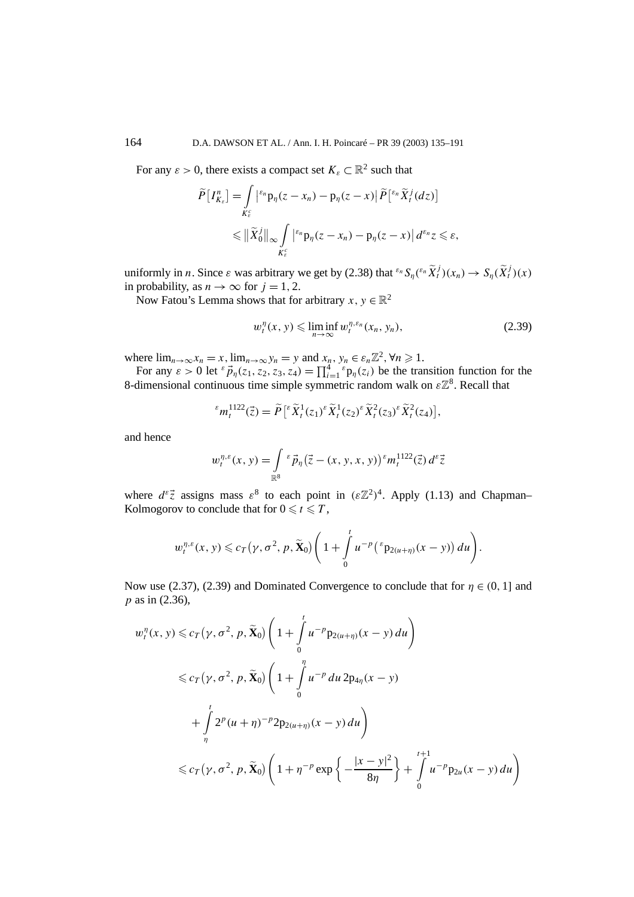For any $\varepsilon > 0$, there exists a compact set $K_\varepsilon \subset \mathbb{R}^2$ such that

$$\widetilde{P}\left[I_{K_\varepsilon}^n\right] = \int_{K_\varepsilon^c} \left|{}^{\varepsilon_n}\mathrm{p}_\eta(z - x_n) - \mathrm{p}_\eta(z - x)\right| \widetilde{P}\left[{}^{\varepsilon_n}\widetilde{X}_t^j(dz)\right]$$

$$\leqslant \left\|\widetilde{X}_0^j\right\|_\infty \int_{K_\varepsilon^c} \left|{}^{\varepsilon_n}\mathrm{p}_\eta(z - x_n) - \mathrm{p}_\eta(z - x)\right| d^{\varepsilon_n}z \leqslant \varepsilon,$$

uniformly in $n$. Since $\varepsilon$ was arbitrary we get by (2.38) that ${}^{\varepsilon_n}S_\eta({}^{\varepsilon_n}\widetilde{X}_t^j)(x_n) \to S_\eta(\widetilde{X}_t^j)(x)$ in probability, as $n \to \infty$ for $j = 1, 2$.

Now Fatou's Lemma shows that for arbitrary $x, y \in \mathbb{R}^2$

$$w_t^\eta(x, y) \leqslant \liminf_{n\to\infty} w_t^{\eta,\varepsilon_n}(x_n, y_n), \tag{2.39}$$

where $\lim_{n\to\infty} x_n = x$, $\lim_{n\to\infty} y_n = y$ and $x_n, y_n \in \varepsilon_n\mathbb{Z}^2$, $\forall n \geqslant 1$.

For any $\varepsilon > 0$ let ${}^\varepsilon\vec{p}_\eta(z_1, z_2, z_3, z_4) = \prod_{i=1}^4 {}^\varepsilon\mathrm{p}_\eta(z_i)$ be the transition function for the 8-dimensional continuous time simple symmetric random walk on $\varepsilon\mathbb{Z}^8$. Recall that

$${}^\varepsilon m_t^{1122}(\vec{z}) = \widetilde{P}\left[{}^\varepsilon\widetilde{X}_t^1(z_1)\,{}^\varepsilon\widetilde{X}_t^1(z_2)\,{}^\varepsilon\widetilde{X}_t^2(z_3)\,{}^\varepsilon\widetilde{X}_t^2(z_4)\right],$$

and hence

$$w_t^{\eta,\varepsilon}(x, y) = \int_{\mathbb{R}^8} {}^\varepsilon\vec{p}_\eta\left(\vec{z} - (x, y, x, y)\right) {}^\varepsilon m_t^{1122}(\vec{z})\, d^\varepsilon\vec{z}$$

where $d^\varepsilon\vec{z}$ assigns mass $\varepsilon^8$ to each point in $(\varepsilon\mathbb{Z}^2)^4$. Apply (1.13) and Chapman–Kolmogorov to conclude that for $0 \leqslant t \leqslant T$,

$$w_t^{\eta,\varepsilon}(x, y) \leqslant c_T\left(\gamma, \sigma^2, p, \widetilde{\mathbf{X}}_0\right)\left(1 + \int_0^t u^{-p}\left({}^\varepsilon\mathrm{p}_{2(u+\eta)}(x - y)\right) du\right).$$

Now use (2.37), (2.39) and Dominated Convergence to conclude that for $\eta \in (0, 1]$ and $p$ as in (2.36),

$$\begin{aligned}
w_t^\eta(x, y) &\leqslant c_T\left(\gamma, \sigma^2, p, \widetilde{\mathbf{X}}_0\right)\left(1 + \int_0^t u^{-p}\mathrm{p}_{2(u+\eta)}(x - y)\, du\right) \\
&\leqslant c_T\left(\gamma, \sigma^2, p, \widetilde{\mathbf{X}}_0\right)\left(1 + \int_0^\eta u^{-p}\, du\, 2\mathrm{p}_{4\eta}(x - y) \right.\\
&\quad \left. + \int_\eta^t 2^p(u + \eta)^{-p} 2\mathrm{p}_{2(u+\eta)}(x - y)\, du\right) \\
&\leqslant c_T\left(\gamma, \sigma^2, p, \widetilde{\mathbf{X}}_0\right)\left(1 + \eta^{-p}\exp\left\{-\frac{|x - y|^2}{8\eta}\right\} + \int_0^{t+1} u^{-p}\mathrm{p}_{2u}(x - y)\, du\right)
\end{aligned}$$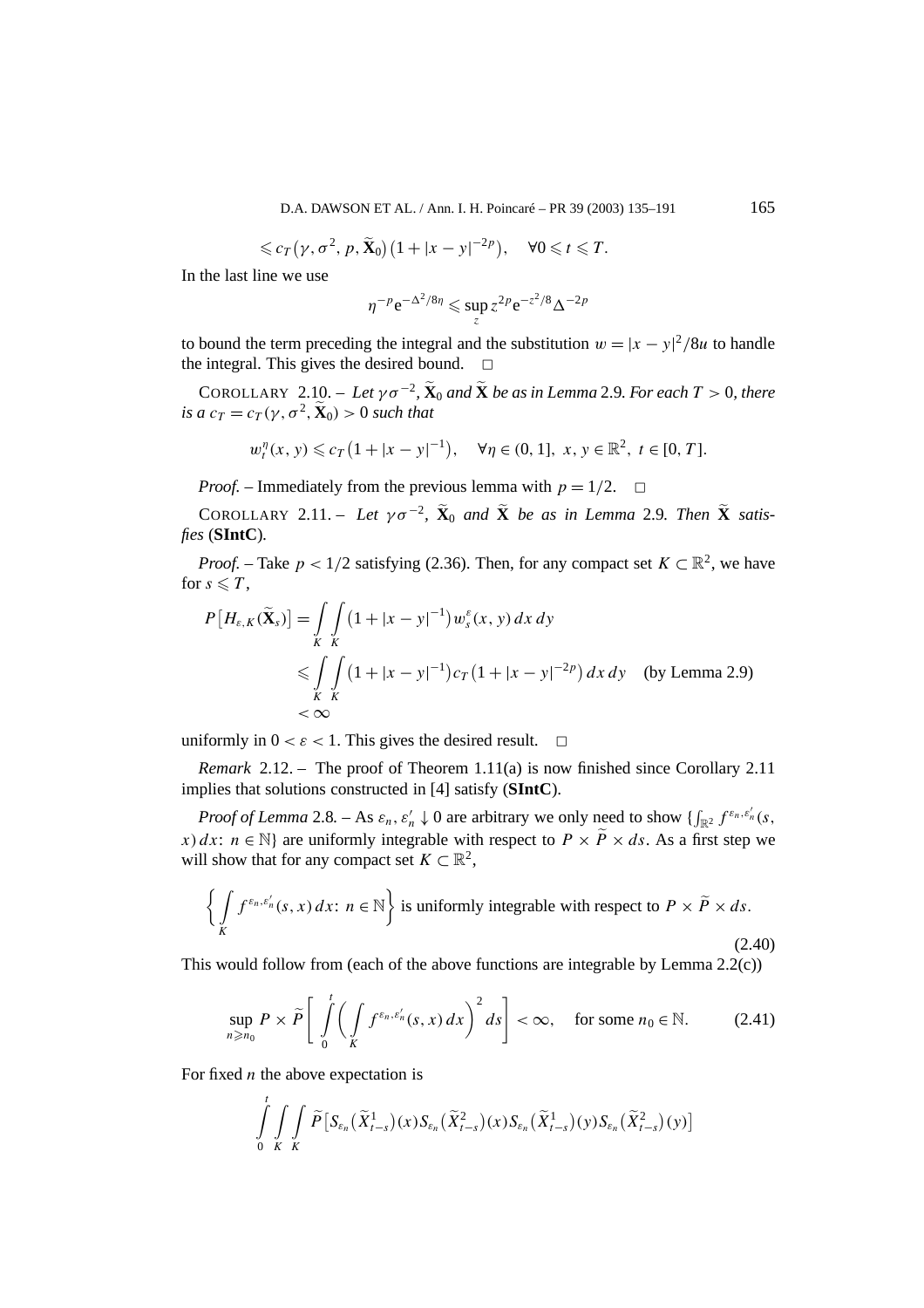$$\leqslant c_T\big(\gamma, \sigma^2, p, \widetilde{\mathbf{X}}_0\big)\big(1 + |x-y|^{-2p}\big), \quad \forall 0 \leqslant t \leqslant T.$$

In the last line we use

$$\eta^{-p} \mathrm{e}^{-\Delta^2/8\eta} \leqslant \sup_z z^{2p} \mathrm{e}^{-z^2/8} \Delta^{-2p}$$

to bound the term preceding the integral and the substitution $w = |x-y|^2/8u$ to handle the integral. This gives the desired bound. $\square$

COROLLARY 2.10. – *Let $\gamma\sigma^{-2}$, $\widetilde{\mathbf{X}}_0$ and $\widetilde{\mathbf{X}}$ be as in Lemma* 2.9. *For each $T > 0$, there is a $c_T = c_T(\gamma, \sigma^2, \widetilde{\mathbf{X}}_0) > 0$ such that*

$$w_t^\eta(x, y) \leqslant c_T\big(1 + |x-y|^{-1}\big), \quad \forall \eta \in (0, 1],\ x, y \in \mathbb{R}^2,\ t \in [0, T].$$

*Proof.* – Immediately from the previous lemma with $p = 1/2$. $\square$

COROLLARY 2.11. – *Let $\gamma\sigma^{-2}$, $\widetilde{\mathbf{X}}_0$ and $\widetilde{\mathbf{X}}$ be as in Lemma* 2.9. *Then $\widetilde{\mathbf{X}}$ satisfies* (**SIntC**)*.*

*Proof.* – Take $p < 1/2$ satisfying (2.36). Then, for any compact set $K \subset \mathbb{R}^2$, we have for $s \leqslant T$,

$$\begin{aligned} P\big[H_{\varepsilon,K}(\widetilde{\mathbf{X}}_s)\big] &= \int_K \int_K \big(1 + |x-y|^{-1}\big) w_s^\varepsilon(x, y)\, dx\, dy \\ &\leqslant \int_K \int_K \big(1 + |x-y|^{-1}\big) c_T \big(1 + |x-y|^{-2p}\big)\, dx\, dy \quad \text{(by Lemma 2.9)} \\ &< \infty \end{aligned}$$

uniformly in $0 < \varepsilon < 1$. This gives the desired result. $\square$

*Remark* 2.12. – The proof of Theorem 1.11(a) is now finished since Corollary 2.11 implies that solutions constructed in [4] satisfy (**SIntC**).

*Proof of Lemma* 2.8. – As $\varepsilon_n, \varepsilon_n' \downarrow 0$ are arbitrary we only need to show $\{\int_{\mathbb{R}^2} f^{\varepsilon_n, \varepsilon_n'}(s, x)\, dx\colon n \in \mathbb{N}\}$ are uniformly integrable with respect to $P \times \widetilde{P} \times ds$. As a first step we will show that for any compact set $K \subset \mathbb{R}^2$,

$$\left\{ \int_K f^{\varepsilon_n, \varepsilon_n'}(s, x)\, dx\colon n \in \mathbb{N} \right\} \text{ is uniformly integrable with respect to } P \times \widetilde{P} \times ds. \tag{2.40}$$

This would follow from (each of the above functions are integrable by Lemma 2.2(c))

$$\sup_{n \geqslant n_0} P \times \widetilde{P}\left[ \int_0^t \left( \int_K f^{\varepsilon_n, \varepsilon_n'}(s, x)\, dx \right)^2 ds \right] < \infty, \quad \text{for some } n_0 \in \mathbb{N}. \tag{2.41}$$

For fixed $n$ the above expectation is

$$\int_0^t \int_K \int_K \widetilde{P}\big[S_{\varepsilon_n}\big(\widetilde{X}_{t-s}^1\big)(x) S_{\varepsilon_n}\big(\widetilde{X}_{t-s}^2\big)(x) S_{\varepsilon_n}\big(\widetilde{X}_{t-s}^1\big)(y) S_{\varepsilon_n}\big(\widetilde{X}_{t-s}^2\big)(y)\big]$$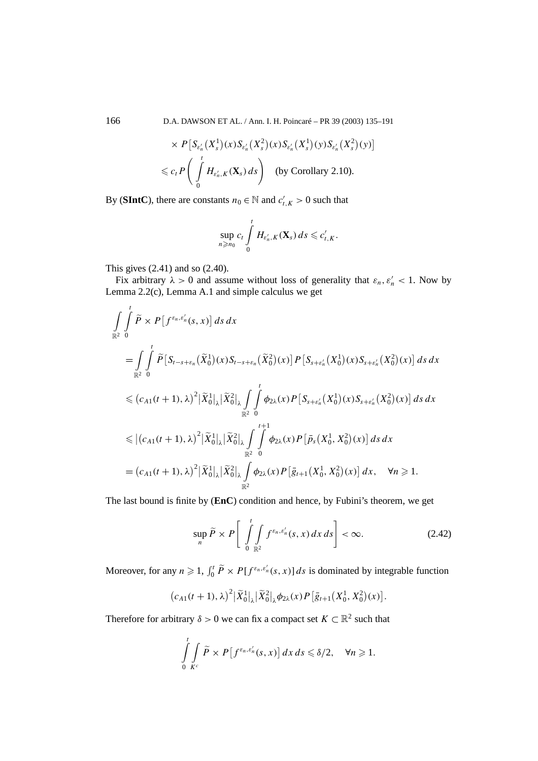$$
\times P\left[S_{\varepsilon_n'}\left(X_s^1\right)(x)S_{\varepsilon_n'}\left(X_s^2\right)(x)S_{\varepsilon_n'}\left(X_s^1\right)(y)S_{\varepsilon_n'}\left(X_s^2\right)(y)\right]
$$

$$
\leqslant c_t P\left(\int_0^t H_{\varepsilon_n',K}(\mathbf{X}_s)\,ds\right) \quad \text{(by Corollary 2.10)}.
$$

By (**SIntC**), there are constants $n_0 \in \mathbb{N}$ and $c_{t,K}' > 0$ such that

$$
\sup_{n\geqslant n_0} c_t \int_0^t H_{\varepsilon_n',K}(\mathbf{X}_s)\,ds \leqslant c_{t,K}'.
$$

This gives (2.41) and so (2.40).

Fix arbitrary $\lambda > 0$ and assume without loss of generality that $\varepsilon_n, \varepsilon_n' < 1$. Now by Lemma 2.2(c), Lemma A.1 and simple calculus we get

$$
\begin{aligned}
&\int_{\mathbb{R}^2}\int_0^t \widetilde{P} \times P\left[f^{\varepsilon_n,\varepsilon_n'}(s,x)\right] ds\,dx \\
&= \int_{\mathbb{R}^2}\int_0^t \widetilde{P}\left[S_{t-s+\varepsilon_n}\left(\widetilde{X}_0^1\right)(x)S_{t-s+\varepsilon_n}\left(\widetilde{X}_0^2\right)(x)\right] P\left[S_{s+\varepsilon_n'}\left(X_0^1\right)(x)S_{s+\varepsilon_n'}\left(X_0^2\right)(x)\right] ds\,dx \\
&\leqslant \left(c_{A1}(t+1),\lambda\right)^2\left|\widetilde{X}_0^1\right|_\lambda\left|\widetilde{X}_0^2\right|_\lambda \int_{\mathbb{R}^2}\int_0^t \phi_{2\lambda}(x) P\left[S_{s+\varepsilon_n'}\left(X_0^1\right)(x)S_{s+\varepsilon_n'}\left(X_0^2\right)(x)\right] ds\,dx \\
&\leqslant \left|\left(c_{A1}(t+1),\lambda\right)^2\right|\widetilde{X}_0^1\big|_\lambda\left|\widetilde{X}_0^2\right|_\lambda \int_{\mathbb{R}^2}\int_0^{t+1} \phi_{2\lambda}(x) P\left[\bar{p}_s\left(X_0^1,X_0^2\right)(x)\right] ds\,dx \\
&= \left(c_{A1}(t+1),\lambda\right)^2\left|\widetilde{X}_0^1\right|_\lambda\left|\widetilde{X}_0^2\right|_\lambda \int_{\mathbb{R}^2} \phi_{2\lambda}(x) P\left[\bar{g}_{t+1}\left(X_0^1,X_0^2\right)(x)\right] dx, \quad \forall n \geqslant 1.
\end{aligned}
$$

The last bound is finite by (**EnC**) condition and hence, by Fubini's theorem, we get

$$
\sup_n \widetilde{P} \times P\left[\int_0^t\int_{\mathbb{R}^2} f^{\varepsilon_n,\varepsilon_n'}(s,x)\,dx\,ds\right] < \infty. \tag{2.42}
$$

Moreover, for any $n \geqslant 1$, $\int_0^t \widetilde{P} \times P[f^{\varepsilon_n,\varepsilon_n'}(s,x)]\,ds$ is dominated by integrable function

$$
\left(c_{A1}(t+1),\lambda\right)^2\left|\widetilde{X}_0^1\right|_\lambda\left|\widetilde{X}_0^2\right|_\lambda \phi_{2\lambda}(x) P\left[\bar{g}_{t+1}\left(X_0^1,X_0^2\right)(x)\right].
$$

Therefore for arbitrary $\delta > 0$ we can fix a compact set $K \subset \mathbb{R}^2$ such that

$$
\int_0^t\int_{K^c} \widetilde{P} \times P\left[f^{\varepsilon_n,\varepsilon_n'}(s,x)\right] dx\,ds \leqslant \delta/2, \quad \forall n \geqslant 1.
$$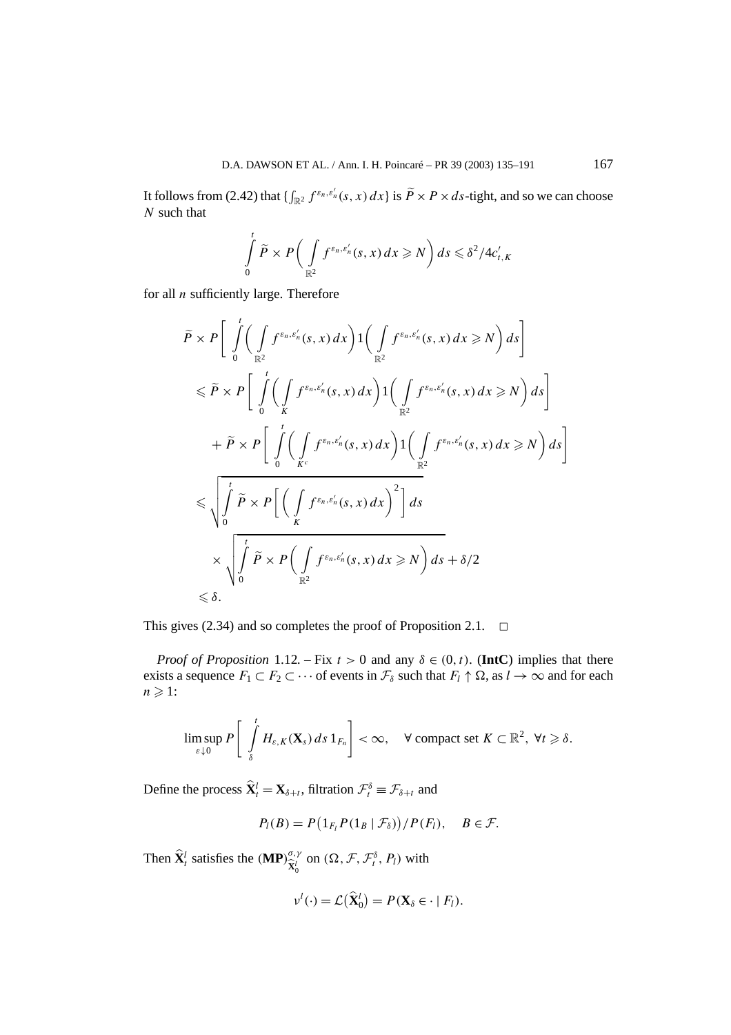It follows from (2.42) that $\{\int_{\mathbb{R}^2} f^{\varepsilon_n,\varepsilon_n'}(s,x)\,dx\}$ is $\widetilde{P}\times P\times ds$-tight, and so we can choose $N$ such that

$$\int_0^t \widetilde{P}\times P\biggl(\int_{\mathbb{R}^2} f^{\varepsilon_n,\varepsilon_n'}(s,x)\,dx \geqslant N\biggr)\,ds \leqslant \delta^2/4c_{t,K}'$$

for all $n$ sufficiently large. Therefore

$$\begin{aligned}
&\widetilde{P}\times P\biggl[\int_0^t \biggl(\int_{\mathbb{R}^2} f^{\varepsilon_n,\varepsilon_n'}(s,x)\,dx\biggr)1\biggl(\int_{\mathbb{R}^2} f^{\varepsilon_n,\varepsilon_n'}(s,x)\,dx\geqslant N\biggr)\,ds\biggr]\\
&\quad\leqslant \widetilde{P}\times P\biggl[\int_0^t \biggl(\int_{K} f^{\varepsilon_n,\varepsilon_n'}(s,x)\,dx\biggr)1\biggl(\int_{\mathbb{R}^2} f^{\varepsilon_n,\varepsilon_n'}(s,x)\,dx\geqslant N\biggr)\,ds\biggr]\\
&\qquad+\widetilde{P}\times P\biggl[\int_0^t \biggl(\int_{K^c} f^{\varepsilon_n,\varepsilon_n'}(s,x)\,dx\biggr)1\biggl(\int_{\mathbb{R}^2} f^{\varepsilon_n,\varepsilon_n'}(s,x)\,dx\geqslant N\biggr)\,ds\biggr]\\
&\quad\leqslant \sqrt{\int_0^t \widetilde{P}\times P\biggl[\biggl(\int_K f^{\varepsilon_n,\varepsilon_n'}(s,x)\,dx\biggr)^2\biggr]\,ds}\\
&\qquad\times\sqrt{\int_0^t \widetilde{P}\times P\biggl(\int_{\mathbb{R}^2} f^{\varepsilon_n,\varepsilon_n'}(s,x)\,dx\geqslant N\biggr)\,ds}+\delta/2\\
&\quad\leqslant\delta.
\end{aligned}$$

This gives (2.34) and so completes the proof of Proposition 2.1. □

*Proof of Proposition* 1.12. – Fix $t>0$ and any $\delta\in(0,t)$. (**IntC**) implies that there exists a sequence $F_1\subset F_2\subset\cdots$ of events in $\mathcal{F}_\delta$ such that $F_l\uparrow\Omega$, as $l\to\infty$ and for each $n\geqslant 1$:

$$\limsup_{\varepsilon\downarrow 0} P\biggl[\int_\delta^t H_{\varepsilon,K}(\mathbf{X}_s)\,ds\,1_{F_n}\biggr]<\infty,\quad \forall\text{ compact set } K\subset\mathbb{R}^2,\ \forall t\geqslant\delta.$$

Define the process $\widehat{\mathbf{X}}_t^l=\mathbf{X}_{\delta+t}$, filtration $\mathcal{F}_t^\delta\equiv\mathcal{F}_{\delta+t}$ and

$$P_l(B)=P\bigl(1_{F_l}P(1_B\mid\mathcal{F}_\delta)\bigr)/P(F_l),\quad B\in\mathcal{F}.$$

Then $\widehat{\mathbf{X}}_t^l$ satisfies the $(\mathbf{MP})_{\widehat{\mathbf{X}}_0^l}^{\sigma,\gamma}$ on $(\Omega,\mathcal{F},\mathcal{F}_t^\delta,P_l)$ with

$$\nu^l(\cdot)=\mathcal{L}\bigl(\widehat{\mathbf{X}}_0^l\bigr)=P(\mathbf{X}_\delta\in\cdot\mid F_l).$$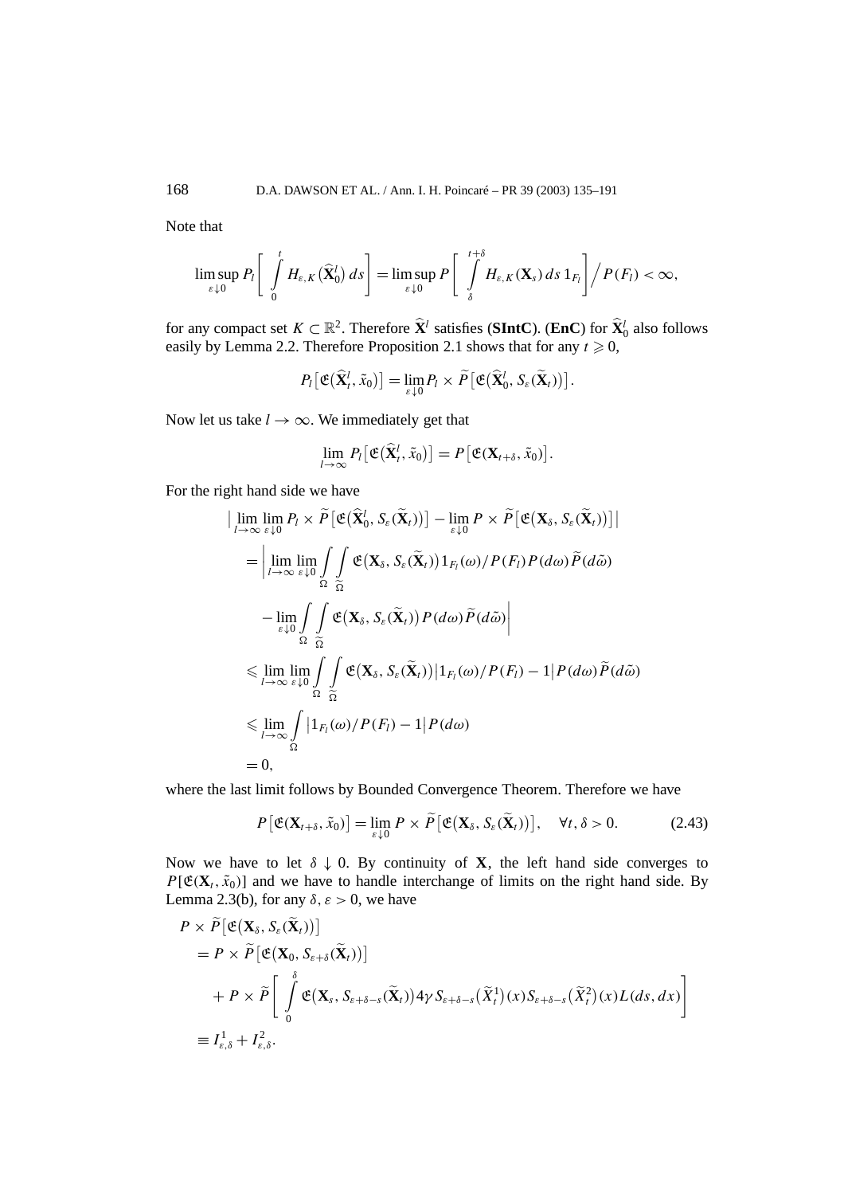Note that

$$\limsup_{\varepsilon\downarrow 0} P_l\left[\int_0^t H_{\varepsilon,K}\big(\widehat{\mathbf{X}}_0^l\big)\,ds\right] = \limsup_{\varepsilon\downarrow 0} P\left[\int_\delta^{t+\delta} H_{\varepsilon,K}(\mathbf{X}_s)\,ds\,1_{F_l}\right]\Big/ P(F_l) < \infty,$$

for any compact set $K \subset \mathbb{R}^2$. Therefore $\widehat{\mathbf{X}}^l$ satisfies (**SIntC**). (**EnC**) for $\widehat{\mathbf{X}}_0^l$ also follows easily by Lemma 2.2. Therefore Proposition 2.1 shows that for any $t \geqslant 0$,

$$P_l\big[\mathfrak{E}\big(\widehat{\mathbf{X}}_t^l, \tilde{x}_0\big)\big] = \lim_{\varepsilon\downarrow 0} P_l \times \widetilde{P}\big[\mathfrak{E}\big(\widehat{\mathbf{X}}_0^l, S_\varepsilon(\widetilde{\mathbf{X}}_t)\big)\big].$$

Now let us take $l \to \infty$. We immediately get that

$$\lim_{l\to\infty} P_l\big[\mathfrak{E}\big(\widehat{\mathbf{X}}_t^l, \tilde{x}_0\big)\big] = P\big[\mathfrak{E}(\mathbf{X}_{t+\delta}, \tilde{x}_0)\big].$$

For the right hand side we have

$$\begin{aligned}
&\Big|\lim_{l\to\infty}\lim_{\varepsilon\downarrow 0} P_l \times \widetilde{P}\big[\mathfrak{E}\big(\widehat{\mathbf{X}}_0^l, S_\varepsilon(\widetilde{\mathbf{X}}_t)\big)\big] - \lim_{\varepsilon\downarrow 0} P \times \widetilde{P}\big[\mathfrak{E}\big(\mathbf{X}_\delta, S_\varepsilon(\widetilde{\mathbf{X}}_t)\big)\big]\Big| \\
&= \bigg|\lim_{l\to\infty}\lim_{\varepsilon\downarrow 0}\int_\Omega\int_{\widetilde{\Omega}} \mathfrak{E}\big(\mathbf{X}_\delta, S_\varepsilon(\widetilde{\mathbf{X}}_t)\big)1_{F_l}(\omega)/P(F_l)\,P(d\omega)\,\widetilde{P}(d\tilde{\omega}) \\
&\qquad - \lim_{\varepsilon\downarrow 0}\int_\Omega\int_{\widetilde{\Omega}} \mathfrak{E}\big(\mathbf{X}_\delta, S_\varepsilon(\widetilde{\mathbf{X}}_t)\big)\,P(d\omega)\,\widetilde{P}(d\tilde{\omega})\bigg| \\
&\leqslant \lim_{l\to\infty}\lim_{\varepsilon\downarrow 0}\int_\Omega\int_{\widetilde{\Omega}} \mathfrak{E}\big(\mathbf{X}_\delta, S_\varepsilon(\widetilde{\mathbf{X}}_t)\big)\big|1_{F_l}(\omega)/P(F_l) - 1\big|\,P(d\omega)\,\widetilde{P}(d\tilde{\omega}) \\
&\leqslant \lim_{l\to\infty}\int_\Omega \big|1_{F_l}(\omega)/P(F_l) - 1\big|\,P(d\omega) \\
&= 0,
\end{aligned}$$

where the last limit follows by Bounded Convergence Theorem. Therefore we have

$$P\big[\mathfrak{E}(\mathbf{X}_{t+\delta}, \tilde{x}_0)\big] = \lim_{\varepsilon\downarrow 0} P \times \widetilde{P}\big[\mathfrak{E}\big(\mathbf{X}_\delta, S_\varepsilon(\widetilde{\mathbf{X}}_t)\big)\big], \quad \forall t, \delta > 0. \tag{2.43}$$

Now we have to let $\delta \downarrow 0$. By continuity of $\mathbf{X}$, the left hand side converges to $P[\mathfrak{E}(\mathbf{X}_t, \tilde{x}_0)]$ and we have to handle interchange of limits on the right hand side. By Lemma 2.3(b), for any $\delta, \varepsilon > 0$, we have

$$\begin{aligned}
&P \times \widetilde{P}\big[\mathfrak{E}\big(\mathbf{X}_\delta, S_\varepsilon(\widetilde{\mathbf{X}}_t)\big)\big] \\
&= P \times \widetilde{P}\big[\mathfrak{E}\big(\mathbf{X}_0, S_{\varepsilon+\delta}(\widetilde{\mathbf{X}}_t)\big)\big] \\
&\quad + P \times \widetilde{P}\left[\int_0^\delta \mathfrak{E}\big(\mathbf{X}_s, S_{\varepsilon+\delta-s}(\widetilde{\mathbf{X}}_t)\big)4\gamma S_{\varepsilon+\delta-s}\big(\widetilde{X}_t^1\big)(x)S_{\varepsilon+\delta-s}\big(\widetilde{X}_t^2\big)(x)L(ds,dx)\right] \\
&\equiv I_{\varepsilon,\delta}^1 + I_{\varepsilon,\delta}^2.
\end{aligned}$$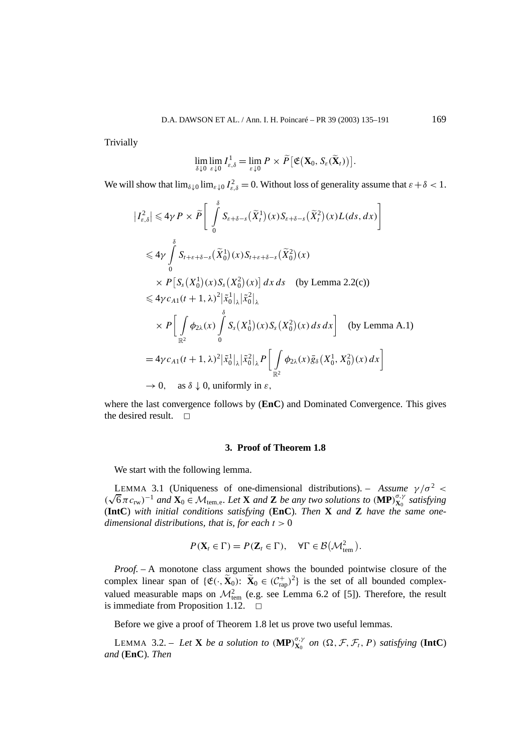Trivially

$$\lim_{\delta\downarrow 0}\lim_{\varepsilon\downarrow 0} I^1_{\varepsilon,\delta} = \lim_{\varepsilon\downarrow 0} P\times \widetilde{P}\big[\mathfrak{E}\big(\mathbf{X}_0, S_\varepsilon(\widetilde{\mathbf{X}}_t)\big)\big].$$

We will show that $\lim_{\delta\downarrow 0}\lim_{\varepsilon\downarrow 0} I^2_{\varepsilon,\delta} = 0$. Without loss of generality assume that $\varepsilon+\delta<1$.

$$\begin{aligned}
\big|I^2_{\varepsilon,\delta}\big| &\leqslant 4\gamma P\times\widetilde{P}\Bigg[\int_0^\delta S_{\varepsilon+\delta-s}\big(\widetilde{X}^1_t\big)(x)S_{\varepsilon+\delta-s}\big(\widetilde{X}^2_t\big)(x)L(ds,dx)\Bigg]\\
&\leqslant 4\gamma\int_0^\delta S_{t+\varepsilon+\delta-s}\big(\widetilde{X}^1_0\big)(x)S_{t+\varepsilon+\delta-s}\big(\widetilde{X}^2_0\big)(x)\\
&\quad\times P\big[S_s\big(X^1_0\big)(x)S_s\big(X^2_0\big)(x)\big]\,dx\,ds \quad \text{(by Lemma 2.2(c))}\\
&\leqslant 4\gamma c_{A1}(t+1,\lambda)^2\big|\tilde{x}^1_0\big|_\lambda\big|\tilde{x}^2_0\big|_\lambda\\
&\quad\times P\Bigg[\int_{\mathbb{R}^2}\phi_{2\lambda}(x)\int_0^\delta S_s\big(X^1_0\big)(x)S_s\big(X^2_0\big)(x)\,ds\,dx\Bigg] \quad \text{(by Lemma A.1)}\\
&= 4\gamma c_{A1}(t+1,\lambda)^2\big|\tilde{x}^1_0\big|_\lambda\big|\tilde{x}^2_0\big|_\lambda P\Bigg[\int_{\mathbb{R}^2}\phi_{2\lambda}(x)\bar{g}_\delta\big(X^1_0,X^2_0\big)(x)\,dx\Bigg]\\
&\to 0, \quad \text{as } \delta\downarrow 0, \text{ uniformly in } \varepsilon,
\end{aligned}$$

where the last convergence follows by (**EnC**) and Dominated Convergence. This gives the desired result. □

## 3. Proof of Theorem 1.8

We start with the following lemma.

LEMMA 3.1 (Uniqueness of one-dimensional distributions). – *Assume $\gamma/\sigma^2 < (\sqrt{6}\pi c_{\mathrm{rw}})^{-1}$ and $\mathbf{X}_0 \in \mathcal{M}_{\mathrm{tem,e}}$. Let $\mathbf{X}$ and $\mathbf{Z}$ be any two solutions to $(\mathbf{MP})^{\sigma,\gamma}_{\mathbf{X}_0}$ satisfying* (**IntC**) *with initial conditions satisfying* (**EnC**)*. Then $\mathbf{X}$ and $\mathbf{Z}$ have the same one-dimensional distributions, that is, for each $t>0$*

$$P(\mathbf{X}_t\in\Gamma) = P(\mathbf{Z}_t\in\Gamma), \quad \forall\Gamma\in\mathcal{B}\big(\mathcal{M}^2_{\mathrm{tem}}\big).$$

*Proof.* – A monotone class argument shows the bounded pointwise closure of the complex linear span of $\{\mathfrak{E}(\cdot,\widetilde{\mathbf{X}}_0)\colon \widetilde{\mathbf{X}}_0\in(\mathcal{C}^+_{\mathrm{rap}})^2\}$ is the set of all bounded complex-valued measurable maps on $\mathcal{M}^2_{\mathrm{tem}}$ (e.g. see Lemma 6.2 of [5]). Therefore, the result is immediate from Proposition 1.12. □

Before we give a proof of Theorem 1.8 let us prove two useful lemmas.

LEMMA 3.2. – *Let $\mathbf{X}$ be a solution to $(\mathbf{MP})^{\sigma,\gamma}_{\mathbf{X}_0}$ on $(\Omega,\mathcal{F},\mathcal{F}_t,P)$ satisfying* (**IntC**) *and* (**EnC**)*. Then*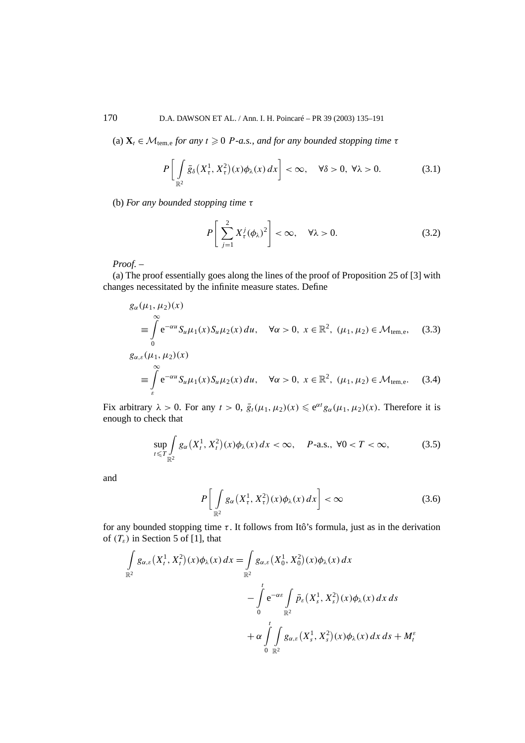(a) $\mathbf{X}_t \in \mathcal{M}_{\text{tem,e}}$ *for any* $t \geqslant 0$ *P-a.s., and for any bounded stopping time* $\tau$

$$P\left[\int_{\mathbb{R}^2} \bar{g}_\delta\left(X_\tau^1, X_\tau^2\right)(x)\phi_\lambda(x)\,dx\right] < \infty, \quad \forall \delta > 0,\ \forall \lambda > 0. \tag{3.1}$$

(b) *For any bounded stopping time* $\tau$

$$P\left[\sum_{j=1}^{2} X_\tau^j(\phi_\lambda)^2\right] < \infty, \quad \forall \lambda > 0. \tag{3.2}$$

*Proof.* –

(a) The proof essentially goes along the lines of the proof of Proposition 25 of [3] with changes necessitated by the infinite measure states. Define

$$g_\alpha(\mu_1, \mu_2)(x) \equiv \int_0^\infty e^{-\alpha u} S_u\mu_1(x) S_u\mu_2(x)\,du, \quad \forall \alpha > 0,\ x \in \mathbb{R}^2,\ (\mu_1, \mu_2) \in \mathcal{M}_{\text{tem,e}}, \tag{3.3}$$

$$g_{\alpha,\varepsilon}(\mu_1, \mu_2)(x) \equiv \int_\varepsilon^\infty e^{-\alpha u} S_u\mu_1(x) S_u\mu_2(x)\,du, \quad \forall \alpha > 0,\ x \in \mathbb{R}^2,\ (\mu_1, \mu_2) \in \mathcal{M}_{\text{tem,e}}. \tag{3.4}$$

Fix arbitrary $\lambda > 0$. For any $t > 0$, $\bar{g}_t(\mu_1, \mu_2)(x) \leqslant e^{\alpha t} g_\alpha(\mu_1, \mu_2)(x)$. Therefore it is enough to check that

$$\sup_{t \leqslant T} \int_{\mathbb{R}^2} g_\alpha\left(X_t^1, X_t^2\right)(x)\phi_\lambda(x)\,dx < \infty, \quad P\text{-a.s.},\ \forall 0 < T < \infty, \tag{3.5}$$

and

$$P\left[\int_{\mathbb{R}^2} g_\alpha\left(X_\tau^1, X_\tau^2\right)(x)\phi_\lambda(x)\,dx\right] < \infty \tag{3.6}$$

for any bounded stopping time $\tau$. It follows from Itô's formula, just as in the derivation of $(T_\varepsilon)$ in Section 5 of [1], that

$$\begin{aligned}
\int_{\mathbb{R}^2} g_{\alpha,\varepsilon}\left(X_t^1, X_t^2\right)(x)\phi_\lambda(x)\,dx &= \int_{\mathbb{R}^2} g_{\alpha,\varepsilon}\left(X_0^1, X_0^2\right)(x)\phi_\lambda(x)\,dx \\
&\quad - \int_0^t e^{-\alpha\varepsilon} \int_{\mathbb{R}^2} \bar{p}_\varepsilon\left(X_s^1, X_s^2\right)(x)\phi_\lambda(x)\,dx\,ds \\
&\quad + \alpha \int_0^t \int_{\mathbb{R}^2} g_{\alpha,\varepsilon}\left(X_s^1, X_s^2\right)(x)\phi_\lambda(x)\,dx\,ds + M_t^\varepsilon
\end{aligned}$$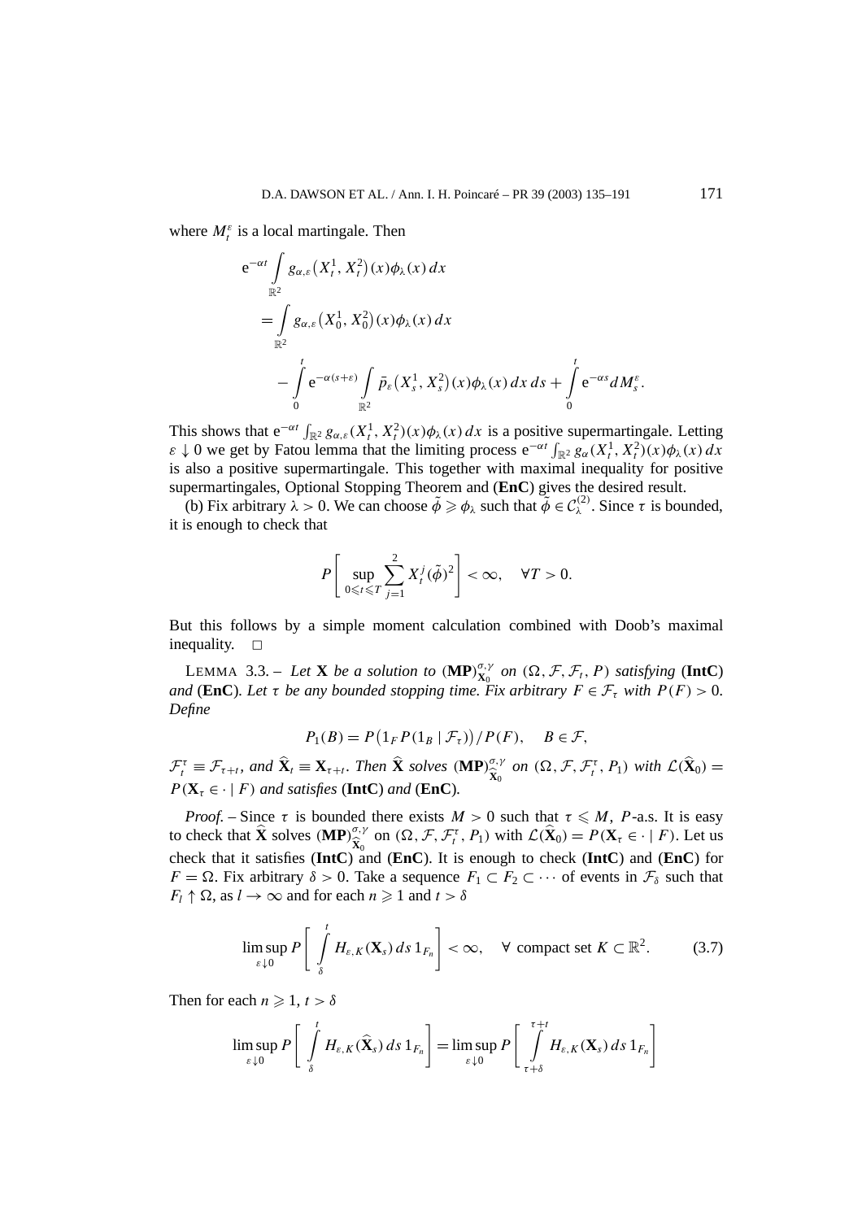where $M_t^\varepsilon$ is a local martingale. Then

$$
\begin{aligned}
&\mathrm{e}^{-\alpha t} \int_{\mathbb{R}^2} g_{\alpha,\varepsilon}\big(X_t^1, X_t^2\big)(x)\phi_\lambda(x)\,dx \\
&= \int_{\mathbb{R}^2} g_{\alpha,\varepsilon}\big(X_0^1, X_0^2\big)(x)\phi_\lambda(x)\,dx \\
&\quad - \int_0^t \mathrm{e}^{-\alpha(s+\varepsilon)} \int_{\mathbb{R}^2} \bar{p}_\varepsilon\big(X_s^1, X_s^2\big)(x)\phi_\lambda(x)\,dx\,ds + \int_0^t \mathrm{e}^{-\alpha s}\,dM_s^\varepsilon.
\end{aligned}
$$

This shows that $\mathrm{e}^{-\alpha t}\int_{\mathbb{R}^2} g_{\alpha,\varepsilon}(X_t^1, X_t^2)(x)\phi_\lambda(x)\,dx$ is a positive supermartingale. Letting $\varepsilon \downarrow 0$ we get by Fatou lemma that the limiting process $\mathrm{e}^{-\alpha t}\int_{\mathbb{R}^2} g_\alpha(X_t^1, X_t^2)(x)\phi_\lambda(x)\,dx$ is also a positive supermartingale. This together with maximal inequality for positive supermartingales, Optional Stopping Theorem and (**EnC**) gives the desired result.

(b) Fix arbitrary $\lambda > 0$. We can choose $\tilde{\phi} \geqslant \phi_\lambda$ such that $\tilde{\phi} \in \mathcal{C}_\lambda^{(2)}$. Since $\tau$ is bounded, it is enough to check that

$$
P\left[\sup_{0\leqslant t\leqslant T} \sum_{j=1}^{2} X_t^j(\tilde{\phi})^2\right] < \infty, \quad \forall T > 0.
$$

But this follows by a simple moment calculation combined with Doob's maximal inequality. $\square$

LEMMA 3.3. – *Let* $\mathbf{X}$ *be a solution to* $(\mathbf{MP})_{\mathbf{X}_0}^{\sigma,\gamma}$ *on* $(\Omega, \mathcal{F}, \mathcal{F}_t, P)$ *satisfying* (**IntC**) *and* (**EnC**)*. Let* $\tau$ *be any bounded stopping time. Fix arbitrary* $F \in \mathcal{F}_\tau$ *with* $P(F) > 0$*. Define*

$$
P_1(B) = P\big(1_F P(1_B \mid \mathcal{F}_\tau)\big)/P(F), \quad B \in \mathcal{F},
$$

$\mathcal{F}_t^\tau \equiv \mathcal{F}_{\tau+t}$*, and* $\widehat{\mathbf{X}}_t \equiv \mathbf{X}_{\tau+t}$*. Then* $\widehat{\mathbf{X}}$ *solves* $(\mathbf{MP})_{\widehat{\mathbf{X}}_0}^{\sigma,\gamma}$ *on* $(\Omega, \mathcal{F}, \mathcal{F}_t^\tau, P_1)$ *with* $\mathcal{L}(\widehat{\mathbf{X}}_0) = P(\mathbf{X}_\tau \in \cdot \mid F)$ *and satisfies* (**IntC**) *and* (**EnC**)*.*

*Proof.* – Since $\tau$ is bounded there exists $M > 0$ such that $\tau \leqslant M$, $P$-a.s. It is easy to check that $\widehat{\mathbf{X}}$ solves $(\mathbf{MP})_{\widehat{\mathbf{X}}_0}^{\sigma,\gamma}$ on $(\Omega, \mathcal{F}, \mathcal{F}_t^\tau, P_1)$ with $\mathcal{L}(\widehat{\mathbf{X}}_0) = P(\mathbf{X}_\tau \in \cdot \mid F)$. Let us check that it satisfies (**IntC**) and (**EnC**). It is enough to check (**IntC**) and (**EnC**) for $F = \Omega$. Fix arbitrary $\delta > 0$. Take a sequence $F_1 \subset F_2 \subset \cdots$ of events in $\mathcal{F}_\delta$ such that $F_l \uparrow \Omega$, as $l \to \infty$ and for each $n \geqslant 1$ and $t > \delta$

$$
\limsup_{\varepsilon\downarrow 0} P\left[\int_\delta^t H_{\varepsilon,K}(\mathbf{X}_s)\,ds\,1_{F_n}\right] < \infty, \quad \forall \text{ compact set } K \subset \mathbb{R}^2. \tag{3.7}
$$

Then for each $n \geqslant 1$, $t > \delta$

$$
\limsup_{\varepsilon\downarrow 0} P\left[\int_\delta^t H_{\varepsilon,K}(\widehat{\mathbf{X}}_s)\,ds\,1_{F_n}\right] = \limsup_{\varepsilon\downarrow 0} P\left[\int_{\tau+\delta}^{\tau+t} H_{\varepsilon,K}(\mathbf{X}_s)\,ds\,1_{F_n}\right]
$$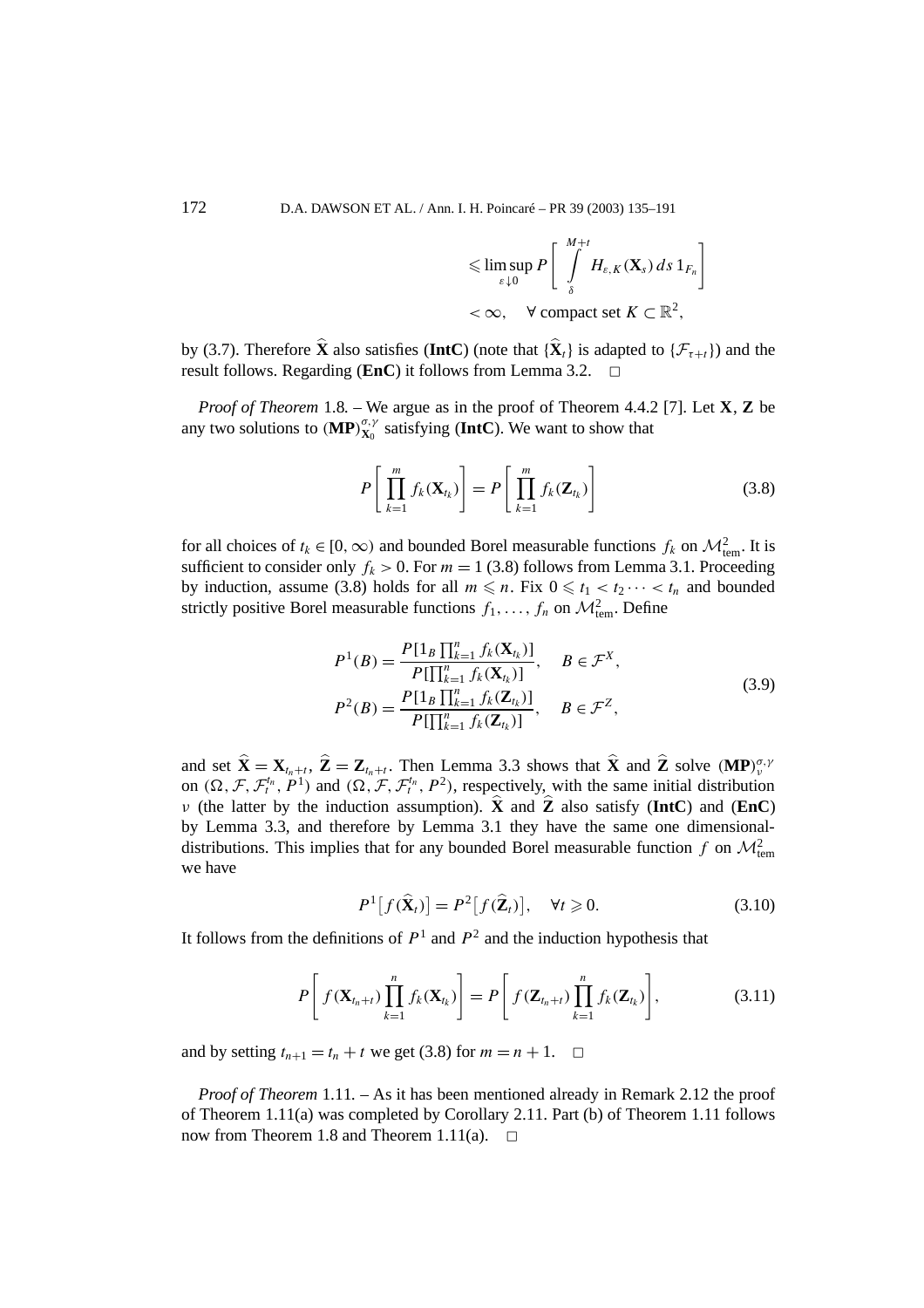$$\leqslant \limsup_{\varepsilon \downarrow 0} P\left[\int_{\delta}^{M+t} H_{\varepsilon,K}(\mathbf{X}_s)\,ds\,1_{F_n}\right]$$
$$< \infty, \quad \forall \text{ compact set } K \subset \mathbb{R}^2,$$

by (3.7). Therefore $\widehat{\mathbf{X}}$ also satisfies (**IntC**) (note that $\{\widehat{\mathbf{X}}_t\}$ is adapted to $\{\mathcal{F}_{\tau+t}\}$) and the result follows. Regarding (**EnC**) it follows from Lemma 3.2. $\square$

*Proof of Theorem* 1.8. – We argue as in the proof of Theorem 4.4.2 [7]. Let $\mathbf{X}$, $\mathbf{Z}$ be any two solutions to $(\mathbf{MP})_{\mathbf{X}_0}^{\sigma,\gamma}$ satisfying (**IntC**). We want to show that

$$P\left[\prod_{k=1}^{m} f_k(\mathbf{X}_{t_k})\right] = P\left[\prod_{k=1}^{m} f_k(\mathbf{Z}_{t_k})\right] \tag{3.8}$$

for all choices of $t_k \in [0,\infty)$ and bounded Borel measurable functions $f_k$ on $\mathcal{M}_{\text{tem}}^2$. It is sufficient to consider only $f_k > 0$. For $m = 1$ (3.8) follows from Lemma 3.1. Proceeding by induction, assume (3.8) holds for all $m \leqslant n$. Fix $0 \leqslant t_1 < t_2 \cdots < t_n$ and bounded strictly positive Borel measurable functions $f_1, \ldots, f_n$ on $\mathcal{M}_{\text{tem}}^2$. Define

$$\begin{aligned}
P^1(B) &= \frac{P[1_B \prod_{k=1}^n f_k(\mathbf{X}_{t_k})]}{P[\prod_{k=1}^n f_k(\mathbf{X}_{t_k})]}, \quad B \in \mathcal{F}^X, \\
P^2(B) &= \frac{P[1_B \prod_{k=1}^n f_k(\mathbf{Z}_{t_k})]}{P[\prod_{k=1}^n f_k(\mathbf{Z}_{t_k})]}, \quad B \in \mathcal{F}^Z,
\end{aligned} \tag{3.9}$$

and set $\widehat{\mathbf{X}} = \mathbf{X}_{t_n+t}$, $\widehat{\mathbf{Z}} = \mathbf{Z}_{t_n+t}$. Then Lemma 3.3 shows that $\widehat{\mathbf{X}}$ and $\widehat{\mathbf{Z}}$ solve $(\mathbf{MP})_{\nu}^{\sigma,\gamma}$ on $(\Omega, \mathcal{F}, \mathcal{F}_t^{t_n}, P^1)$ and $(\Omega, \mathcal{F}, \mathcal{F}_t^{t_n}, P^2)$, respectively, with the same initial distribution $\nu$ (the latter by the induction assumption). $\widehat{\mathbf{X}}$ and $\widehat{\mathbf{Z}}$ also satisfy (**IntC**) and (**EnC**) by Lemma 3.3, and therefore by Lemma 3.1 they have the same one dimensional-distributions. This implies that for any bounded Borel measurable function $f$ on $\mathcal{M}_{\text{tem}}^2$ we have

$$P^1\big[f(\widehat{\mathbf{X}}_t)\big] = P^2\big[f(\widehat{\mathbf{Z}}_t)\big], \quad \forall t \geqslant 0. \tag{3.10}$$

It follows from the definitions of $P^1$ and $P^2$ and the induction hypothesis that

$$P\left[f(\mathbf{X}_{t_n+t})\prod_{k=1}^{n} f_k(\mathbf{X}_{t_k})\right] = P\left[f(\mathbf{Z}_{t_n+t})\prod_{k=1}^{n} f_k(\mathbf{Z}_{t_k})\right], \tag{3.11}$$

and by setting $t_{n+1} = t_n + t$ we get (3.8) for $m = n + 1$. $\square$

*Proof of Theorem* 1.11. – As it has been mentioned already in Remark 2.12 the proof of Theorem 1.11(a) was completed by Corollary 2.11. Part (b) of Theorem 1.11 follows now from Theorem 1.8 and Theorem 1.11(a). $\square$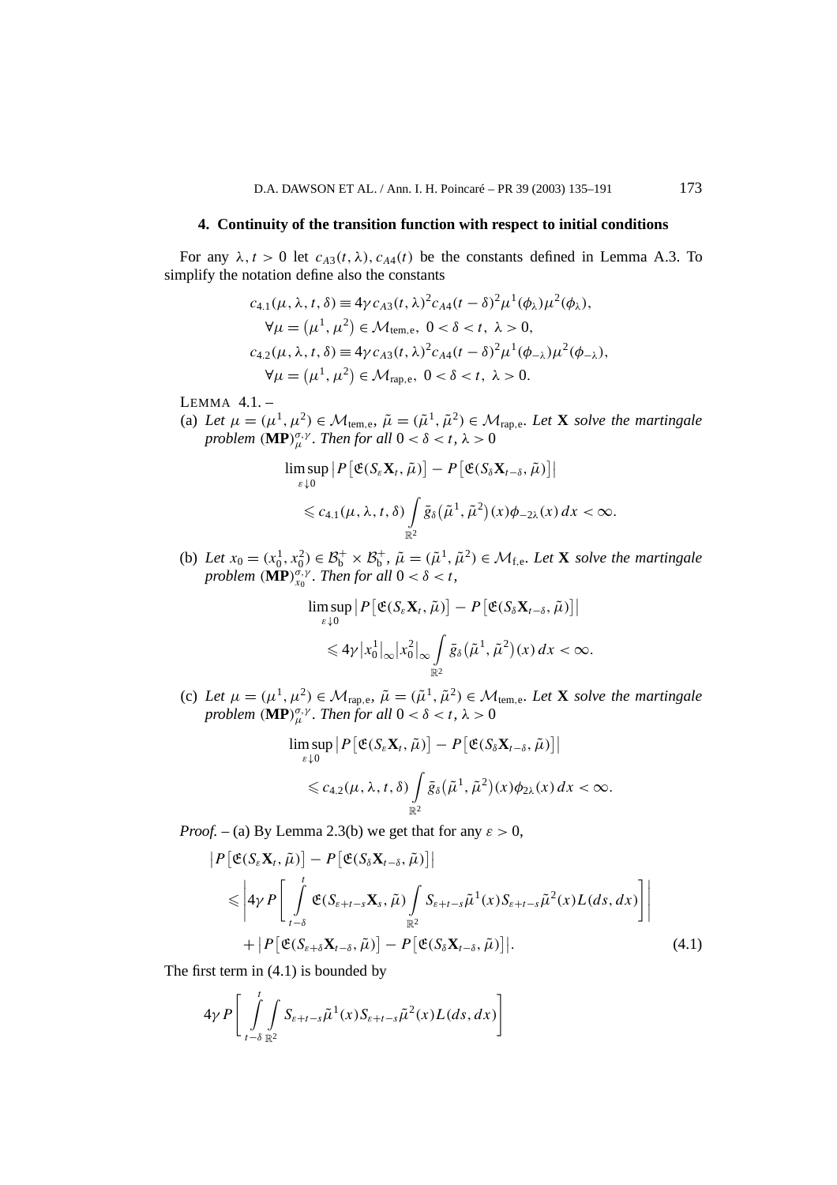## 4. Continuity of the transition function with respect to initial conditions

For any $\lambda, t > 0$ let $c_{A3}(t,\lambda), c_{A4}(t)$ be the constants defined in Lemma A.3. To simplify the notation define also the constants

$$
\begin{aligned}
&c_{4.1}(\mu,\lambda,t,\delta) \equiv 4\gamma c_{A3}(t,\lambda)^2 c_{A4}(t-\delta)^2 \mu^1(\phi_\lambda)\mu^2(\phi_\lambda),\\
&\quad \forall \mu = (\mu^1,\mu^2) \in \mathcal{M}_{\mathrm{tem,e}},\ 0<\delta<t,\ \lambda>0,\\
&c_{4.2}(\mu,\lambda,t,\delta) \equiv 4\gamma c_{A3}(t,\lambda)^2 c_{A4}(t-\delta)^2 \mu^1(\phi_{-\lambda})\mu^2(\phi_{-\lambda}),\\
&\quad \forall \mu = (\mu^1,\mu^2) \in \mathcal{M}_{\mathrm{rap,e}},\ 0<\delta<t,\ \lambda>0.
\end{aligned}
$$

LEMMA 4.1. –

(a) *Let $\mu = (\mu^1,\mu^2) \in \mathcal{M}_{\mathrm{tem,e}}$, $\tilde{\mu} = (\tilde{\mu}^1,\tilde{\mu}^2) \in \mathcal{M}_{\mathrm{rap,e}}$. Let $\mathbf{X}$ solve the martingale problem $(\mathbf{MP})_\mu^{\sigma,\gamma}$. Then for all $0<\delta<t$, $\lambda>0$*

$$
\begin{aligned}
&\limsup_{\varepsilon\downarrow 0} \left| P\left[\mathfrak{E}(S_\varepsilon \mathbf{X}_t,\tilde{\mu})\right] - P\left[\mathfrak{E}(S_\delta \mathbf{X}_{t-\delta},\tilde{\mu})\right]\right|\\
&\quad \leqslant c_{4.1}(\mu,\lambda,t,\delta)\int_{\mathbb{R}^2} \bar{g}_\delta(\tilde{\mu}^1,\tilde{\mu}^2)(x)\phi_{-2\lambda}(x)\,dx < \infty.
\end{aligned}
$$

(b) *Let $x_0 = (x_0^1,x_0^2) \in \mathcal{B}_{\mathrm{b}}^+ \times \mathcal{B}_{\mathrm{b}}^+$, $\tilde{\mu} = (\tilde{\mu}^1,\tilde{\mu}^2) \in \mathcal{M}_{\mathrm{f,e}}$. Let $\mathbf{X}$ solve the martingale problem $(\mathbf{MP})_{x_0}^{\sigma,\gamma}$. Then for all $0<\delta<t$,*

$$
\begin{aligned}
&\limsup_{\varepsilon\downarrow 0} \left| P\left[\mathfrak{E}(S_\varepsilon \mathbf{X}_t,\tilde{\mu})\right] - P\left[\mathfrak{E}(S_\delta \mathbf{X}_{t-\delta},\tilde{\mu})\right]\right|\\
&\quad \leqslant 4\gamma \left|x_0^1\right|_\infty \left|x_0^2\right|_\infty \int_{\mathbb{R}^2} \bar{g}_\delta(\tilde{\mu}^1,\tilde{\mu}^2)(x)\,dx < \infty.
\end{aligned}
$$

(c) *Let $\mu = (\mu^1,\mu^2) \in \mathcal{M}_{\mathrm{rap,e}}$, $\tilde{\mu} = (\tilde{\mu}^1,\tilde{\mu}^2) \in \mathcal{M}_{\mathrm{tem,e}}$. Let $\mathbf{X}$ solve the martingale problem $(\mathbf{MP})_\mu^{\sigma,\gamma}$. Then for all $0<\delta<t$, $\lambda>0$*

$$
\begin{aligned}
&\limsup_{\varepsilon\downarrow 0} \left| P\left[\mathfrak{E}(S_\varepsilon \mathbf{X}_t,\tilde{\mu})\right] - P\left[\mathfrak{E}(S_\delta \mathbf{X}_{t-\delta},\tilde{\mu})\right]\right|\\
&\quad \leqslant c_{4.2}(\mu,\lambda,t,\delta)\int_{\mathbb{R}^2} \bar{g}_\delta(\tilde{\mu}^1,\tilde{\mu}^2)(x)\phi_{2\lambda}(x)\,dx < \infty.
\end{aligned}
$$

*Proof.* – (a) By Lemma 2.3(b) we get that for any $\varepsilon>0$,

$$
\begin{aligned}
&\left| P\left[\mathfrak{E}(S_\varepsilon \mathbf{X}_t,\tilde{\mu})\right] - P\left[\mathfrak{E}(S_\delta \mathbf{X}_{t-\delta},\tilde{\mu})\right]\right|\\
&\quad \leqslant \left| 4\gamma P\left[\int_{t-\delta}^{t} \mathfrak{E}(S_{\varepsilon+t-s}\mathbf{X}_s,\tilde{\mu}) \int_{\mathbb{R}^2} S_{\varepsilon+t-s}\tilde{\mu}^1(x) S_{\varepsilon+t-s}\tilde{\mu}^2(x) L(ds,dx)\right]\right|\\
&\qquad + \left| P\left[\mathfrak{E}(S_{\varepsilon+\delta}\mathbf{X}_{t-\delta},\tilde{\mu})\right] - P\left[\mathfrak{E}(S_\delta \mathbf{X}_{t-\delta},\tilde{\mu})\right]\right|.
\end{aligned}
\tag{4.1}
$$

The first term in (4.1) is bounded by

$$
4\gamma P\left[\int_{t-\delta}^{t}\int_{\mathbb{R}^2} S_{\varepsilon+t-s}\tilde{\mu}^1(x) S_{\varepsilon+t-s}\tilde{\mu}^2(x) L(ds,dx)\right]
$$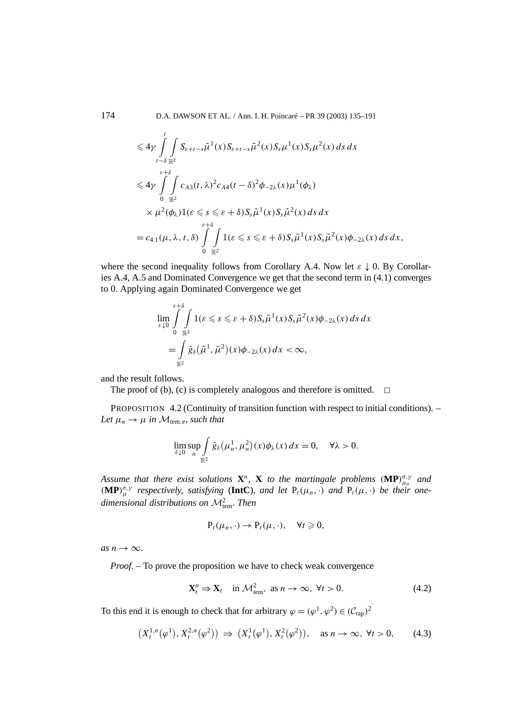$$
\begin{aligned}
&\leqslant 4\gamma \int_{t-\delta}^{t} \int_{\mathbb{R}^2} S_{\varepsilon+t-s}\tilde{\mu}^1(x) S_{\varepsilon+t-s}\tilde{\mu}^2(x) S_s\mu^1(x) S_s\mu^2(x)\, ds\, dx \\
&\leqslant 4\gamma \int_{0}^{\varepsilon+\delta} \int_{\mathbb{R}^2} c_{A3}(t,\lambda)^2 c_{A4}(t-\delta)^2 \phi_{-2\lambda}(x)\mu^1(\phi_\lambda) \\
&\quad \times \mu^2(\phi_\lambda) 1(\varepsilon \leqslant s \leqslant \varepsilon+\delta) S_s\tilde{\mu}^1(x) S_s\tilde{\mu}^2(x)\, ds\, dx \\
&= c_{4.1}(\mu,\lambda,t,\delta) \int_{0}^{\varepsilon+\delta} \int_{\mathbb{R}^2} 1(\varepsilon \leqslant s \leqslant \varepsilon+\delta) S_s\tilde{\mu}^1(x) S_s\tilde{\mu}^2(x)\phi_{-2\lambda}(x)\, ds\, dx,
\end{aligned}
$$

where the second inequality follows from Corollary A.4. Now let $\varepsilon \downarrow 0$. By Corollaries A.4, A.5 and Dominated Convergence we get that the second term in (4.1) converges to 0. Applying again Dominated Convergence we get

$$
\begin{aligned}
&\lim_{\varepsilon \downarrow 0} \int_{0}^{\varepsilon+\delta} \int_{\mathbb{R}^2} 1(\varepsilon \leqslant s \leqslant \varepsilon+\delta) S_s\tilde{\mu}^1(x) S_s\tilde{\mu}^2(x)\phi_{-2\lambda}(x)\, ds\, dx \\
&\quad = \int_{\mathbb{R}^2} \bar{g}_\delta\big(\tilde{\mu}^1, \tilde{\mu}^2\big)(x)\phi_{-2\lambda}(x)\, dx < \infty,
\end{aligned}
$$

and the result follows.

The proof of (b), (c) is completely analogous and therefore is omitted. $\square$

PROPOSITION 4.2 (Continuity of transition function with respect to initial conditions). – *Let $\mu_n \to \mu$ in $\mathcal{M}_{\text{tem,e}}$, such that*

$$
\lim_{\delta \downarrow 0} \sup_n \int_{\mathbb{R}^2} \bar{g}_\delta\big(\mu_n^1, \mu_n^2\big)(x)\phi_\lambda(x)\, dx = 0, \quad \forall \lambda > 0.
$$

*Assume that there exist solutions $\mathbf{X}^n$, $\mathbf{X}$ to the martingale problems $(\mathbf{MP})_{\mu_n}^{\sigma,\gamma}$ and $(\mathbf{MP})_{\mu}^{\sigma,\gamma}$ respectively, satisfying $(\mathbf{IntC})$, and let $\mathrm{P}_t(\mu_n,\cdot)$ and $\mathrm{P}_t(\mu,\cdot)$ be their one-dimensional distributions on $\mathcal{M}_{\text{tem}}^2$. Then*

$$
\mathrm{P}_t(\mu_n,\cdot) \to \mathrm{P}_t(\mu,\cdot), \quad \forall t \geqslant 0,
$$

*as $n \to \infty$.*

*Proof.* – To prove the proposition we have to check weak convergence

$$
\mathbf{X}_t^n \Rightarrow \mathbf{X}_t \quad \text{in } \mathcal{M}_{\text{tem}}^2, \text{ as } n \to \infty, \ \forall t > 0. \tag{4.2}
$$

To this end it is enough to check that for arbitrary $\varphi = (\varphi^1, \varphi^2) \in (\mathcal{C}_{\text{rap}})^2$

$$
\big(X_t^{1,n}(\varphi^1), X_t^{2,n}(\varphi^2)\big) \Rightarrow \big(X_t^1(\varphi^1), X_t^2(\varphi^2)\big), \quad \text{as } n \to \infty, \ \forall t > 0, \tag{4.3}
$$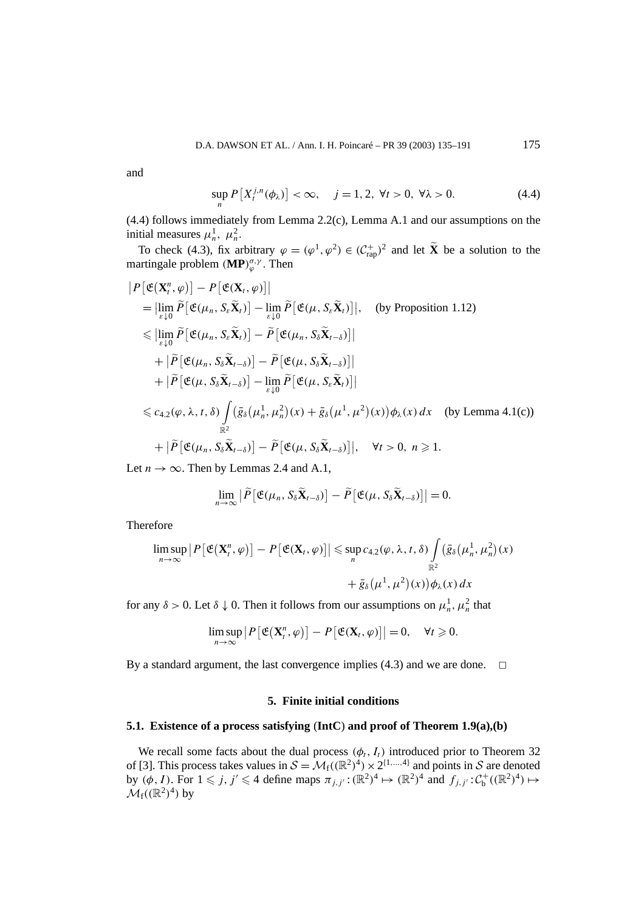and

$$\sup_n P\big[X_t^{j,n}(\phi_\lambda)\big] < \infty, \quad j = 1, 2, \ \forall t > 0, \ \forall \lambda > 0. \tag{4.4}$$

(4.4) follows immediately from Lemma 2.2(c), Lemma A.1 and our assumptions on the initial measures $\mu_n^1$, $\mu_n^2$.

To check (4.3), fix arbitrary $\varphi = (\varphi^1, \varphi^2) \in (\mathcal{C}_{\mathrm{rap}}^+)^2$ and let $\widetilde{\mathbf{X}}$ be a solution to the martingale problem $(\mathbf{MP})_\varphi^{\sigma,\gamma}$. Then

$$\begin{aligned}
&\big|P\big[\mathfrak{E}\big(\mathbf{X}_t^n, \varphi\big)\big] - P\big[\mathfrak{E}(\mathbf{X}_t, \varphi)\big]\big| \\
&= \big|\lim_{\varepsilon \downarrow 0} \widetilde{P}\big[\mathfrak{E}(\mu_n, S_\varepsilon \widetilde{\mathbf{X}}_t)\big] - \lim_{\varepsilon \downarrow 0} \widetilde{P}\big[\mathfrak{E}(\mu, S_\varepsilon \widetilde{\mathbf{X}}_t)\big]\big|, \quad \text{(by Proposition 1.12)} \\
&\leqslant \big|\lim_{\varepsilon \downarrow 0} \widetilde{P}\big[\mathfrak{E}(\mu_n, S_\varepsilon \widetilde{\mathbf{X}}_t)\big] - \widetilde{P}\big[\mathfrak{E}(\mu_n, S_\delta \widetilde{\mathbf{X}}_{t-\delta})\big]\big| \\
&\quad + \big|\widetilde{P}\big[\mathfrak{E}(\mu_n, S_\delta \widetilde{\mathbf{X}}_{t-\delta})\big] - \widetilde{P}\big[\mathfrak{E}(\mu, S_\delta \widetilde{\mathbf{X}}_{t-\delta})\big]\big| \\
&\quad + \big|\widetilde{P}\big[\mathfrak{E}(\mu, S_\delta \widetilde{\mathbf{X}}_{t-\delta})\big] - \lim_{\varepsilon \downarrow 0} \widetilde{P}\big[\mathfrak{E}(\mu, S_\varepsilon \widetilde{\mathbf{X}}_t)\big]\big| \\
&\leqslant c_{4.2}(\varphi, \lambda, t, \delta) \int_{\mathbb{R}^2} \big(\bar{g}_\delta\big(\mu_n^1, \mu_n^2\big)(x) + \bar{g}_\delta\big(\mu^1, \mu^2\big)(x)\big)\phi_\lambda(x)\,dx \quad \text{(by Lemma 4.1(c))} \\
&\quad + \big|\widetilde{P}\big[\mathfrak{E}(\mu_n, S_\delta \widetilde{\mathbf{X}}_{t-\delta})\big] - \widetilde{P}\big[\mathfrak{E}(\mu, S_\delta \widetilde{\mathbf{X}}_{t-\delta})\big]\big|, \quad \forall t > 0, \ n \geqslant 1.
\end{aligned}$$

Let $n \to \infty$. Then by Lemmas 2.4 and A.1,

$$\lim_{n\to\infty} \big|\widetilde{P}\big[\mathfrak{E}(\mu_n, S_\delta \widetilde{\mathbf{X}}_{t-\delta})\big] - \widetilde{P}\big[\mathfrak{E}(\mu, S_\delta \widetilde{\mathbf{X}}_{t-\delta})\big]\big| = 0.$$

Therefore

$$\begin{aligned}
\limsup_{n\to\infty} \big|P\big[\mathfrak{E}\big(\mathbf{X}_t^n, \varphi\big)\big] - P\big[\mathfrak{E}(\mathbf{X}_t, \varphi)\big]\big| \leqslant \sup_n c_{4.2}(\varphi, \lambda, t, \delta) \int_{\mathbb{R}^2} \big(\bar{g}_\delta\big(\mu_n^1, \mu_n^2\big)(x) \\
+ \bar{g}_\delta\big(\mu^1, \mu^2\big)(x)\big)\phi_\lambda(x)\,dx
\end{aligned}$$

for any $\delta > 0$. Let $\delta \downarrow 0$. Then it follows from our assumptions on $\mu_n^1, \mu_n^2$ that

$$\limsup_{n\to\infty} \big|P\big[\mathfrak{E}\big(\mathbf{X}_t^n, \varphi\big)\big] - P\big[\mathfrak{E}(\mathbf{X}_t, \varphi)\big]\big| = 0, \quad \forall t \geqslant 0.$$

By a standard argument, the last convergence implies (4.3) and we are done. $\square$

## 5. Finite initial conditions

### 5.1. Existence of a process satisfying (IntC) and proof of Theorem 1.9(a),(b)

We recall some facts about the dual process $(\phi_t, I_t)$ introduced prior to Theorem 32 of [3]. This process takes values in $\mathcal{S} = \mathcal{M}_{\mathrm{f}}((\mathbb{R}^2)^4) \times 2^{\{1,\ldots,4\}}$ and points in $\mathcal{S}$ are denoted by $(\phi, I)$. For $1 \leqslant j, j' \leqslant 4$ define maps $\pi_{j,j'} : (\mathbb{R}^2)^4 \mapsto (\mathbb{R}^2)^4$ and $f_{j,j'} : \mathcal{C}_{\mathrm{b}}^+((\mathbb{R}^2)^4) \mapsto \mathcal{M}_{\mathrm{f}}((\mathbb{R}^2)^4)$ by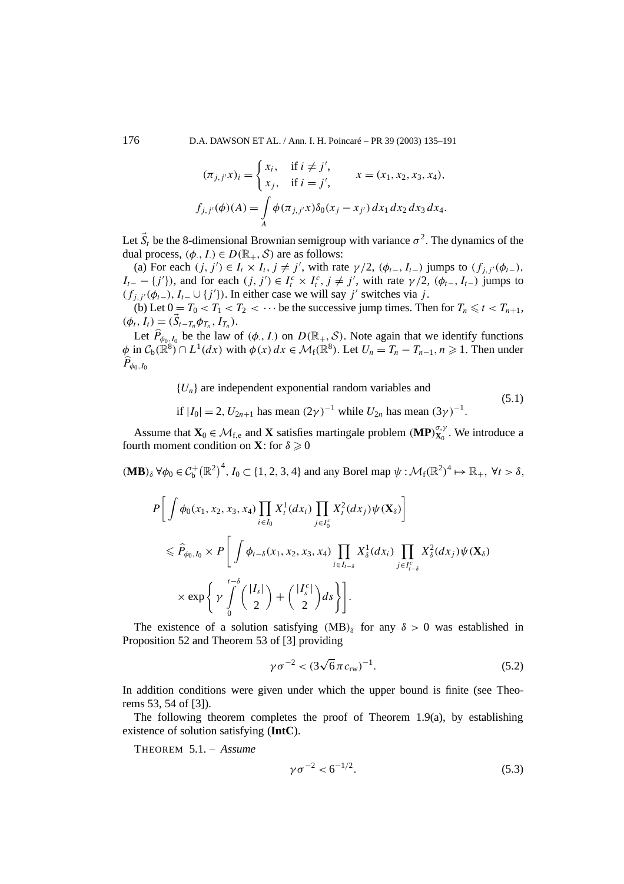$$(\pi_{j,j'}x)_i = \begin{cases} x_i, & \text{if } i \neq j', \\ x_j, & \text{if } i = j', \end{cases} \qquad x = (x_1, x_2, x_3, x_4),$$

$$f_{j,j'}(\phi)(A) = \int_A \phi(\pi_{j,j'}x)\delta_0(x_j - x_{j'})\,dx_1\,dx_2\,dx_3\,dx_4.$$

Let $\vec{S}_t$ be the 8-dimensional Brownian semigroup with variance $\sigma^2$. The dynamics of the dual process, $(\phi_., I_.) \in D(\mathbb{R}_+, \mathcal{S})$ are as follows:

(a) For each $(j, j') \in I_t \times I_t$, $j \neq j'$, with rate $\gamma/2$, $(\phi_{t-}, I_{t-})$ jumps to $(f_{j,j'}(\phi_{t-}), I_{t-} - \{j'\})$, and for each $(j, j') \in I_t^c \times I_t^c$, $j \neq j'$, with rate $\gamma/2$, $(\phi_{t-}, I_{t-})$ jumps to $(f_{j,j'}(\phi_{t-}), I_{t-} \cup \{j'\})$. In either case we will say $j'$ switches via $j$.

(b) Let $0 = T_0 < T_1 < T_2 < \cdots$ be the successive jump times. Then for $T_n \leqslant t < T_{n+1}$, $(\phi_t, I_t) = (\vec{S}_{t-T_n}\phi_{T_n}, I_{T_n})$.

Let $\widehat{P}_{\phi_0, I_0}$ be the law of $(\phi_., I_.)$ on $D(\mathbb{R}_+, \mathcal{S})$. Note again that we identify functions $\phi$ in $\mathcal{C}_b(\mathbb{R}^8) \cap L^1(dx)$ with $\phi(x)\,dx \in \mathcal{M}_f(\mathbb{R}^8)$. Let $U_n = T_n - T_{n-1}$, $n \geqslant 1$. Then under $\widehat{P}_{\phi_0, I_0}$

$$\begin{aligned} &\{U_n\} \text{ are independent exponential random variables and} \\ &\text{if } |I_0| = 2,\ U_{2n+1} \text{ has mean } (2\gamma)^{-1} \text{ while } U_{2n} \text{ has mean } (3\gamma)^{-1}. \end{aligned} \tag{5.1}$$

Assume that $\mathbf{X}_0 \in \mathcal{M}_{f,e}$ and $\mathbf{X}$ satisfies martingale problem $(\mathbf{MP})_{\mathbf{X}_0}^{\sigma,\gamma}$. We introduce a fourth moment condition on $\mathbf{X}$: for $\delta \geqslant 0$

$(\mathbf{MB})_\delta$ $\forall \phi_0 \in \mathcal{C}_b^+(\mathbb{R}^2)^4$, $I_0 \subset \{1, 2, 3, 4\}$ and any Borel map $\psi : \mathcal{M}_f(\mathbb{R}^2)^4 \mapsto \mathbb{R}_+$, $\forall t > \delta$,

$$\begin{aligned} &P\left[\int \phi_0(x_1, x_2, x_3, x_4) \prod_{i \in I_0} X_t^1(dx_i) \prod_{j \in I_0^c} X_t^2(dx_j)\psi(\mathbf{X}_\delta)\right] \\ &\leqslant \widehat{P}_{\phi_0, I_0} \times P\left[\int \phi_{t-\delta}(x_1, x_2, x_3, x_4) \prod_{i \in I_{t-\delta}} X_\delta^1(dx_i) \prod_{j \in I_{t-\delta}^c} X_\delta^2(dx_j)\psi(\mathbf{X}_\delta)\right. \\ &\qquad \left. \times \exp\left\{\gamma \int_0^{t-\delta} \binom{|I_s|}{2} + \binom{|I_s^c|}{2} ds\right\}\right]. \end{aligned}$$

The existence of a solution satisfying $(\mathrm{MB})_\delta$ for any $\delta > 0$ was established in Proposition 52 and Theorem 53 of [3] providing

$$\gamma\sigma^{-2} < (3\sqrt{6}\pi c_{\mathrm{rw}})^{-1}. \tag{5.2}$$

In addition conditions were given under which the upper bound is finite (see Theorems 53, 54 of [3]).

The following theorem completes the proof of Theorem 1.9(a), by establishing existence of solution satisfying (**IntC**).

THEOREM 5.1. – *Assume*

$$\gamma\sigma^{-2} < 6^{-1/2}. \tag{5.3}$$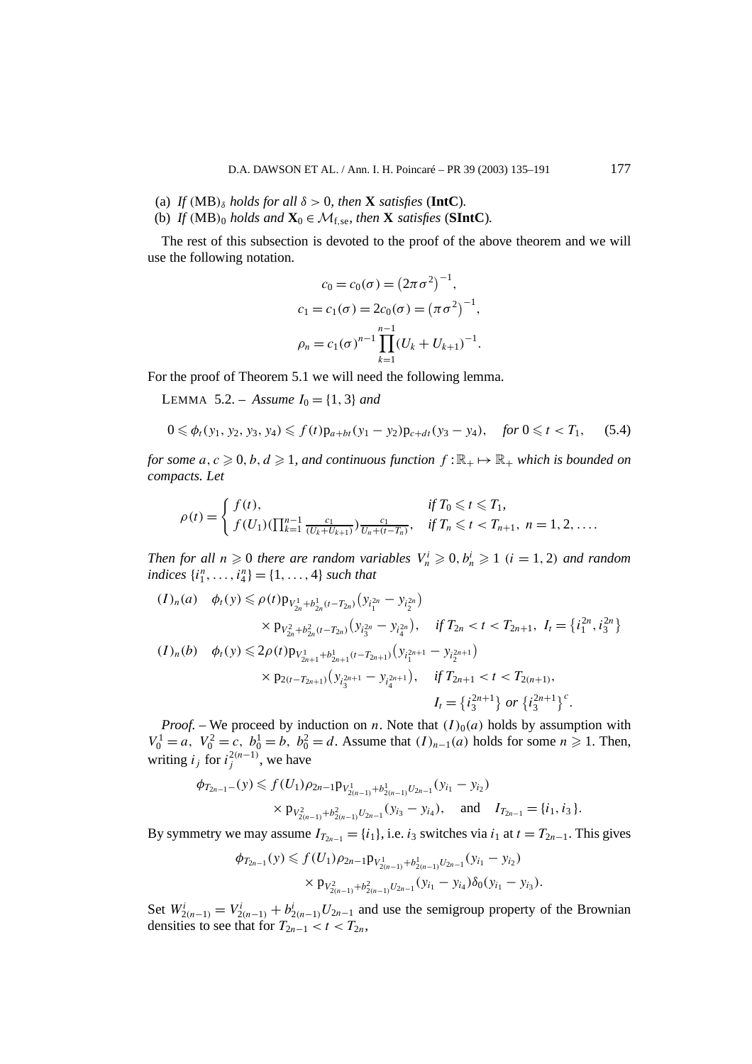(a) *If* $(\text{MB})_\delta$ *holds for all* $\delta > 0$*, then* $\mathbf{X}$ *satisfies* (**IntC**).

(b) *If* $(\text{MB})_0$ *holds and* $\mathbf{X}_0 \in \mathcal{M}_{\text{f,se}}$*, then* $\mathbf{X}$ *satisfies* (**SIntC**).

The rest of this subsection is devoted to the proof of the above theorem and we will use the following notation.

$$c_0 = c_0(\sigma) = \left(2\pi\sigma^2\right)^{-1},$$
$$c_1 = c_1(\sigma) = 2c_0(\sigma) = \left(\pi\sigma^2\right)^{-1},$$
$$\rho_n = c_1(\sigma)^{n-1}\prod_{k=1}^{n-1}(U_k + U_{k+1})^{-1}.$$

For the proof of Theorem 5.1 we will need the following lemma.

LEMMA 5.2. – *Assume* $I_0 = \{1,3\}$ *and*

$$0 \leqslant \phi_t(y_1,y_2,y_3,y_4) \leqslant f(t)\mathrm{p}_{a+bt}(y_1-y_2)\mathrm{p}_{c+dt}(y_3-y_4), \quad \text{for } 0 \leqslant t < T_1, \tag{5.4}$$

*for some* $a, c \geqslant 0$, $b, d \geqslant 1$*, and continuous function* $f : \mathbb{R}_+ \mapsto \mathbb{R}_+$ *which is bounded on compacts. Let*

$$\rho(t) = \begin{cases} f(t), & \text{if } T_0 \leqslant t \leqslant T_1, \\ f(U_1)\left(\prod_{k=1}^{n-1}\frac{c_1}{(U_k+U_{k+1})}\right)\frac{c_1}{U_n+(t-T_n)}, & \text{if } T_n \leqslant t < T_{n+1},\ n = 1,2,\ldots. \end{cases}$$

*Then for all* $n \geqslant 0$ *there are random variables* $V_n^i \geqslant 0, b_n^i \geqslant 1$ $(i = 1,2)$ *and random indices* $\{i_1^n,\ldots,i_4^n\} = \{1,\ldots,4\}$ *such that*

$$\begin{aligned}
(I)_n(a) \quad \phi_t(y) &\leqslant \rho(t)\mathrm{p}_{V_{2n}^1+b_{2n}^1(t-T_{2n})}\left(y_{i_1^{2n}} - y_{i_2^{2n}}\right) \\
&\quad \times \mathrm{p}_{V_{2n}^2+b_{2n}^2(t-T_{2n})}\left(y_{i_3^{2n}} - y_{i_4^{2n}}\right), \quad \text{if } T_{2n} < t < T_{2n+1},\ I_t = \left\{i_1^{2n}, i_3^{2n}\right\} \\
(I)_n(b) \quad \phi_t(y) &\leqslant 2\rho(t)\mathrm{p}_{V_{2n+1}^1+b_{2n+1}^1(t-T_{2n+1})}\left(y_{i_1^{2n+1}} - y_{i_2^{2n+1}}\right) \\
&\quad \times \mathrm{p}_{2(t-T_{2n+1})}\left(y_{i_3^{2n+1}} - y_{i_4^{2n+1}}\right), \quad \text{if } T_{2n+1} < t < T_{2(n+1)}, \\
&\qquad I_t = \left\{i_3^{2n+1}\right\} \text{ or } \left\{i_3^{2n+1}\right\}^c.
\end{aligned}$$

*Proof.* – We proceed by induction on $n$. Note that $(I)_0(a)$ holds by assumption with $V_0^1 = a,\ V_0^2 = c,\ b_0^1 = b,\ b_0^2 = d$. Assume that $(I)_{n-1}(a)$ holds for some $n \geqslant 1$. Then, writing $i_j$ for $i_j^{2(n-1)}$, we have

$$\begin{aligned}
\phi_{T_{2n-1}-}(y) &\leqslant f(U_1)\rho_{2n-1}\mathrm{p}_{V_{2(n-1)}^1+b_{2(n-1)}^1U_{2n-1}}(y_{i_1}-y_{i_2}) \\
&\quad \times \mathrm{p}_{V_{2(n-1)}^2+b_{2(n-1)}^2U_{2n-1}}(y_{i_3}-y_{i_4}), \quad \text{and} \quad I_{T_{2n-1}} = \{i_1,i_3\}.
\end{aligned}$$

By symmetry we may assume $I_{T_{2n-1}} = \{i_1\}$, i.e. $i_3$ switches via $i_1$ at $t = T_{2n-1}$. This gives

$$\begin{aligned}
\phi_{T_{2n-1}}(y) &\leqslant f(U_1)\rho_{2n-1}\mathrm{p}_{V_{2(n-1)}^1+b_{2(n-1)}^1U_{2n-1}}(y_{i_1}-y_{i_2}) \\
&\quad \times \mathrm{p}_{V_{2(n-1)}^2+b_{2(n-1)}^2U_{2n-1}}(y_{i_1}-y_{i_4})\delta_0(y_{i_1}-y_{i_3}).
\end{aligned}$$

Set $W_{2(n-1)}^i = V_{2(n-1)}^i + b_{2(n-1)}^i U_{2n-1}$ and use the semigroup property of the Brownian densities to see that for $T_{2n-1} < t < T_{2n}$,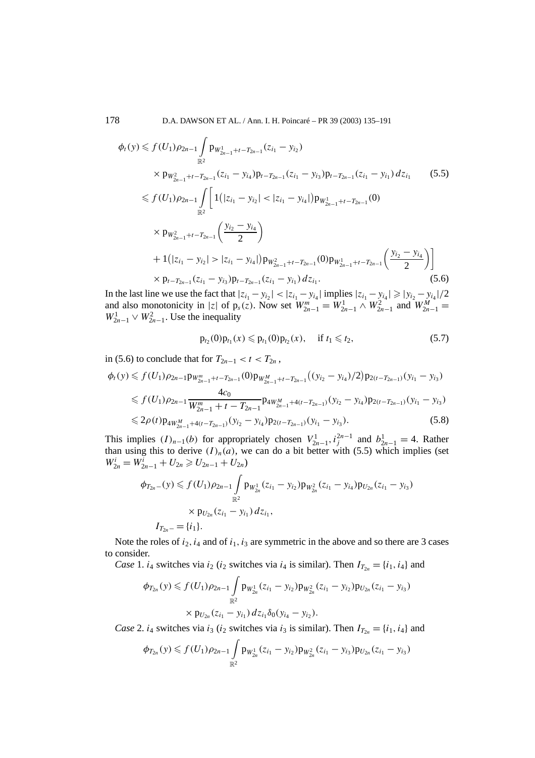$$
\begin{aligned}
\phi_t(y) &\leqslant f(U_1)\rho_{2n-1}\int_{\mathbb{R}^2} \mathrm{p}_{W^1_{2n-1}+t-T_{2n-1}}(z_{i_1}-y_{i_2}) \\
&\quad\times \mathrm{p}_{W^2_{2n-1}+t-T_{2n-1}}(z_{i_1}-y_{i_4})\mathrm{p}_{t-T_{2n-1}}(z_{i_1}-y_{i_3})\mathrm{p}_{t-T_{2n-1}}(z_{i_1}-y_{i_1})\,dz_{i_1} \qquad (5.5)\\
&\leqslant f(U_1)\rho_{2n-1}\int_{\mathbb{R}^2}\bigg[1\big(|z_{i_1}-y_{i_2}|<|z_{i_1}-y_{i_4}|\big)\mathrm{p}_{W^1_{2n-1}+t-T_{2n-1}}(0) \\
&\quad\times \mathrm{p}_{W^2_{2n-1}+t-T_{2n-1}}\left(\frac{y_{i_2}-y_{i_4}}{2}\right) \\
&\quad+1\big(|z_{i_1}-y_{i_2}|>|z_{i_1}-y_{i_4}|\big)\mathrm{p}_{W^2_{2n-1}+t-T_{2n-1}}(0)\mathrm{p}_{W^1_{2n-1}+t-T_{2n-1}}\left(\frac{y_{i_2}-y_{i_4}}{2}\right)\bigg] \\
&\quad\times \mathrm{p}_{t-T_{2n-1}}(z_{i_1}-y_{i_3})\mathrm{p}_{t-T_{2n-1}}(z_{i_1}-y_{i_1})\,dz_{i_1}. \qquad (5.6)
\end{aligned}
$$

In the last line we use the fact that $|z_{i_1}-y_{i_2}|<|z_{i_1}-y_{i_4}|$ implies $|z_{i_1}-y_{i_4}|\geqslant|y_{i_2}-y_{i_4}|/2$ and also monotonicity in $|z|$ of $\mathrm{p}_s(z)$. Now set $W^m_{2n-1}=W^1_{2n-1}\wedge W^2_{2n-1}$ and $W^M_{2n-1}=W^1_{2n-1}\vee W^2_{2n-1}$. Use the inequality

$$
\mathrm{p}_{t_2}(0)\mathrm{p}_{t_1}(x)\leqslant \mathrm{p}_{t_1}(0)\mathrm{p}_{t_2}(x),\quad \text{if } t_1\leqslant t_2, \tag{5.7}
$$

in (5.6) to conclude that for $T_{2n-1}<t<T_{2n}$,

$$
\begin{aligned}
\phi_t(y) &\leqslant f(U_1)\rho_{2n-1}\mathrm{p}_{W^m_{2n-1}+t-T_{2n-1}}(0)\mathrm{p}_{W^M_{2n-1}+t-T_{2n-1}}\big((y_{i_2}-y_{i_4})/2\big)\mathrm{p}_{2(t-T_{2n-1})}(y_{i_1}-y_{i_3}) \\
&\leqslant f(U_1)\rho_{2n-1}\frac{4c_0}{W^m_{2n-1}+t-T_{2n-1}}\mathrm{p}_{4W^M_{2n-1}+4(t-T_{2n-1})}(y_{i_2}-y_{i_4})\mathrm{p}_{2(t-T_{2n-1})}(y_{i_1}-y_{i_3}) \\
&\leqslant 2\rho(t)\mathrm{p}_{4W^M_{2n-1}+4(t-T_{2n-1})}(y_{i_2}-y_{i_4})\mathrm{p}_{2(t-T_{2n-1})}(y_{i_1}-y_{i_3}). 
\end{aligned}\tag{5.8}
$$

This implies $(I)_{n-1}(b)$ for appropriately chosen $V^1_{2n-1}, i^{2n-1}_j$ and $b^1_{2n-1}=4$. Rather than using this to derive $(I)_n(a)$, we can do a bit better with (5.5) which implies (set $W^i_{2n}=W^i_{2n-1}+U_{2n}\geqslant U_{2n-1}+U_{2n}$)

$$
\begin{aligned}
\phi_{T_{2n}-}(y) &\leqslant f(U_1)\rho_{2n-1}\int_{\mathbb{R}^2}\mathrm{p}_{W^1_{2n}}(z_{i_1}-y_{i_2})\mathrm{p}_{W^2_{2n}}(z_{i_1}-y_{i_4})\mathrm{p}_{U_{2n}}(z_{i_1}-y_{i_3}) \\
&\quad\times \mathrm{p}_{U_{2n}}(z_{i_1}-y_{i_1})\,dz_{i_1}, \\
I_{T_{2n}-}&=\{i_1\}.
\end{aligned}
$$

Note the roles of $i_2, i_4$ and of $i_1, i_3$ are symmetric in the above and so there are 3 cases to consider.

*Case* 1. $i_4$ switches via $i_2$ ($i_2$ switches via $i_4$ is similar). Then $I_{T_{2n}}=\{i_1,i_4\}$ and

$$
\begin{aligned}
\phi_{T_{2n}}(y) &\leqslant f(U_1)\rho_{2n-1}\int_{\mathbb{R}^2}\mathrm{p}_{W^1_{2n}}(z_{i_1}-y_{i_2})\mathrm{p}_{W^2_{2n}}(z_{i_1}-y_{i_2})\mathrm{p}_{U_{2n}}(z_{i_1}-y_{i_3}) \\
&\quad\times \mathrm{p}_{U_{2n}}(z_{i_1}-y_{i_1})\,dz_{i_1}\delta_0(y_{i_4}-y_{i_2}).
\end{aligned}
$$

*Case* 2. $i_4$ switches via $i_3$ ($i_2$ switches via $i_3$ is similar). Then $I_{T_{2n}}=\{i_1,i_4\}$ and

$$
\phi_{T_{2n}}(y)\leqslant f(U_1)\rho_{2n-1}\int_{\mathbb{R}^2}\mathrm{p}_{W^1_{2n}}(z_{i_1}-y_{i_2})\mathrm{p}_{W^2_{2n}}(z_{i_1}-y_{i_3})\mathrm{p}_{U_{2n}}(z_{i_1}-y_{i_3})
$$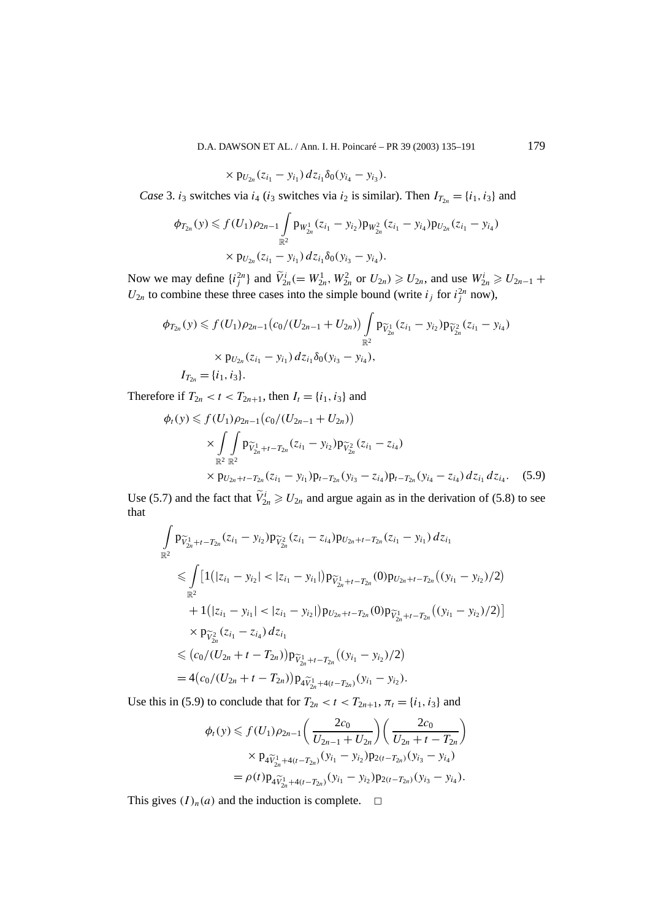$$\times \mathrm{p}_{U_{2n}}(z_{i_1} - y_{i_1})\, dz_{i_1} \delta_0(y_{i_4} - y_{i_3}).$$

*Case* 3. $i_3$ switches via $i_4$ ($i_3$ switches via $i_2$ is similar). Then $I_{T_{2n}} = \{i_1, i_3\}$ and

$$\phi_{T_{2n}}(y) \leqslant f(U_1)\rho_{2n-1} \int_{\mathbb{R}^2} \mathrm{p}_{W^1_{2n}}(z_{i_1} - y_{i_2}) \mathrm{p}_{W^2_{2n}}(z_{i_1} - y_{i_4}) \mathrm{p}_{U_{2n}}(z_{i_1} - y_{i_4}) \\ \times \mathrm{p}_{U_{2n}}(z_{i_1} - y_{i_1})\, dz_{i_1} \delta_0(y_{i_3} - y_{i_4}).$$

Now we may define $\{i^{2n}_j\}$ and $\widetilde{V}^i_{2n} (= W^1_{2n}, W^2_{2n}$ or $U_{2n}) \geqslant U_{2n}$, and use $W^i_{2n} \geqslant U_{2n-1} + U_{2n}$ to combine these three cases into the simple bound (write $i_j$ for $i^{2n}_j$ now),

$$\phi_{T_{2n}}(y) \leqslant f(U_1)\rho_{2n-1}\big(c_0/(U_{2n-1} + U_{2n})\big) \int_{\mathbb{R}^2} \mathrm{p}_{\widetilde{V}^1_{2n}}(z_{i_1} - y_{i_2}) \mathrm{p}_{\widetilde{V}^2_{2n}}(z_{i_1} - y_{i_4}) \\ \times \mathrm{p}_{U_{2n}}(z_{i_1} - y_{i_1})\, dz_{i_1} \delta_0(y_{i_3} - y_{i_4}),$$

$$I_{T_{2n}} = \{i_1, i_3\}.$$

Therefore if $T_{2n} < t < T_{2n+1}$, then $I_t = \{i_1, i_3\}$ and

$$\phi_t(y) \leqslant f(U_1)\rho_{2n-1}\big(c_0/(U_{2n-1} + U_{2n})\big) \\ \times \int_{\mathbb{R}^2}\int_{\mathbb{R}^2} \mathrm{p}_{\widetilde{V}^1_{2n}+t-T_{2n}}(z_{i_1} - y_{i_2}) \mathrm{p}_{\widetilde{V}^2_{2n}}(z_{i_1} - z_{i_4}) \\ \times \mathrm{p}_{U_{2n}+t-T_{2n}}(z_{i_1} - y_{i_1}) \mathrm{p}_{t-T_{2n}}(y_{i_3} - z_{i_4}) \mathrm{p}_{t-T_{2n}}(y_{i_4} - z_{i_4})\, dz_{i_1}\, dz_{i_4}. \tag{5.9}$$

Use (5.7) and the fact that $\widetilde{V}^i_{2n} \geqslant U_{2n}$ and argue again as in the derivation of (5.8) to see that

$$\int_{\mathbb{R}^2} \mathrm{p}_{\widetilde{V}^1_{2n}+t-T_{2n}}(z_{i_1} - y_{i_2}) \mathrm{p}_{\widetilde{V}^2_{2n}}(z_{i_1} - z_{i_4}) \mathrm{p}_{U_{2n}+t-T_{2n}}(z_{i_1} - y_{i_1})\, dz_{i_1}$$

$$\leqslant \int_{\mathbb{R}^2} \big[1\big(|z_{i_1} - y_{i_2}| < |z_{i_1} - y_{i_1}|\big) \mathrm{p}_{\widetilde{V}^1_{2n}+t-T_{2n}}(0) \mathrm{p}_{U_{2n}+t-T_{2n}}\big((y_{i_1} - y_{i_2})/2\big) \\ + 1\big(|z_{i_1} - y_{i_1}| < |z_{i_1} - y_{i_2}|\big) \mathrm{p}_{U_{2n}+t-T_{2n}}(0) \mathrm{p}_{\widetilde{V}^1_{2n}+t-T_{2n}}\big((y_{i_1} - y_{i_2})/2\big)\big] \\ \times \mathrm{p}_{\widetilde{V}^2_{2n}}(z_{i_1} - z_{i_4})\, dz_{i_1}$$

$$\leqslant \big(c_0/(U_{2n} + t - T_{2n})\big) \mathrm{p}_{\widetilde{V}^1_{2n}+t-T_{2n}}\big((y_{i_1} - y_{i_2})/2\big)$$

$$= 4\big(c_0/(U_{2n} + t - T_{2n})\big) \mathrm{p}_{4\widetilde{V}^1_{2n}+4(t-T_{2n})}(y_{i_1} - y_{i_2}).$$

Use this in (5.9) to conclude that for $T_{2n} < t < T_{2n+1}$, $\pi_t = \{i_1, i_3\}$ and

$$\phi_t(y) \leqslant f(U_1)\rho_{2n-1}\left(\frac{2c_0}{U_{2n-1} + U_{2n}}\right)\left(\frac{2c_0}{U_{2n} + t - T_{2n}}\right) \\ \times \mathrm{p}_{4\widetilde{V}^1_{2n}+4(t-T_{2n})}(y_{i_1} - y_{i_2}) \mathrm{p}_{2(t-T_{2n})}(y_{i_3} - y_{i_4}) \\ = \rho(t) \mathrm{p}_{4\widetilde{V}^1_{2n}+4(t-T_{2n})}(y_{i_1} - y_{i_2}) \mathrm{p}_{2(t-T_{2n})}(y_{i_3} - y_{i_4}).$$

This gives $(I)_n(a)$ and the induction is complete. $\square$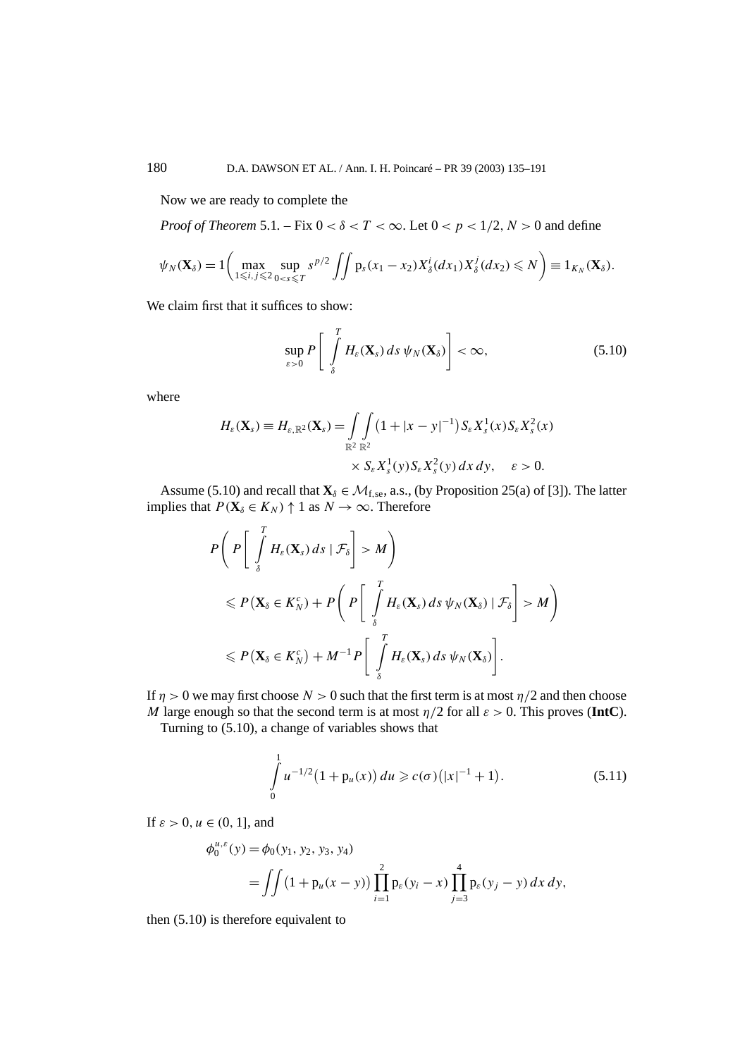Now we are ready to complete the

*Proof of Theorem* 5.1. – Fix $0 < \delta < T < \infty$. Let $0 < p < 1/2$, $N > 0$ and define

$$\psi_N(\mathbf{X}_\delta) = 1\left(\max_{1\leqslant i,j\leqslant 2}\sup_{0<s\leqslant T} s^{p/2}\iint \mathrm{p}_s(x_1-x_2)X_\delta^i(dx_1)X_\delta^j(dx_2)\leqslant N\right) \equiv 1_{K_N}(\mathbf{X}_\delta).$$

We claim first that it suffices to show:

$$\sup_{\varepsilon>0} P\left[\int_\delta^T H_\varepsilon(\mathbf{X}_s)\,ds\,\psi_N(\mathbf{X}_\delta)\right] < \infty, \tag{5.10}$$

where

$$\begin{aligned} H_\varepsilon(\mathbf{X}_s) \equiv H_{\varepsilon,\mathbb{R}^2}(\mathbf{X}_s) = \int_{\mathbb{R}^2}\int_{\mathbb{R}^2} & \left(1+|x-y|^{-1}\right) S_\varepsilon X_s^1(x) S_\varepsilon X_s^2(x) \\ & \times S_\varepsilon X_s^1(y) S_\varepsilon X_s^2(y)\,dx\,dy, \quad \varepsilon > 0. \end{aligned}$$

Assume (5.10) and recall that $\mathbf{X}_\delta \in \mathcal{M}_{\mathrm{f,se}}$, a.s., (by Proposition 25(a) of [3]). The latter implies that $P(\mathbf{X}_\delta \in K_N) \uparrow 1$ as $N \to \infty$. Therefore

$$\begin{aligned} & P\left(P\left[\int_\delta^T H_\varepsilon(\mathbf{X}_s)\,ds \mid \mathcal{F}_\delta\right] > M\right) \\ & \leqslant P\left(\mathbf{X}_\delta \in K_N^c\right) + P\left(P\left[\int_\delta^T H_\varepsilon(\mathbf{X}_s)\,ds\,\psi_N(\mathbf{X}_\delta) \mid \mathcal{F}_\delta\right] > M\right) \\ & \leqslant P\left(\mathbf{X}_\delta \in K_N^c\right) + M^{-1} P\left[\int_\delta^T H_\varepsilon(\mathbf{X}_s)\,ds\,\psi_N(\mathbf{X}_\delta)\right]. \end{aligned}$$

If $\eta > 0$ we may first choose $N > 0$ such that the first term is at most $\eta/2$ and then choose $M$ large enough so that the second term is at most $\eta/2$ for all $\varepsilon > 0$. This proves (**IntC**).

Turning to (5.10), a change of variables shows that

$$\int_0^1 u^{-1/2}\left(1+\mathrm{p}_u(x)\right)du \geqslant c(\sigma)\left(|x|^{-1}+1\right). \tag{5.11}$$

If $\varepsilon > 0$, $u \in (0,1]$, and

$$\begin{aligned} \phi_0^{u,\varepsilon}(y) &= \phi_0(y_1,y_2,y_3,y_4) \\ &= \iint \left(1+\mathrm{p}_u(x-y)\right)\prod_{i=1}^2 \mathrm{p}_\varepsilon(y_i-x)\prod_{j=3}^4 \mathrm{p}_\varepsilon(y_j-y)\,dx\,dy, \end{aligned}$$

then (5.10) is therefore equivalent to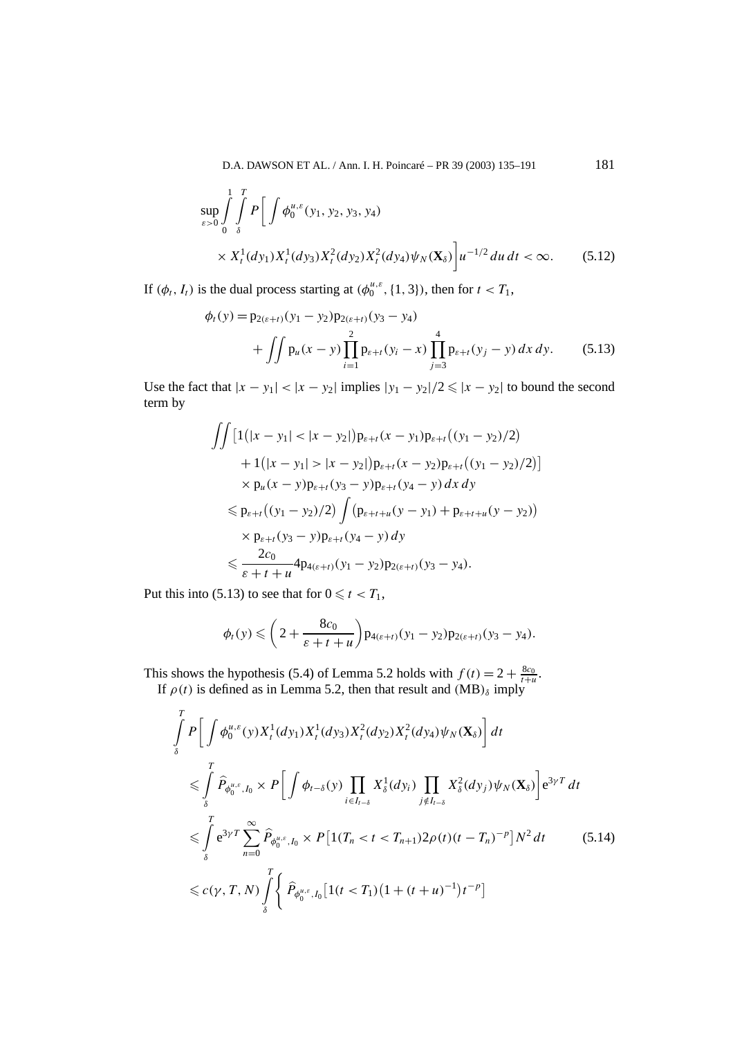$$\sup_{\varepsilon>0}\int_0^1\int_\delta^T P\bigg[\int \phi_0^{u,\varepsilon}(y_1,y_2,y_3,y_4)$$

$$\times X_t^1(dy_1)X_t^1(dy_3)X_t^2(dy_2)X_t^2(dy_4)\psi_N(\mathbf{X}_\delta)\bigg]u^{-1/2}\,du\,dt<\infty. \tag{5.12}$$

If $(\phi_t, I_t)$ is the dual process starting at $(\phi_0^{u,\varepsilon}, \{1,3\})$, then for $t < T_1$,

$$\phi_t(y) = \mathrm{p}_{2(\varepsilon+t)}(y_1-y_2)\mathrm{p}_{2(\varepsilon+t)}(y_3-y_4)$$

$$+\iint \mathrm{p}_u(x-y)\prod_{i=1}^2 \mathrm{p}_{\varepsilon+t}(y_i-x)\prod_{j=3}^4 \mathrm{p}_{\varepsilon+t}(y_j-y)\,dx\,dy. \tag{5.13}$$

Use the fact that $|x-y_1|<|x-y_2|$ implies $|y_1-y_2|/2\leqslant |x-y_2|$ to bound the second term by

$$\iint \big[1\big(|x-y_1|<|x-y_2|\big)\mathrm{p}_{\varepsilon+t}(x-y_1)\mathrm{p}_{\varepsilon+t}\big((y_1-y_2)/2\big)$$

$$+1\big(|x-y_1|>|x-y_2|\big)\mathrm{p}_{\varepsilon+t}(x-y_2)\mathrm{p}_{\varepsilon+t}\big((y_1-y_2)/2\big)\big]$$

$$\times \mathrm{p}_u(x-y)\mathrm{p}_{\varepsilon+t}(y_3-y)\mathrm{p}_{\varepsilon+t}(y_4-y)\,dx\,dy$$

$$\leqslant \mathrm{p}_{\varepsilon+t}\big((y_1-y_2)/2\big)\int \big(\mathrm{p}_{\varepsilon+t+u}(y-y_1)+\mathrm{p}_{\varepsilon+t+u}(y-y_2)\big)$$

$$\times \mathrm{p}_{\varepsilon+t}(y_3-y)\mathrm{p}_{\varepsilon+t}(y_4-y)\,dy$$

$$\leqslant \frac{2c_0}{\varepsilon+t+u}4\mathrm{p}_{4(\varepsilon+t)}(y_1-y_2)\mathrm{p}_{2(\varepsilon+t)}(y_3-y_4).$$

Put this into (5.13) to see that for $0\leqslant t<T_1$,

$$\phi_t(y)\leqslant\left(2+\frac{8c_0}{\varepsilon+t+u}\right)\mathrm{p}_{4(\varepsilon+t)}(y_1-y_2)\mathrm{p}_{2(\varepsilon+t)}(y_3-y_4).$$

This shows the hypothesis (5.4) of Lemma 5.2 holds with $f(t)=2+\frac{8c_0}{t+u}$.

If $\rho(t)$ is defined as in Lemma 5.2, then that result and $(\mathrm{MB})_\delta$ imply

$$\int_\delta^T P\bigg[\int \phi_0^{u,\varepsilon}(y)X_t^1(dy_1)X_t^1(dy_3)X_t^2(dy_2)X_t^2(dy_4)\psi_N(\mathbf{X}_\delta)\bigg]\,dt$$

$$\leqslant \int_\delta^T \widehat{P}_{\phi_0^{u,\varepsilon},I_0}\times P\bigg[\int \phi_{t-\delta}(y)\prod_{i\in I_{t-\delta}}X_\delta^1(dy_i)\prod_{j\notin I_{t-\delta}}X_\delta^2(dy_j)\psi_N(\mathbf{X}_\delta)\bigg]\mathrm{e}^{3\gamma T}\,dt$$

$$\leqslant \int_\delta^T \mathrm{e}^{3\gamma T}\sum_{n=0}^\infty \widehat{P}_{\phi_0^{u,\varepsilon},I_0}\times P\big[1(T_n<t<T_{n+1})2\rho(t)(t-T_n)^{-p}\big]N^2\,dt \tag{5.14}$$

$$\leqslant c(\gamma,T,N)\int_\delta^T\bigg\{\widehat{P}_{\phi_0^{u,\varepsilon},I_0}\big[1(t<T_1)\big(1+(t+u)^{-1}\big)t^{-p}\big]$$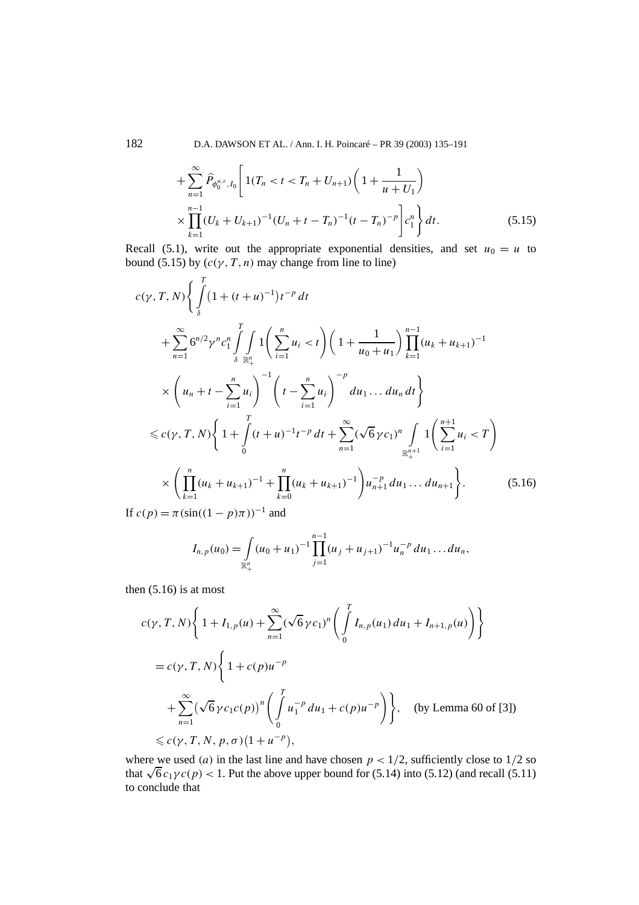$$
+\sum_{n=1}^{\infty}\widehat{P}_{\phi_0^{u,\varepsilon},I_0}\Bigg[1(T_n<t<T_n+U_{n+1})\bigg(1+\frac{1}{u+U_1}\bigg)\\
\times\prod_{k=1}^{n-1}(U_k+U_{k+1})^{-1}(U_n+t-T_n)^{-1}(t-T_n)^{-p}\Bigg]c_1^n\Bigg\}\,dt. \tag{5.15}
$$

Recall (5.1), write out the appropriate exponential densities, and set $u_0=u$ to bound (5.15) by ($c(\gamma,T,n)$ may change from line to line)

$$
c(\gamma,T,N)\Bigg\{\int_\delta^T\big(1+(t+u)^{-1}\big)t^{-p}\,dt\\
+\sum_{n=1}^{\infty}6^{n/2}\gamma^n c_1^n\int_\delta^T\int_{\mathbb{R}_+^n}1\bigg(\sum_{i=1}^n u_i<t\bigg)\bigg(1+\frac{1}{u_0+u_1}\bigg)\prod_{k=1}^{n-1}(u_k+u_{k+1})^{-1}\\
\times\bigg(u_n+t-\sum_{i=1}^n u_i\bigg)^{-1}\bigg(t-\sum_{i=1}^n u_i\bigg)^{-p}du_1\ldots du_n\,dt\Bigg\}\\
\leqslant c(\gamma,T,N)\Bigg\{1+\int_0^T(t+u)^{-1}t^{-p}\,dt+\sum_{n=1}^{\infty}(\sqrt{6}\,\gamma c_1)^n\int_{\mathbb{R}_+^{n+1}}1\bigg(\sum_{i=1}^{n+1}u_i<T\bigg)\\
\times\bigg(\prod_{k=1}^n(u_k+u_{k+1})^{-1}+\prod_{k=0}^n(u_k+u_{k+1})^{-1}\bigg)u_{n+1}^{-p}\,du_1\ldots du_{n+1}\Bigg\}. \tag{5.16}
$$

If $c(p)=\pi(\sin((1-p)\pi))^{-1}$ and

$$
I_{n,p}(u_0)=\int_{\mathbb{R}_+^n}(u_0+u_1)^{-1}\prod_{j=1}^{n-1}(u_j+u_{j+1})^{-1}u_n^{-p}\,du_1\ldots du_n,
$$

then (5.16) is at most

$$
c(\gamma,T,N)\Bigg\{1+I_{1,p}(u)+\sum_{n=1}^{\infty}(\sqrt{6}\,\gamma c_1)^n\bigg(\int_0^T I_{n,p}(u_1)\,du_1+I_{n+1,p}(u)\bigg)\Bigg\}\\
=c(\gamma,T,N)\Bigg\{1+c(p)u^{-p}\\
+\sum_{n=1}^{\infty}\big(\sqrt{6}\,\gamma c_1c(p)\big)^n\bigg(\int_0^T u_1^{-p}\,du_1+c(p)u^{-p}\bigg)\Bigg\},\quad \text{(by Lemma 60 of [3])}\\
\leqslant c(\gamma,T,N,p,\sigma)\big(1+u^{-p}\big),
$$

where we used $(a)$ in the last line and have chosen $p<1/2$, sufficiently close to $1/2$ so that $\sqrt{6}\,c_1\gamma c(p)<1$. Put the above upper bound for (5.14) into (5.12) (and recall (5.11) to conclude that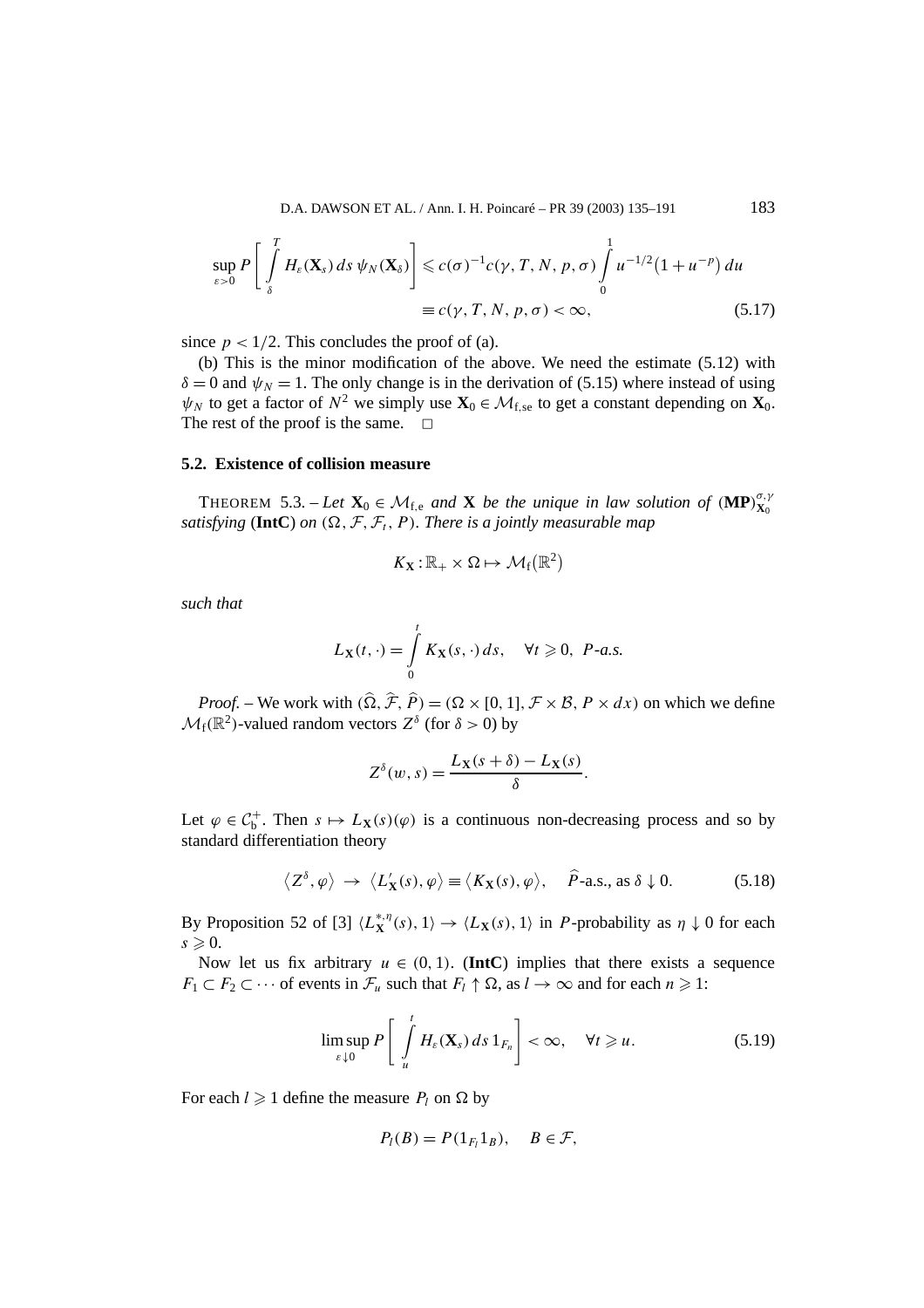$$\sup_{\varepsilon>0} P\left[\int_\delta^T H_\varepsilon(\mathbf{X}_s)\,ds\,\psi_N(\mathbf{X}_\delta)\right] \leqslant c(\sigma)^{-1}c(\gamma,T,N,p,\sigma)\int_0^1 u^{-1/2}\big(1+u^{-p}\big)\,du$$
$$\equiv c(\gamma,T,N,p,\sigma)<\infty, \tag{5.17}$$

since $p<1/2$. This concludes the proof of (a).

(b) This is the minor modification of the above. We need the estimate (5.12) with $\delta=0$ and $\psi_N=1$. The only change is in the derivation of (5.15) where instead of using $\psi_N$ to get a factor of $N^2$ we simply use $\mathbf{X}_0 \in \mathcal{M}_{\mathrm{f,se}}$ to get a constant depending on $\mathbf{X}_0$. The rest of the proof is the same. □

### 5.2. Existence of collision measure

THEOREM 5.3. – *Let $\mathbf{X}_0 \in \mathcal{M}_{\mathrm{f,e}}$ and $\mathbf{X}$ be the unique in law solution of $(\mathbf{MP})^{\sigma,\gamma}_{\mathbf{X}_0}$ satisfying* (**IntC**) *on $(\Omega,\mathcal{F},\mathcal{F}_t,P)$. There is a jointly measurable map*

$$K_{\mathbf{X}}:\mathbb{R}_+\times\Omega\mapsto\mathcal{M}_{\mathrm{f}}\big(\mathbb{R}^2\big)$$

*such that*

$$L_{\mathbf{X}}(t,\cdot)=\int_0^t K_{\mathbf{X}}(s,\cdot)\,ds,\quad \forall t\geqslant 0,\ P\text{-a.s.}$$

*Proof.* – We work with $(\widehat{\Omega},\widehat{\mathcal{F}},\widehat{P})=(\Omega\times[0,1],\mathcal{F}\times\mathcal{B},P\times dx)$ on which we define $\mathcal{M}_{\mathrm{f}}(\mathbb{R}^2)$-valued random vectors $Z^\delta$ (for $\delta>0$) by

$$Z^\delta(w,s)=\frac{L_{\mathbf{X}}(s+\delta)-L_{\mathbf{X}}(s)}{\delta}.$$

Let $\varphi\in\mathcal{C}_{\mathrm{b}}^+$. Then $s\mapsto L_{\mathbf{X}}(s)(\varphi)$ is a continuous non-decreasing process and so by standard differentiation theory

$$\langle Z^\delta,\varphi\rangle \;\to\; \langle L'_{\mathbf{X}}(s),\varphi\rangle\equiv\langle K_{\mathbf{X}}(s),\varphi\rangle,\quad \widehat{P}\text{-a.s., as } \delta\downarrow 0. \tag{5.18}$$

By Proposition 52 of [3] $\langle L^{*,\eta}_{\mathbf{X}}(s),1\rangle\to\langle L_{\mathbf{X}}(s),1\rangle$ in $P$-probability as $\eta\downarrow 0$ for each $s\geqslant 0$.

Now let us fix arbitrary $u\in(0,1)$. (**IntC**) implies that there exists a sequence $F_1\subset F_2\subset\cdots$ of events in $\mathcal{F}_u$ such that $F_l\uparrow\Omega$, as $l\to\infty$ and for each $n\geqslant 1$:

$$\limsup_{\varepsilon\downarrow 0} P\left[\int_u^t H_\varepsilon(\mathbf{X}_s)\,ds\,1_{F_n}\right]<\infty,\quad \forall t\geqslant u. \tag{5.19}$$

For each $l\geqslant 1$ define the measure $P_l$ on $\Omega$ by

$$P_l(B)=P(1_{F_l}1_B),\quad B\in\mathcal{F},$$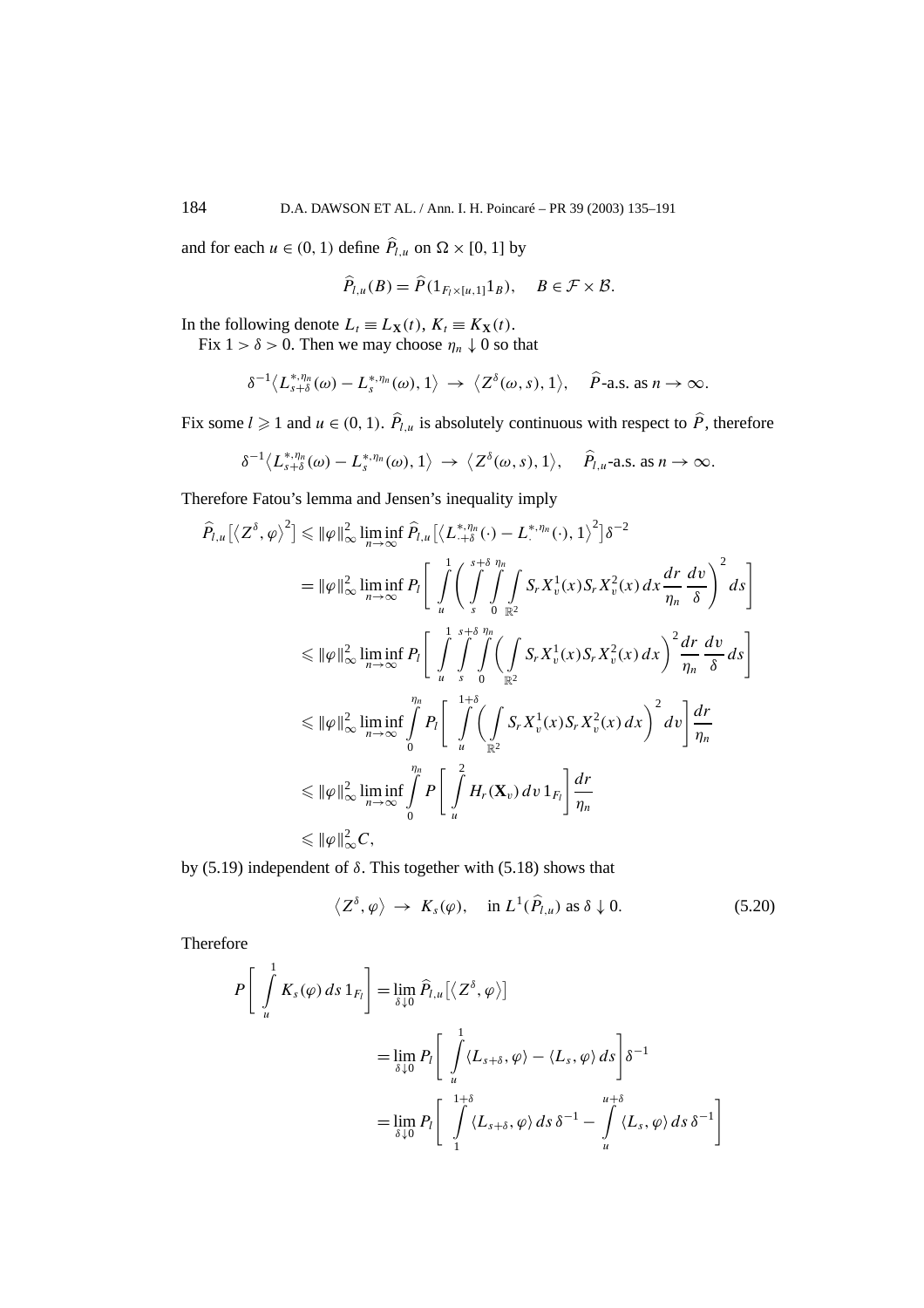and for each $u \in (0,1)$ define $\widehat{P}_{l,u}$ on $\Omega \times [0,1]$ by

$$\widehat{P}_{l,u}(B) = \widehat{P}(1_{F_l \times [u,1]} 1_B), \quad B \in \mathcal{F} \times \mathcal{B}.$$

In the following denote $L_t \equiv L_{\mathbf{X}}(t)$, $K_t \equiv K_{\mathbf{X}}(t)$.

Fix $1 > \delta > 0$. Then we may choose $\eta_n \downarrow 0$ so that

$$\delta^{-1}\left\langle L^{*,\eta_n}_{s+\delta}(\omega) - L^{*,\eta_n}_{s}(\omega), 1\right\rangle \to \left\langle Z^\delta(\omega, s), 1\right\rangle, \quad \widehat{P}\text{-a.s. as } n \to \infty.$$

Fix some $l \geqslant 1$ and $u \in (0,1)$. $\widehat{P}_{l,u}$ is absolutely continuous with respect to $\widehat{P}$, therefore

$$\delta^{-1}\left\langle L^{*,\eta_n}_{s+\delta}(\omega) - L^{*,\eta_n}_{s}(\omega), 1\right\rangle \to \left\langle Z^\delta(\omega, s), 1\right\rangle, \quad \widehat{P}_{l,u}\text{-a.s. as } n \to \infty.$$

Therefore Fatou's lemma and Jensen's inequality imply

$$\begin{aligned}
\widehat{P}_{l,u}\left[\left\langle Z^\delta, \varphi\right\rangle^2\right] &\leqslant \|\varphi\|_\infty^2 \liminf_{n\to\infty} \widehat{P}_{l,u}\left[\left\langle L^{*,\eta_n}_{\cdot+\delta}(\cdot) - L^{*,\eta_n}_{\cdot}(\cdot), 1\right\rangle^2\right]\delta^{-2} \\
&= \|\varphi\|_\infty^2 \liminf_{n\to\infty} P_l\left[\int_u^1 \left(\int_s^{s+\delta}\int_0^{\eta_n}\int_{\mathbb{R}^2} S_r X_v^1(x) S_r X_v^2(x)\,dx\,\frac{dr}{\eta_n}\,\frac{dv}{\delta}\right)^2 ds\right] \\
&\leqslant \|\varphi\|_\infty^2 \liminf_{n\to\infty} P_l\left[\int_u^1 \int_s^{s+\delta}\int_0^{\eta_n}\left(\int_{\mathbb{R}^2} S_r X_v^1(x) S_r X_v^2(x)\,dx\right)^2 \frac{dr}{\eta_n}\,\frac{dv}{\delta}\,ds\right] \\
&\leqslant \|\varphi\|_\infty^2 \liminf_{n\to\infty} \int_0^{\eta_n} P_l\left[\int_u^{1+\delta}\left(\int_{\mathbb{R}^2} S_r X_v^1(x) S_r X_v^2(x)\,dx\right)^2 dv\right]\frac{dr}{\eta_n} \\
&\leqslant \|\varphi\|_\infty^2 \liminf_{n\to\infty} \int_0^{\eta_n} P\left[\int_u^2 H_r(\mathbf{X}_v)\,dv\,1_{F_l}\right]\frac{dr}{\eta_n} \\
&\leqslant \|\varphi\|_\infty^2 C,
\end{aligned}$$

by (5.19) independent of $\delta$. This together with (5.18) shows that

$$\left\langle Z^\delta, \varphi\right\rangle \to K_s(\varphi), \quad \text{in } L^1(\widehat{P}_{l,u}) \text{ as } \delta \downarrow 0. \tag{5.20}$$

Therefore

$$\begin{aligned}
P\left[\int_u^1 K_s(\varphi)\,ds\,1_{F_l}\right] &= \lim_{\delta\downarrow 0} \widehat{P}_{l,u}\left[\left\langle Z^\delta, \varphi\right\rangle\right] \\
&= \lim_{\delta\downarrow 0} P_l\left[\int_u^1 \langle L_{s+\delta}, \varphi\rangle - \langle L_s, \varphi\rangle\,ds\right]\delta^{-1} \\
&= \lim_{\delta\downarrow 0} P_l\left[\int_1^{1+\delta} \langle L_{s+\delta}, \varphi\rangle\,ds\,\delta^{-1} - \int_u^{u+\delta} \langle L_s, \varphi\rangle\,ds\,\delta^{-1}\right]
\end{aligned}$$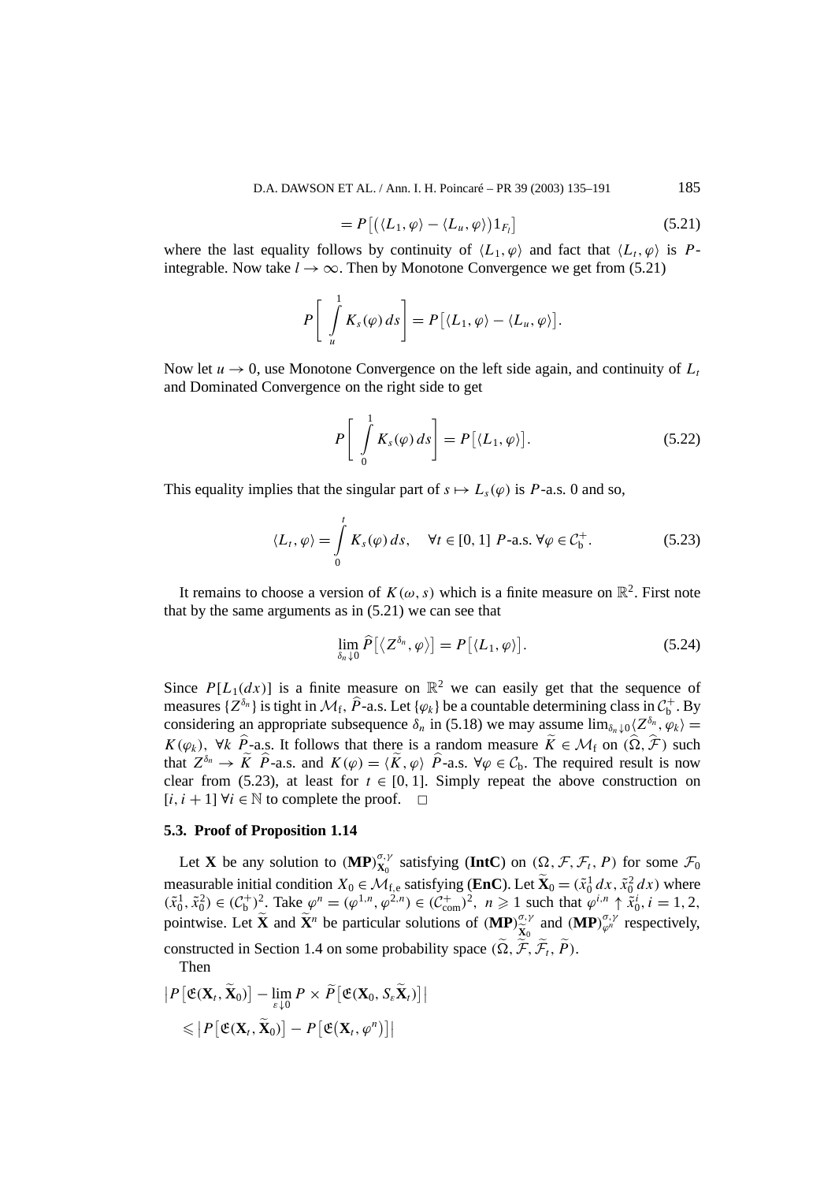$$= P\big[\big(\langle L_1,\varphi\rangle - \langle L_u,\varphi\rangle\big)1_{F_l}\big] \tag{5.21}$$

where the last equality follows by continuity of $\langle L_1,\varphi\rangle$ and fact that $\langle L_t,\varphi\rangle$ is $P$-integrable. Now take $l\to\infty$. Then by Monotone Convergence we get from (5.21)

$$P\Bigg[\int_u^1 K_s(\varphi)\,ds\Bigg] = P\big[\langle L_1,\varphi\rangle - \langle L_u,\varphi\rangle\big].$$

Now let $u\to 0$, use Monotone Convergence on the left side again, and continuity of $L_t$ and Dominated Convergence on the right side to get

$$P\Bigg[\int_0^1 K_s(\varphi)\,ds\Bigg] = P\big[\langle L_1,\varphi\rangle\big]. \tag{5.22}$$

This equality implies that the singular part of $s\mapsto L_s(\varphi)$ is $P$-a.s. 0 and so,

$$\langle L_t,\varphi\rangle = \int_0^t K_s(\varphi)\,ds, \quad \forall t\in[0,1]\ P\text{-a.s.}\ \forall\varphi\in\mathcal{C}_b^+. \tag{5.23}$$

It remains to choose a version of $K(\omega,s)$ which is a finite measure on $\mathbb{R}^2$. First note that by the same arguments as in (5.21) we can see that

$$\lim_{\delta_n\downarrow 0}\widehat{P}\big[\langle Z^{\delta_n},\varphi\rangle\big] = P\big[\langle L_1,\varphi\rangle\big]. \tag{5.24}$$

Since $P[L_1(dx)]$ is a finite measure on $\mathbb{R}^2$ we can easily get that the sequence of measures $\{Z^{\delta_n}\}$ is tight in $\mathcal{M}_f$, $\widehat{P}$-a.s. Let $\{\varphi_k\}$ be a countable determining class in $\mathcal{C}_b^+$. By considering an appropriate subsequence $\delta_n$ in (5.18) we may assume $\lim_{\delta_n\downarrow 0}\langle Z^{\delta_n},\varphi_k\rangle = K(\varphi_k)$, $\forall k$ $\widehat{P}$-a.s. It follows that there is a random measure $\widetilde{K}\in\mathcal{M}_f$ on $(\widehat{\Omega},\widehat{\mathcal{F}})$ such that $Z^{\delta_n}\to\widetilde{K}$ $\widehat{P}$-a.s. and $K(\varphi)=\langle\widetilde{K},\varphi\rangle$ $\widehat{P}$-a.s. $\forall\varphi\in\mathcal{C}_b$. The required result is now clear from (5.23), at least for $t\in[0,1]$. Simply repeat the above construction on $[i,i+1]$ $\forall i\in\mathbb{N}$ to complete the proof. □

### 5.3. Proof of Proposition 1.14

Let $\mathbf{X}$ be any solution to $(\mathbf{MP})_{\mathbf{X}_0}^{\sigma,\gamma}$ satisfying (**IntC**) on $(\Omega,\mathcal{F},\mathcal{F}_t,P)$ for some $\mathcal{F}_0$ measurable initial condition $X_0\in\mathcal{M}_{f,e}$ satisfying (**EnC**). Let $\widetilde{\mathbf{X}}_0 = (\tilde{x}_0^1\,dx, \tilde{x}_0^2\,dx)$ where $(\tilde{x}_0^1,\tilde{x}_0^2)\in(\mathcal{C}_b^+)^2$. Take $\varphi^n = (\varphi^{1,n},\varphi^{2,n})\in(\mathcal{C}_{\mathrm{com}}^+)^2$, $n\geqslant 1$ such that $\varphi^{i,n}\uparrow\tilde{x}_0^i$, $i=1,2$, pointwise. Let $\widetilde{\mathbf{X}}$ and $\widetilde{\mathbf{X}}^n$ be particular solutions of $(\mathbf{MP})_{\widetilde{\mathbf{X}}_0}^{\sigma,\gamma}$ and $(\mathbf{MP})_{\varphi^n}^{\sigma,\gamma}$ respectively, constructed in Section 1.4 on some probability space $(\widetilde{\Omega},\widetilde{\mathcal{F}},\widetilde{\mathcal{F}}_t,\widetilde{P})$.

Then

$$\begin{aligned}
&\big|P\big[\mathfrak{E}(\mathbf{X}_t,\widetilde{\mathbf{X}}_0)\big] - \lim_{\varepsilon\downarrow 0} P\times\widetilde{P}\big[\mathfrak{E}(\mathbf{X}_0,S_\varepsilon\widetilde{\mathbf{X}}_t)\big]\big| \\
&\quad\leqslant \big|P\big[\mathfrak{E}(\mathbf{X}_t,\widetilde{\mathbf{X}}_0)\big] - P\big[\mathfrak{E}\big(\mathbf{X}_t,\varphi^n\big)\big]\big|
\end{aligned}$$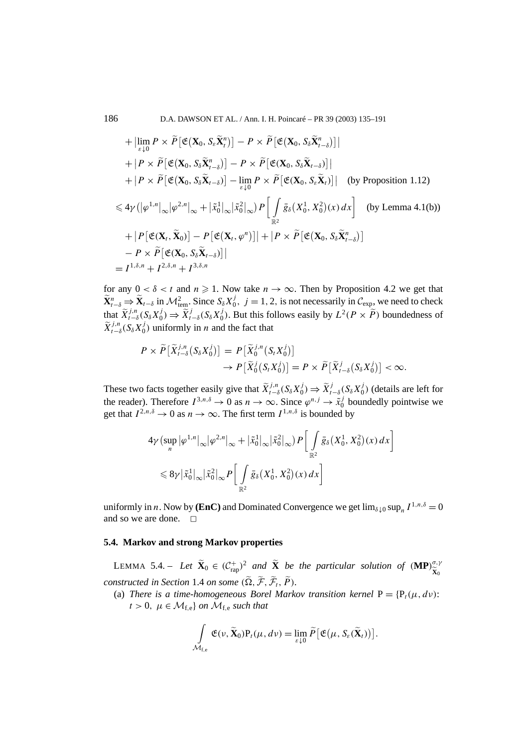$$
\begin{aligned}
&+ \big|\lim_{\varepsilon\downarrow 0} P \times \widetilde{P}\big[\mathfrak{E}\big(\mathbf{X}_0, S_\varepsilon \widetilde{\mathbf{X}}^n_t\big)\big] - P \times \widetilde{P}\big[\mathfrak{E}\big(\mathbf{X}_0, S_\delta \widetilde{\mathbf{X}}^n_{t-\delta}\big)\big]\big| \\
&+ \big|P \times \widetilde{P}\big[\mathfrak{E}\big(\mathbf{X}_0, S_\delta \widetilde{\mathbf{X}}^n_{t-\delta}\big)\big] - P \times \widetilde{P}\big[\mathfrak{E}\big(\mathbf{X}_0, S_\delta \widetilde{\mathbf{X}}_{t-\delta}\big)\big]\big| \\
&+ \big|P \times \widetilde{P}\big[\mathfrak{E}(\mathbf{X}_0, S_\delta \widetilde{\mathbf{X}}_{t-\delta})\big] - \lim_{\varepsilon\downarrow 0} P \times \widetilde{P}\big[\mathfrak{E}(\mathbf{X}_0, S_\varepsilon \widetilde{\mathbf{X}}_t)\big]\big| \quad \text{(by Proposition 1.12)} \\
&\leqslant 4\gamma\big(|\varphi^{1,n}|_\infty |\varphi^{2,n}|_\infty + |\tilde{x}^1_0|_\infty |\tilde{x}^2_0|_\infty\big) P\bigg[\int_{\mathbb{R}^2} \bar{g}_\delta\big(X^1_0, X^2_0\big)(x)\,dx\bigg] \quad \text{(by Lemma 4.1(b))} \\
&+ \big|P\big[\mathfrak{E}(\mathbf{X}_t, \widetilde{\mathbf{X}}_0)\big] - P\big[\mathfrak{E}(\mathbf{X}_t, \varphi^n)\big]\big| + \big|P \times \widetilde{P}\big[\mathfrak{E}(\mathbf{X}_0, S_\delta \widetilde{\mathbf{X}}^n_{t-\delta})\big] \\
&- P \times \widetilde{P}\big[\mathfrak{E}(\mathbf{X}_0, S_\delta \widetilde{\mathbf{X}}_{t-\delta})\big]\big| \\
&= I^{1,\delta,n} + I^{2,\delta,n} + I^{3,\delta,n}
\end{aligned}
$$

for any $0 < \delta < t$ and $n \geqslant 1$. Now take $n \to \infty$. Then by Proposition 4.2 we get that $\widetilde{\mathbf{X}}^n_{t-\delta} \Rightarrow \widetilde{\mathbf{X}}_{t-\delta}$ in $\mathcal{M}^2_{\text{tem}}$. Since $S_\delta X^j_0$, $j = 1, 2$, is not necessarily in $\mathcal{C}_{\text{exp}}$, we need to check that $\widetilde{X}^{j,n}_{t-\delta}(S_\delta X^j_0) \Rightarrow \widetilde{X}^j_{t-\delta}(S_\delta X^j_0)$. But this follows easily by $L^2(P \times \widetilde{P})$ boundedness of $\widetilde{X}^{j,n}_{t-\delta}(S_\delta X^j_0)$ uniformly in $n$ and the fact that

$$
\begin{aligned}
P \times \widetilde{P}\big[\widetilde{X}^{j,n}_{t-\delta}\big(S_\delta X^j_0\big)\big] &= P\big[\widetilde{X}^{j,n}_0\big(S_t X^j_0\big)\big] \\
&\to P\big[\widetilde{X}^j_0\big(S_t X^j_0\big)\big] = P \times \widetilde{P}\big[\widetilde{X}^j_{t-\delta}\big(S_\delta X^j_0\big)\big] < \infty.
\end{aligned}
$$

These two facts together easily give that $\widetilde{X}^{j,n}_{t-\delta}(S_\delta X^j_0) \Rightarrow \widetilde{X}^j_{t-\delta}(S_\delta X^j_0)$ (details are left for the reader). Therefore $I^{3,n,\delta} \to 0$ as $n \to \infty$. Since $\varphi^{n,j} \to \tilde{x}^j_0$ boundedly pointwise we get that $I^{2,n,\delta} \to 0$ as $n \to \infty$. The first term $I^{1,n,\delta}$ is bounded by

$$
\begin{aligned}
&4\gamma\big(\sup_n |\varphi^{1,n}|_\infty |\varphi^{2,n}|_\infty + |\tilde{x}^1_0|_\infty |\tilde{x}^2_0|_\infty\big) P\bigg[\int_{\mathbb{R}^2} \bar{g}_\delta\big(X^1_0, X^2_0\big)(x)\,dx\bigg] \\
&\quad \leqslant 8\gamma |\tilde{x}^1_0|_\infty |\tilde{x}^2_0|_\infty P\bigg[\int_{\mathbb{R}^2} \bar{g}_\delta\big(X^1_0, X^2_0\big)(x)\,dx\bigg]
\end{aligned}
$$

uniformly in $n$. Now by **(EnC)** and Dominated Convergence we get $\lim_{\delta\downarrow 0} \sup_n I^{1,n,\delta} = 0$ and so we are done. □

### 5.4. Markov and strong Markov properties

LEMMA 5.4. – *Let $\widetilde{\mathbf{X}}_0 \in (\mathcal{C}^+_{\text{rap}})^2$ and $\widetilde{\mathbf{X}}$ be the particular solution of $(\mathbf{MP})^{\sigma,\gamma}_{\widetilde{\mathbf{X}}_0}$ constructed in Section 1.4 on some $(\widetilde{\Omega}, \widetilde{\mathcal{F}}, \widetilde{\mathcal{F}}_t, \widetilde{P})$.*

(a) *There is a time-homogeneous Borel Markov transition kernel $\mathrm{P} = \{\mathrm{P}_t(\mu, d\nu)$: $t > 0,\ \mu \in \mathcal{M}_{\text{f,e}}\}$ on $\mathcal{M}_{\text{f,e}}$ such that*

$$
\int_{\mathcal{M}_{\text{f,e}}} \mathfrak{E}(\nu, \widetilde{\mathbf{X}}_0)\mathrm{P}_t(\mu, d\nu) = \lim_{\varepsilon\downarrow 0} \widetilde{P}\big[\mathfrak{E}\big(\mu, S_\varepsilon(\widetilde{\mathbf{X}}_t)\big)\big].
$$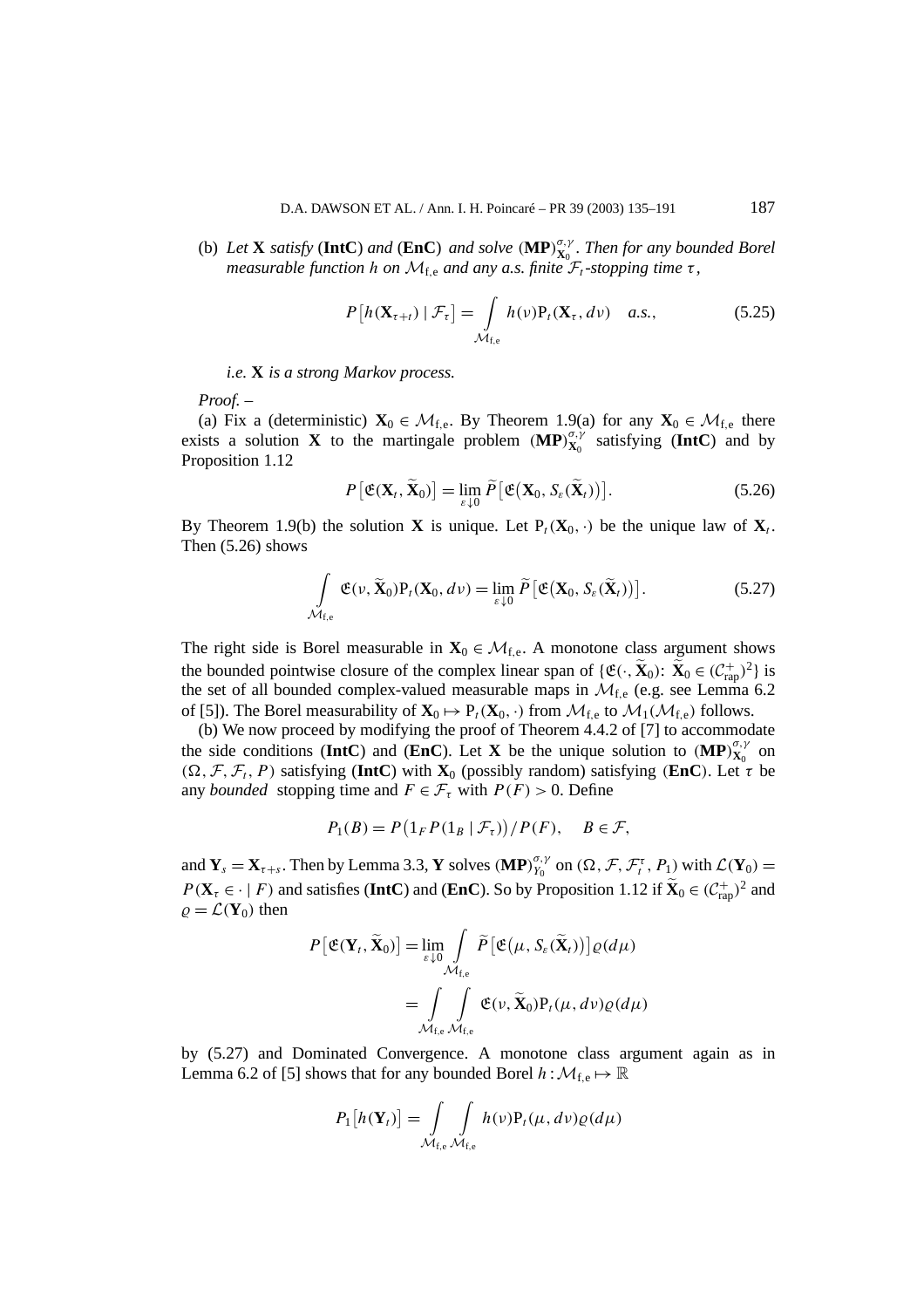(b) *Let* $\mathbf{X}$ *satisfy* (**IntC**) *and* (**EnC**) *and solve* $(\mathbf{MP})^{\sigma,\gamma}_{\mathbf{X}_0}$. *Then for any bounded Borel measurable function* $h$ *on* $\mathcal{M}_{\mathrm{f,e}}$ *and any a.s. finite* $\mathcal{F}_t$*-stopping time* $\tau$,

$$P\big[h(\mathbf{X}_{\tau+t}) \mid \mathcal{F}_\tau\big] = \int\limits_{\mathcal{M}_{\mathrm{f,e}}} h(\nu)\mathrm{P}_t(\mathbf{X}_\tau, d\nu) \quad a.s., \tag{5.25}$$

*i.e.* $\mathbf{X}$ *is a strong Markov process.*

*Proof.* –

(a) Fix a (deterministic) $\mathbf{X}_0 \in \mathcal{M}_{\mathrm{f,e}}$. By Theorem 1.9(a) for any $\mathbf{X}_0 \in \mathcal{M}_{\mathrm{f,e}}$ there exists a solution $\mathbf{X}$ to the martingale problem $(\mathbf{MP})^{\sigma,\gamma}_{\mathbf{X}_0}$ satisfying (**IntC**) and by Proposition 1.12

$$P\big[\mathfrak{E}(\mathbf{X}_t, \widetilde{\mathbf{X}}_0)\big] = \lim_{\varepsilon \downarrow 0} \widetilde{P}\big[\mathfrak{E}\big(\mathbf{X}_0, S_\varepsilon(\widetilde{\mathbf{X}}_t)\big)\big]. \tag{5.26}$$

By Theorem 1.9(b) the solution $\mathbf{X}$ is unique. Let $\mathrm{P}_t(\mathbf{X}_0, \cdot)$ be the unique law of $\mathbf{X}_t$. Then (5.26) shows

$$\int\limits_{\mathcal{M}_{\mathrm{f,e}}} \mathfrak{E}(\nu, \widetilde{\mathbf{X}}_0)\mathrm{P}_t(\mathbf{X}_0, d\nu) = \lim_{\varepsilon \downarrow 0} \widetilde{P}\big[\mathfrak{E}\big(\mathbf{X}_0, S_\varepsilon(\widetilde{\mathbf{X}}_t)\big)\big]. \tag{5.27}$$

The right side is Borel measurable in $\mathbf{X}_0 \in \mathcal{M}_{\mathrm{f,e}}$. A monotone class argument shows the bounded pointwise closure of the complex linear span of $\{\mathfrak{E}(\cdot, \widetilde{\mathbf{X}}_0)\colon \widetilde{\mathbf{X}}_0 \in (\mathcal{C}^+_{\mathrm{rap}})^2\}$ is the set of all bounded complex-valued measurable maps in $\mathcal{M}_{\mathrm{f,e}}$ (e.g. see Lemma 6.2 of [5]). The Borel measurability of $\mathbf{X}_0 \mapsto \mathrm{P}_t(\mathbf{X}_0, \cdot)$ from $\mathcal{M}_{\mathrm{f,e}}$ to $\mathcal{M}_1(\mathcal{M}_{\mathrm{f,e}})$ follows.

(b) We now proceed by modifying the proof of Theorem 4.4.2 of [7] to accommodate the side conditions (**IntC**) and (**EnC**). Let $\mathbf{X}$ be the unique solution to $(\mathbf{MP})^{\sigma,\gamma}_{\mathbf{X}_0}$ on $(\Omega, \mathcal{F}, \mathcal{F}_t, P)$ satisfying (**IntC**) with $\mathbf{X}_0$ (possibly random) satisfying (**EnC**). Let $\tau$ be any *bounded* stopping time and $F \in \mathcal{F}_\tau$ with $P(F) > 0$. Define

$$P_1(B) = P\big(1_F P(1_B \mid \mathcal{F}_\tau)\big)/P(F), \quad B \in \mathcal{F},$$

and $\mathbf{Y}_s = \mathbf{X}_{\tau+s}$. Then by Lemma 3.3, $\mathbf{Y}$ solves $(\mathbf{MP})^{\sigma,\gamma}_{Y_0}$ on $(\Omega, \mathcal{F}, \mathcal{F}^\tau_t, P_1)$ with $\mathcal{L}(\mathbf{Y}_0) = P(\mathbf{X}_\tau \in \cdot \mid F)$ and satisfies (**IntC**) and (**EnC**). So by Proposition 1.12 if $\widetilde{\mathbf{X}}_0 \in (\mathcal{C}^+_{\mathrm{rap}})^2$ and $\varrho = \mathcal{L}(\mathbf{Y}_0)$ then

$$\begin{aligned}
P\big[\mathfrak{E}(\mathbf{Y}_t, \widetilde{\mathbf{X}}_0)\big] &= \lim_{\varepsilon \downarrow 0} \int\limits_{\mathcal{M}_{\mathrm{f,e}}} \widetilde{P}\big[\mathfrak{E}\big(\mu, S_\varepsilon(\widetilde{\mathbf{X}}_t)\big)\big]\varrho(d\mu) \\
&= \int\limits_{\mathcal{M}_{\mathrm{f,e}}} \int\limits_{\mathcal{M}_{\mathrm{f,e}}} \mathfrak{E}(\nu, \widetilde{\mathbf{X}}_0)\mathrm{P}_t(\mu, d\nu)\varrho(d\mu)
\end{aligned}$$

by (5.27) and Dominated Convergence. A monotone class argument again as in Lemma 6.2 of [5] shows that for any bounded Borel $h : \mathcal{M}_{\mathrm{f,e}} \mapsto \mathbb{R}$

$$P_1\big[h(\mathbf{Y}_t)\big] = \int\limits_{\mathcal{M}_{\mathrm{f,e}}} \int\limits_{\mathcal{M}_{\mathrm{f,e}}} h(\nu)\mathrm{P}_t(\mu, d\nu)\varrho(d\mu)$$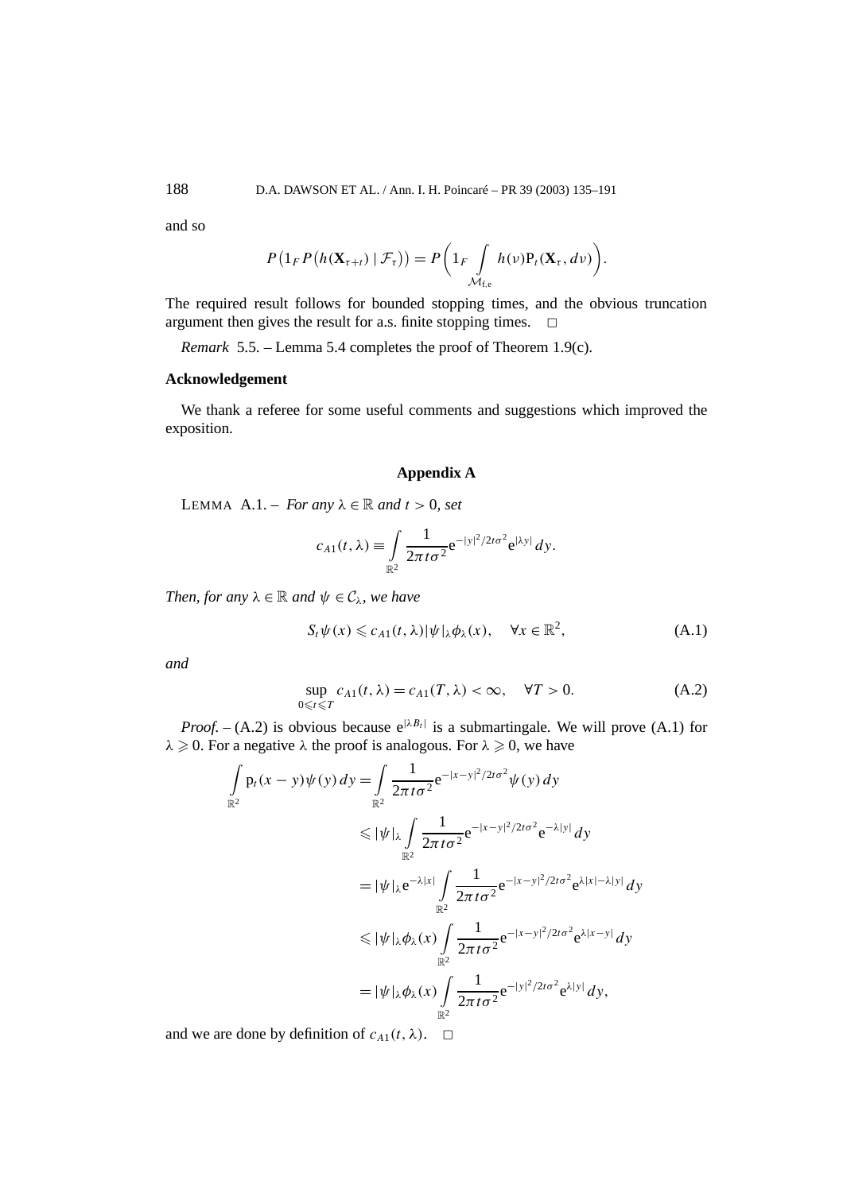and so

$$
P\big(1_F P\big(h(\mathbf{X}_{\tau+t}) \mid \mathcal{F}_\tau\big)\big) = P\bigg(1_F \int\limits_{\mathcal{M}_{\mathrm{f,e}}} h(\nu) \mathrm{P}_t(\mathbf{X}_\tau, d\nu)\bigg).
$$

The required result follows for bounded stopping times, and the obvious truncation argument then gives the result for a.s. finite stopping times. $\square$

*Remark* 5.5. – Lemma 5.4 completes the proof of Theorem 1.9(c).

**Acknowledgement**

We thank a referee for some useful comments and suggestions which improved the exposition.

## Appendix A

LEMMA A.1. – *For any $\lambda \in \mathbb{R}$ and $t > 0$, set*

$$
c_{A1}(t,\lambda) \equiv \int\limits_{\mathbb{R}^2} \frac{1}{2\pi t\sigma^2} \mathrm{e}^{-|y|^2/2t\sigma^2} \mathrm{e}^{|\lambda y|}\, dy.
$$

*Then, for any $\lambda \in \mathbb{R}$ and $\psi \in \mathcal{C}_\lambda$, we have*

$$
S_t\psi(x) \leqslant c_{A1}(t,\lambda) |\psi|_\lambda \phi_\lambda(x), \quad \forall x \in \mathbb{R}^2, \tag{A.1}
$$

*and*

$$
\sup_{0 \leqslant t \leqslant T} c_{A1}(t,\lambda) = c_{A1}(T,\lambda) < \infty, \quad \forall T > 0. \tag{A.2}
$$

*Proof.* – (A.2) is obvious because $\mathrm{e}^{|\lambda B_t|}$ is a submartingale. We will prove (A.1) for $\lambda \geqslant 0$. For a negative $\lambda$ the proof is analogous. For $\lambda \geqslant 0$, we have

$$
\begin{aligned}
\int\limits_{\mathbb{R}^2} \mathrm{p}_t(x-y)\psi(y)\, dy &= \int\limits_{\mathbb{R}^2} \frac{1}{2\pi t\sigma^2} \mathrm{e}^{-|x-y|^2/2t\sigma^2} \psi(y)\, dy \\
&\leqslant |\psi|_\lambda \int\limits_{\mathbb{R}^2} \frac{1}{2\pi t\sigma^2} \mathrm{e}^{-|x-y|^2/2t\sigma^2} \mathrm{e}^{-\lambda|y|}\, dy \\
&= |\psi|_\lambda \mathrm{e}^{-\lambda|x|} \int\limits_{\mathbb{R}^2} \frac{1}{2\pi t\sigma^2} \mathrm{e}^{-|x-y|^2/2t\sigma^2} \mathrm{e}^{\lambda|x|-\lambda|y|}\, dy \\
&\leqslant |\psi|_\lambda \phi_\lambda(x) \int\limits_{\mathbb{R}^2} \frac{1}{2\pi t\sigma^2} \mathrm{e}^{-|x-y|^2/2t\sigma^2} \mathrm{e}^{\lambda|x-y|}\, dy \\
&= |\psi|_\lambda \phi_\lambda(x) \int\limits_{\mathbb{R}^2} \frac{1}{2\pi t\sigma^2} \mathrm{e}^{-|y|^2/2t\sigma^2} \mathrm{e}^{\lambda|y|}\, dy,
\end{aligned}
$$

and we are done by definition of $c_{A1}(t,\lambda)$. $\square$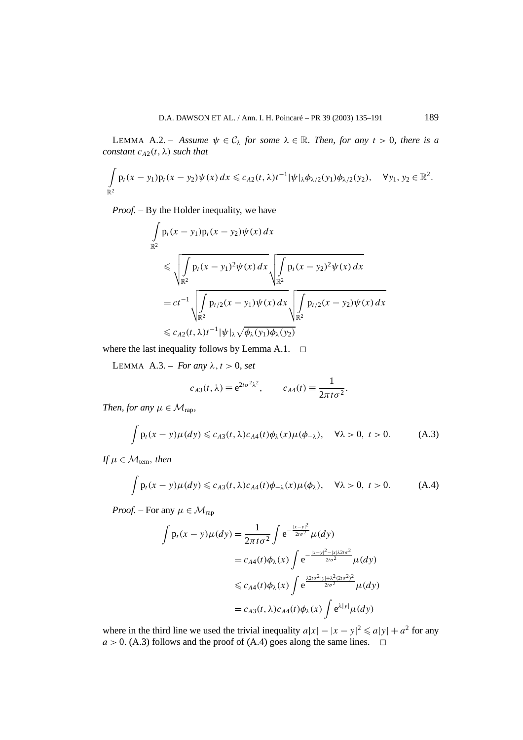LEMMA A.2. – *Assume $\psi \in \mathcal{C}_\lambda$ for some $\lambda \in \mathbb{R}$. Then, for any $t > 0$, there is a constant $c_{A2}(t,\lambda)$ such that*

$$\int_{\mathbb{R}^2} \mathrm{p}_t(x-y_1)\mathrm{p}_t(x-y_2)\psi(x)\,dx \leqslant c_{A2}(t,\lambda)t^{-1}|\psi|_\lambda \phi_{\lambda/2}(y_1)\phi_{\lambda/2}(y_2), \quad \forall y_1, y_2 \in \mathbb{R}^2.$$

*Proof.* – By the Holder inequality, we have

$$\begin{aligned}
&\int_{\mathbb{R}^2} \mathrm{p}_t(x-y_1)\mathrm{p}_t(x-y_2)\psi(x)\,dx \\
&\quad \leqslant \sqrt{\int_{\mathbb{R}^2} \mathrm{p}_t(x-y_1)^2\psi(x)\,dx}\sqrt{\int_{\mathbb{R}^2} \mathrm{p}_t(x-y_2)^2\psi(x)\,dx} \\
&\quad = ct^{-1}\sqrt{\int_{\mathbb{R}^2} \mathrm{p}_{t/2}(x-y_1)\psi(x)\,dx}\sqrt{\int_{\mathbb{R}^2} \mathrm{p}_{t/2}(x-y_2)\psi(x)\,dx} \\
&\quad \leqslant c_{A2}(t,\lambda)t^{-1}|\psi|_\lambda\sqrt{\phi_\lambda(y_1)\phi_\lambda(y_2)}
\end{aligned}$$

where the last inequality follows by Lemma A.1. □

LEMMA A.3. – *For any $\lambda, t > 0$, set*

$$c_{A3}(t,\lambda) \equiv \mathrm{e}^{2t\sigma^2\lambda^2}, \qquad c_{A4}(t) \equiv \frac{1}{2\pi t\sigma^2}.$$

*Then, for any $\mu \in \mathcal{M}_{\mathrm{rap}}$,*

$$\int \mathrm{p}_t(x-y)\mu(dy) \leqslant c_{A3}(t,\lambda)c_{A4}(t)\phi_\lambda(x)\mu(\phi_{-\lambda}), \quad \forall \lambda > 0,\ t > 0. \tag{A.3}$$

*If $\mu \in \mathcal{M}_{\mathrm{tem}}$, then*

$$\int \mathrm{p}_t(x-y)\mu(dy) \leqslant c_{A3}(t,\lambda)c_{A4}(t)\phi_{-\lambda}(x)\mu(\phi_\lambda), \quad \forall \lambda > 0,\ t > 0. \tag{A.4}$$

*Proof.* – For any $\mu \in \mathcal{M}_{\mathrm{rap}}$

$$\begin{aligned}
\int \mathrm{p}_t(x-y)\mu(dy) &= \frac{1}{2\pi t\sigma^2}\int \mathrm{e}^{-\frac{|x-y|^2}{2t\sigma^2}}\mu(dy) \\
&= c_{A4}(t)\phi_\lambda(x)\int \mathrm{e}^{-\frac{|x-y|^2-|x|\lambda 2t\sigma^2}{2t\sigma^2}}\mu(dy) \\
&\leqslant c_{A4}(t)\phi_\lambda(x)\int \mathrm{e}^{\frac{\lambda 2t\sigma^2|y|+\lambda^2(2t\sigma^2)^2}{2t\sigma^2}}\mu(dy) \\
&= c_{A3}(t,\lambda)c_{A4}(t)\phi_\lambda(x)\int \mathrm{e}^{\lambda|y|}\mu(dy)
\end{aligned}$$

where in the third line we used the trivial inequality $a|x| - |x-y|^2 \leqslant a|y| + a^2$ for any $a > 0$. (A.3) follows and the proof of (A.4) goes along the same lines. □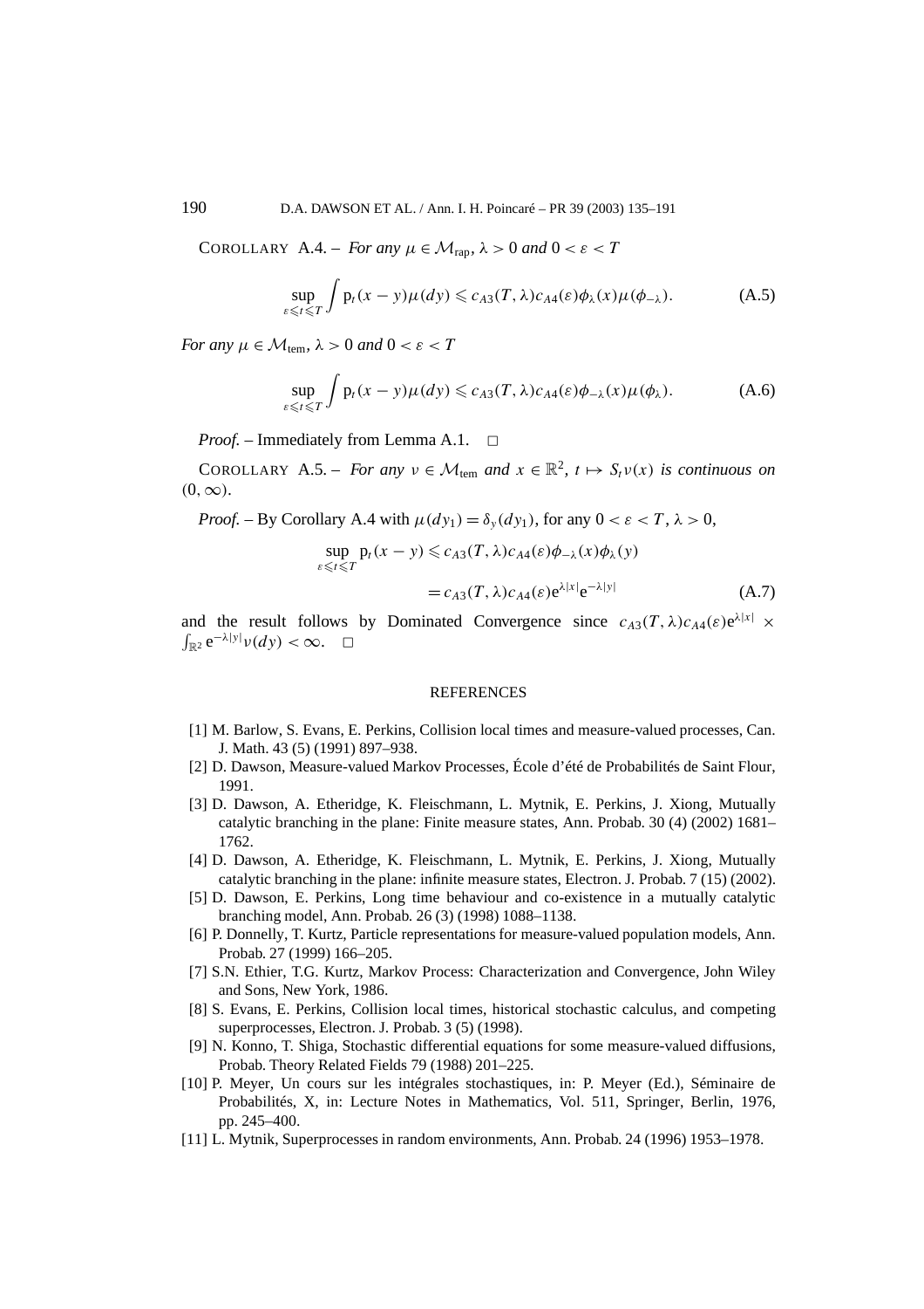COROLLARY A.4. – *For any* $\mu \in \mathcal{M}_{\text{rap}}$, $\lambda > 0$ *and* $0 < \varepsilon < T$

$$\sup_{\varepsilon \leqslant t \leqslant T} \int \mathrm{p}_t(x-y)\mu(dy) \leqslant c_{A3}(T,\lambda)c_{A4}(\varepsilon)\phi_\lambda(x)\mu(\phi_{-\lambda}). \tag{A.5}$$

*For any* $\mu \in \mathcal{M}_{\text{tem}}$, $\lambda > 0$ *and* $0 < \varepsilon < T$

$$\sup_{\varepsilon \leqslant t \leqslant T} \int \mathrm{p}_t(x-y)\mu(dy) \leqslant c_{A3}(T,\lambda)c_{A4}(\varepsilon)\phi_{-\lambda}(x)\mu(\phi_{\lambda}). \tag{A.6}$$

*Proof.* – Immediately from Lemma A.1. □

COROLLARY A.5. – *For any* $\nu \in \mathcal{M}_{\text{tem}}$ *and* $x \in \mathbb{R}^2$, $t \mapsto S_t\nu(x)$ *is continuous on* $(0,\infty)$.

*Proof.* – By Corollary A.4 with $\mu(dy_1) = \delta_y(dy_1)$, for any $0 < \varepsilon < T$, $\lambda > 0$,

$$\begin{aligned} \sup_{\varepsilon \leqslant t \leqslant T} \mathrm{p}_t(x-y) &\leqslant c_{A3}(T,\lambda)c_{A4}(\varepsilon)\phi_{-\lambda}(x)\phi_\lambda(y) \\ &= c_{A3}(T,\lambda)c_{A4}(\varepsilon)\mathrm{e}^{\lambda|x|}\mathrm{e}^{-\lambda|y|} \end{aligned} \tag{A.7}$$

and the result follows by Dominated Convergence since $c_{A3}(T,\lambda)c_{A4}(\varepsilon)\mathrm{e}^{\lambda|x|} \times \int_{\mathbb{R}^2} \mathrm{e}^{-\lambda|y|}\nu(dy) < \infty$. □

## REFERENCES

[1] M. Barlow, S. Evans, E. Perkins, Collision local times and measure-valued processes, Can. J. Math. 43 (5) (1991) 897–938.

[2] D. Dawson, Measure-valued Markov Processes, École d'été de Probabilités de Saint Flour, 1991.

[3] D. Dawson, A. Etheridge, K. Fleischmann, L. Mytnik, E. Perkins, J. Xiong, Mutually catalytic branching in the plane: Finite measure states, Ann. Probab. 30 (4) (2002) 1681–1762.

[4] D. Dawson, A. Etheridge, K. Fleischmann, L. Mytnik, E. Perkins, J. Xiong, Mutually catalytic branching in the plane: infinite measure states, Electron. J. Probab. 7 (15) (2002).

[5] D. Dawson, E. Perkins, Long time behaviour and co-existence in a mutually catalytic branching model, Ann. Probab. 26 (3) (1998) 1088–1138.

[6] P. Donnelly, T. Kurtz, Particle representations for measure-valued population models, Ann. Probab. 27 (1999) 166–205.

[7] S.N. Ethier, T.G. Kurtz, Markov Process: Characterization and Convergence, John Wiley and Sons, New York, 1986.

[8] S. Evans, E. Perkins, Collision local times, historical stochastic calculus, and competing superprocesses, Electron. J. Probab. 3 (5) (1998).

[9] N. Konno, T. Shiga, Stochastic differential equations for some measure-valued diffusions, Probab. Theory Related Fields 79 (1988) 201–225.

[10] P. Meyer, Un cours sur les intégrales stochastiques, in: P. Meyer (Ed.), Séminaire de Probabilités, X, in: Lecture Notes in Mathematics, Vol. 511, Springer, Berlin, 1976, pp. 245–400.

[11] L. Mytnik, Superprocesses in random environments, Ann. Probab. 24 (1996) 1953–1978.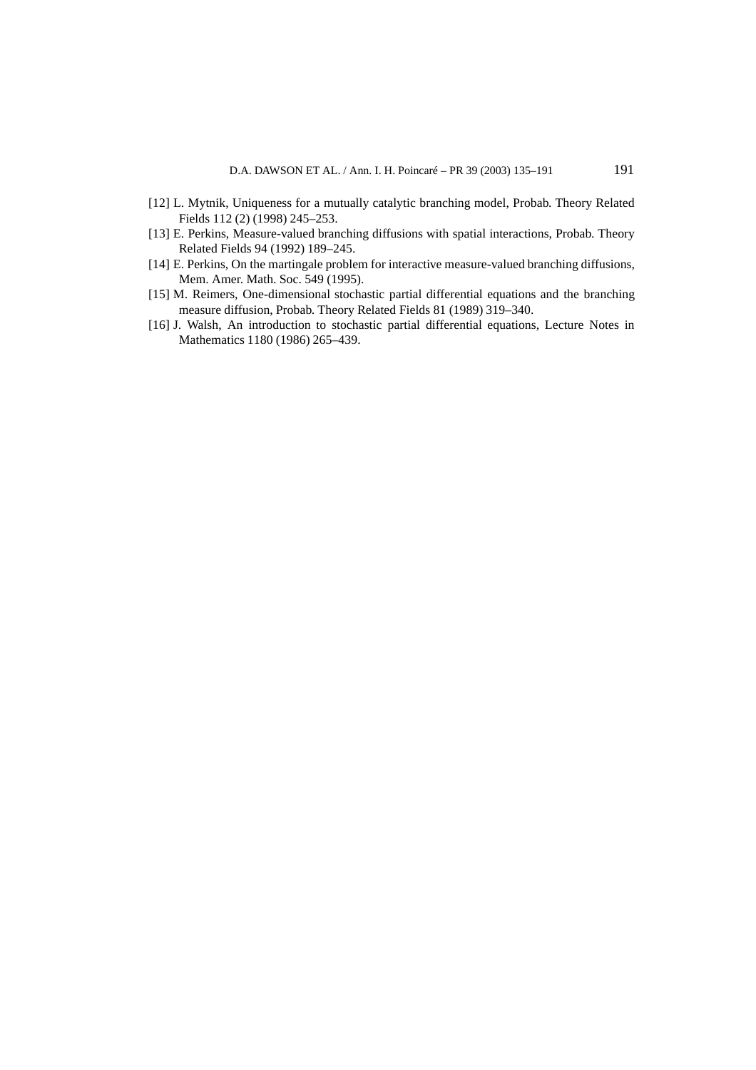[12] L. Mytnik, Uniqueness for a mutually catalytic branching model, Probab. Theory Related Fields 112 (2) (1998) 245–253.

[13] E. Perkins, Measure-valued branching diffusions with spatial interactions, Probab. Theory Related Fields 94 (1992) 189–245.

[14] E. Perkins, On the martingale problem for interactive measure-valued branching diffusions, Mem. Amer. Math. Soc. 549 (1995).

[15] M. Reimers, One-dimensional stochastic partial differential equations and the branching measure diffusion, Probab. Theory Related Fields 81 (1989) 319–340.

[16] J. Walsh, An introduction to stochastic partial differential equations, Lecture Notes in Mathematics 1180 (1986) 265–439.